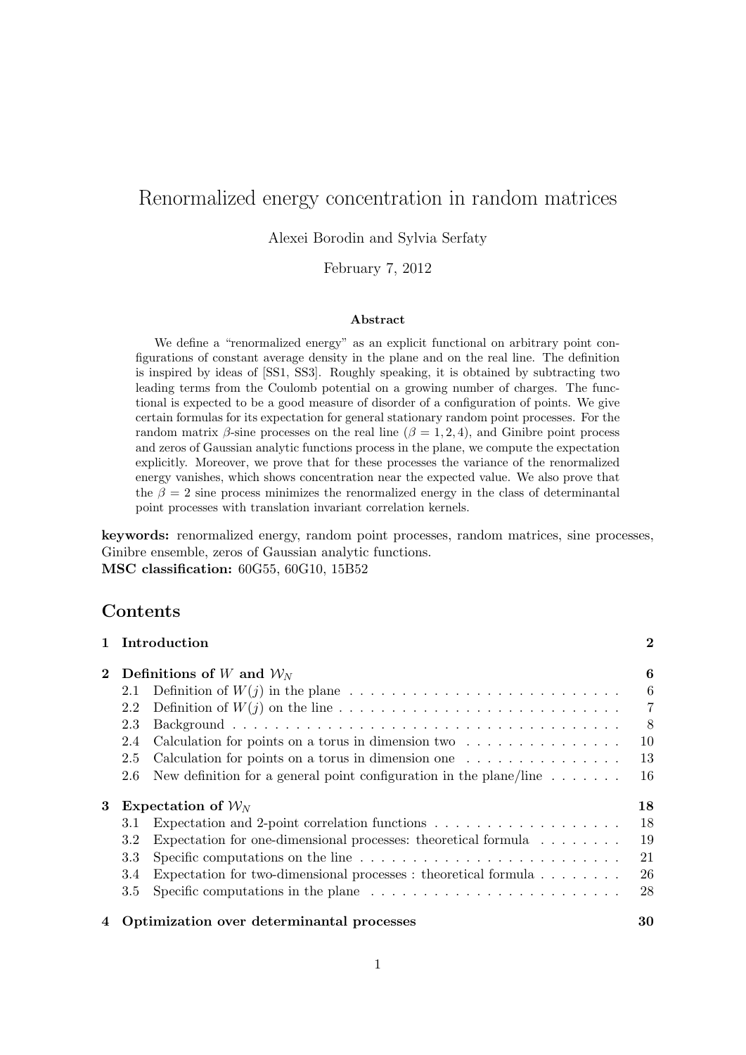# Renormalized energy concentration in random matrices

Alexei Borodin and Sylvia Serfaty

February 7, 2012

### Abstract

We define a "renormalized energy" as an explicit functional on arbitrary point configurations of constant average density in the plane and on the real line. The definition is inspired by ideas of [SS1, SS3]. Roughly speaking, it is obtained by subtracting two leading terms from the Coulomb potential on a growing number of charges. The functional is expected to be a good measure of disorder of a configuration of points. We give certain formulas for its expectation for general stationary random point processes. For the random matrix $\beta$-sine processes on the real line ($\beta = 1, 2, 4$), and Ginibre point process and zeros of Gaussian analytic functions process in the plane, we compute the expectation explicitly. Moreover, we prove that for these processes the variance of the renormalized energy vanishes, which shows concentration near the expected value. We also prove that the $\beta = 2$ sine process minimizes the renormalized energy in the class of determinantal point processes with translation invariant correlation kernels.

**keywords:** renormalized energy, random point processes, random matrices, sine processes, Ginibre ensemble, zeros of Gaussian analytic functions.

**MSC classification:** 60G55, 60G10, 15B52

## Contents

**1 Introduction** 2

**2 Definitions of $W$ and $\mathcal{W}_N$** 6
- 2.1 Definition of $W(j)$ in the plane 6
- 2.2 Definition of $W(j)$ on the line 7
- 2.3 Background 8
- 2.4 Calculation for points on a torus in dimension two 10
- 2.5 Calculation for points on a torus in dimension one 13
- 2.6 New definition for a general point configuration in the plane/line 16

**3 Expectation of $\mathcal{W}_N$** 18
- 3.1 Expectation and 2-point correlation functions 18
- 3.2 Expectation for one-dimensional processes: theoretical formula 19
- 3.3 Specific computations on the line 21
- 3.4 Expectation for two-dimensional processes : theoretical formula 26
- 3.5 Specific computations in the plane 28

**4 Optimization over determinantal processes** 30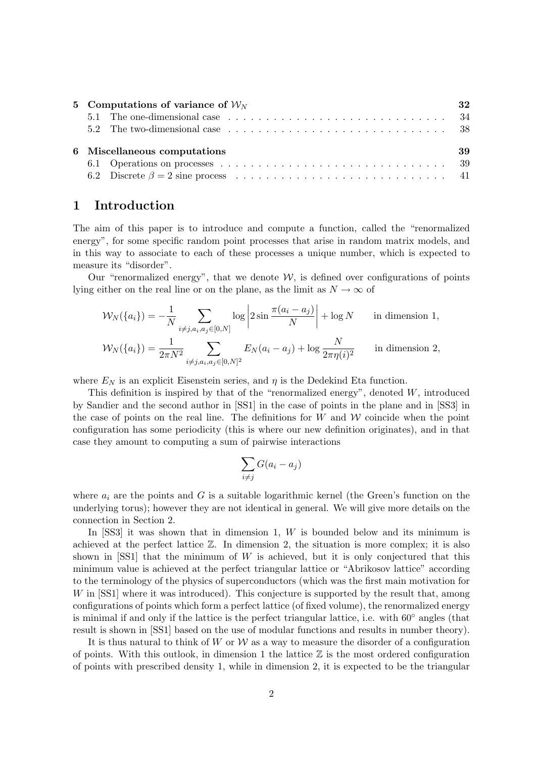| | | |
|---|---|---|
| **5** | **Computations of variance of $\mathcal{W}_N$** | **32** |
| 5.1 | The one-dimensional case | 34 |
| 5.2 | The two-dimensional case | 38 |
| **6** | **Miscellaneous computations** | **39** |
| 6.1 | Operations on processes | 39 |
| 6.2 | Discrete $\beta = 2$ sine process | 41 |

# 1 Introduction

The aim of this paper is to introduce and compute a function, called the "renormalized energy", for some specific random point processes that arise in random matrix models, and in this way to associate to each of these processes a unique number, which is expected to measure its "disorder".

Our "renormalized energy", that we denote $\mathcal{W}$, is defined over configurations of points lying either on the real line or on the plane, as the limit as $N \to \infty$ of

$$\mathcal{W}_N(\{a_i\}) = -\frac{1}{N} \sum_{i \neq j, a_i, a_j \in [0,N]} \log \left| 2 \sin \frac{\pi(a_i - a_j)}{N} \right| + \log N \qquad \text{in dimension 1,}$$

$$\mathcal{W}_N(\{a_i\}) = \frac{1}{2\pi N^2} \sum_{i \neq j, a_i, a_j \in [0,N]^2} E_N(a_i - a_j) + \log \frac{N}{2\pi \eta(i)^2} \qquad \text{in dimension 2,}$$

where $E_N$ is an explicit Eisenstein series, and $\eta$ is the Dedekind Eta function.

This definition is inspired by that of the "renormalized energy", denoted $W$, introduced by Sandier and the second author in [SS1] in the case of points in the plane and in [SS3] in the case of points on the real line. The definitions for $W$ and $\mathcal{W}$ coincide when the point configuration has some periodicity (this is where our new definition originates), and in that case they amount to computing a sum of pairwise interactions

$$\sum_{i \neq j} G(a_i - a_j)$$

where $a_i$ are the points and $G$ is a suitable logarithmic kernel (the Green's function on the underlying torus); however they are not identical in general. We will give more details on the connection in Section 2.

In [SS3] it was shown that in dimension 1, $W$ is bounded below and its minimum is achieved at the perfect lattice $\mathbb{Z}$. In dimension 2, the situation is more complex; it is also shown in [SS1] that the minimum of $W$ is achieved, but it is only conjectured that this minimum value is achieved at the perfect triangular lattice or "Abrikosov lattice" according to the terminology of the physics of superconductors (which was the first main motivation for $W$ in [SS1] where it was introduced). This conjecture is supported by the result that, among configurations of points which form a perfect lattice (of fixed volume), the renormalized energy is minimal if and only if the lattice is the perfect triangular lattice, i.e. with $60°$ angles (that result is shown in [SS1] based on the use of modular functions and results in number theory).

It is thus natural to think of $W$ or $\mathcal{W}$ as a way to measure the disorder of a configuration of points. With this outlook, in dimension 1 the lattice $\mathbb{Z}$ is the most ordered configuration of points with prescribed density 1, while in dimension 2, it is expected to be the triangular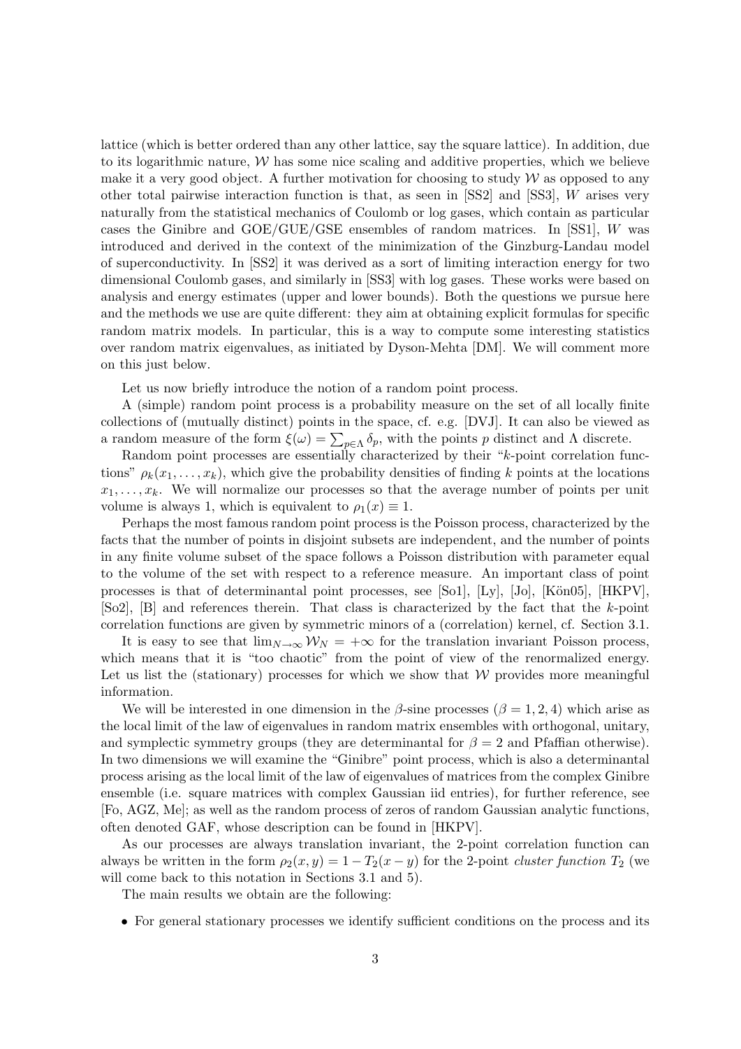lattice (which is better ordered than any other lattice, say the square lattice). In addition, due to its logarithmic nature, $\mathcal{W}$ has some nice scaling and additive properties, which we believe make it a very good object. A further motivation for choosing to study $\mathcal{W}$ as opposed to any other total pairwise interaction function is that, as seen in [SS2] and [SS3], $W$ arises very naturally from the statistical mechanics of Coulomb or log gases, which contain as particular cases the Ginibre and GOE/GUE/GSE ensembles of random matrices. In [SS1], $W$ was introduced and derived in the context of the minimization of the Ginzburg-Landau model of superconductivity. In [SS2] it was derived as a sort of limiting interaction energy for two dimensional Coulomb gases, and similarly in [SS3] with log gases. These works were based on analysis and energy estimates (upper and lower bounds). Both the questions we pursue here and the methods we use are quite different: they aim at obtaining explicit formulas for specific random matrix models. In particular, this is a way to compute some interesting statistics over random matrix eigenvalues, as initiated by Dyson-Mehta [DM]. We will comment more on this just below.

Let us now briefly introduce the notion of a random point process.

A (simple) random point process is a probability measure on the set of all locally finite collections of (mutually distinct) points in the space, cf. e.g. [DVJ]. It can also be viewed as a random measure of the form $\xi(\omega) = \sum_{p\in\Lambda} \delta_p$, with the points $p$ distinct and $\Lambda$ discrete.

Random point processes are essentially characterized by their "$k$-point correlation functions" $\rho_k(x_1, \ldots, x_k)$, which give the probability densities of finding $k$ points at the locations $x_1, \ldots, x_k$. We will normalize our processes so that the average number of points per unit volume is always 1, which is equivalent to $\rho_1(x) \equiv 1$.

Perhaps the most famous random point process is the Poisson process, characterized by the facts that the number of points in disjoint subsets are independent, and the number of points in any finite volume subset of the space follows a Poisson distribution with parameter equal to the volume of the set with respect to a reference measure. An important class of point processes is that of determinantal point processes, see [So1], [Ly], [Jo], [Kön05], [HKPV], [So2], [B] and references therein. That class is characterized by the fact that the $k$-point correlation functions are given by symmetric minors of a (correlation) kernel, cf. Section 3.1.

It is easy to see that $\lim_{N\to\infty} \mathcal{W}_N = +\infty$ for the translation invariant Poisson process, which means that it is "too chaotic" from the point of view of the renormalized energy. Let us list the (stationary) processes for which we show that $\mathcal{W}$ provides more meaningful information.

We will be interested in one dimension in the $\beta$-sine processes ($\beta = 1, 2, 4$) which arise as the local limit of the law of eigenvalues in random matrix ensembles with orthogonal, unitary, and symplectic symmetry groups (they are determinantal for $\beta = 2$ and Pfaffian otherwise). In two dimensions we will examine the "Ginibre" point process, which is also a determinantal process arising as the local limit of the law of eigenvalues of matrices from the complex Ginibre ensemble (i.e. square matrices with complex Gaussian iid entries), for further reference, see [Fo, AGZ, Me]; as well as the random process of zeros of random Gaussian analytic functions, often denoted GAF, whose description can be found in [HKPV].

As our processes are always translation invariant, the 2-point correlation function can always be written in the form $\rho_2(x, y) = 1 - T_2(x - y)$ for the 2-point *cluster function* $T_2$ (we will come back to this notation in Sections 3.1 and 5).

The main results we obtain are the following:

- For general stationary processes we identify sufficient conditions on the process and its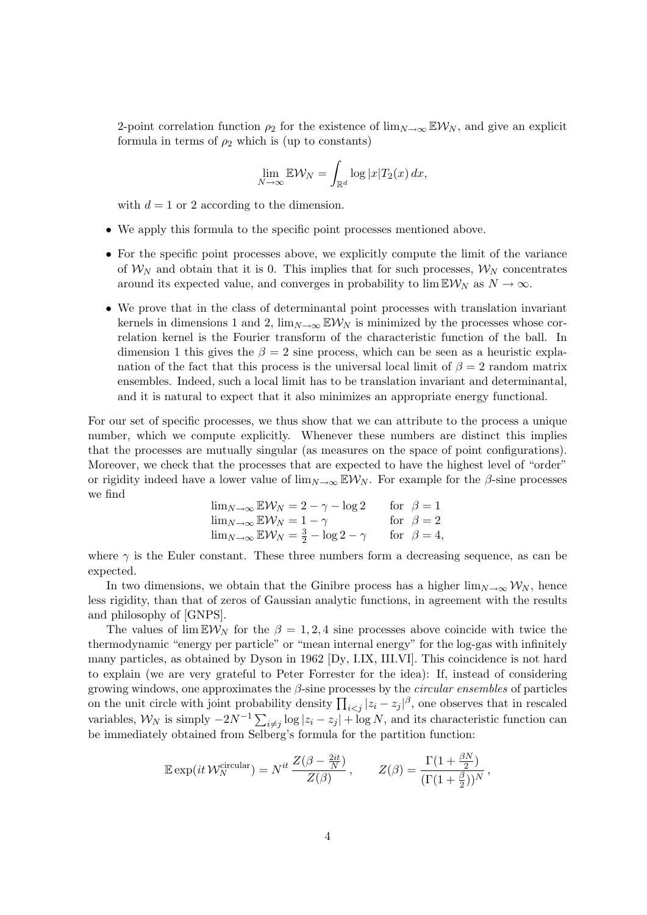2-point correlation function $\rho_2$ for the existence of $\lim_{N\to\infty} \mathbb{E}\mathcal{W}_N$, and give an explicit formula in terms of $\rho_2$ which is (up to constants)

$$\lim_{N\to\infty} \mathbb{E}\mathcal{W}_N = \int_{\mathbb{R}^d} \log|x| T_2(x)\, dx,$$

with $d = 1$ or 2 according to the dimension.

- We apply this formula to the specific point processes mentioned above.
- For the specific point processes above, we explicitly compute the limit of the variance of $\mathcal{W}_N$ and obtain that it is 0. This implies that for such processes, $\mathcal{W}_N$ concentrates around its expected value, and converges in probability to $\lim \mathbb{E}\mathcal{W}_N$ as $N \to \infty$.
- We prove that in the class of determinantal point processes with translation invariant kernels in dimensions 1 and 2, $\lim_{N\to\infty} \mathbb{E}\mathcal{W}_N$ is minimized by the processes whose correlation kernel is the Fourier transform of the characteristic function of the ball. In dimension 1 this gives the $\beta = 2$ sine process, which can be seen as a heuristic explanation of the fact that this process is the universal local limit of $\beta = 2$ random matrix ensembles. Indeed, such a local limit has to be translation invariant and determinantal, and it is natural to expect that it also minimizes an appropriate energy functional.

For our set of specific processes, we thus show that we can attribute to the process a unique number, which we compute explicitly. Whenever these numbers are distinct this implies that the processes are mutually singular (as measures on the space of point configurations). Moreover, we check that the processes that are expected to have the highest level of "order" or rigidity indeed have a lower value of $\lim_{N\to\infty} \mathbb{E}\mathcal{W}_N$. For example for the $\beta$-sine processes we find

$$\begin{array}{ll} \lim_{N\to\infty} \mathbb{E}\mathcal{W}_N = 2 - \gamma - \log 2 & \text{for } \beta = 1 \\ \lim_{N\to\infty} \mathbb{E}\mathcal{W}_N = 1 - \gamma & \text{for } \beta = 2 \\ \lim_{N\to\infty} \mathbb{E}\mathcal{W}_N = \frac{3}{2} - \log 2 - \gamma & \text{for } \beta = 4, \end{array}$$

where $\gamma$ is the Euler constant. These three numbers form a decreasing sequence, as can be expected.

In two dimensions, we obtain that the Ginibre process has a higher $\lim_{N\to\infty} \mathcal{W}_N$, hence less rigidity, than that of zeros of Gaussian analytic functions, in agreement with the results and philosophy of [GNPS].

The values of $\lim \mathbb{E}\mathcal{W}_N$ for the $\beta = 1, 2, 4$ sine processes above coincide with twice the thermodynamic "energy per particle" or "mean internal energy" for the log-gas with infinitely many particles, as obtained by Dyson in 1962 [Dy, I.IX, III.VI]. This coincidence is not hard to explain (we are very grateful to Peter Forrester for the idea): If, instead of considering growing windows, one approximates the $\beta$-sine processes by the *circular ensembles* of particles on the unit circle with joint probability density $\prod_{i<j} |z_i - z_j|^\beta$, one observes that in rescaled variables, $\mathcal{W}_N$ is simply $-2N^{-1}\sum_{i\neq j} \log|z_i - z_j| + \log N$, and its characteristic function can be immediately obtained from Selberg's formula for the partition function:

$$\mathbb{E} \exp(it\, \mathcal{W}_N^{\text{circular}}) = N^{it}\, \frac{Z(\beta - \frac{2it}{N})}{Z(\beta)}\,, \qquad Z(\beta) = \frac{\Gamma(1 + \frac{\beta N}{2})}{(\Gamma(1 + \frac{\beta}{2}))^N}\,,$$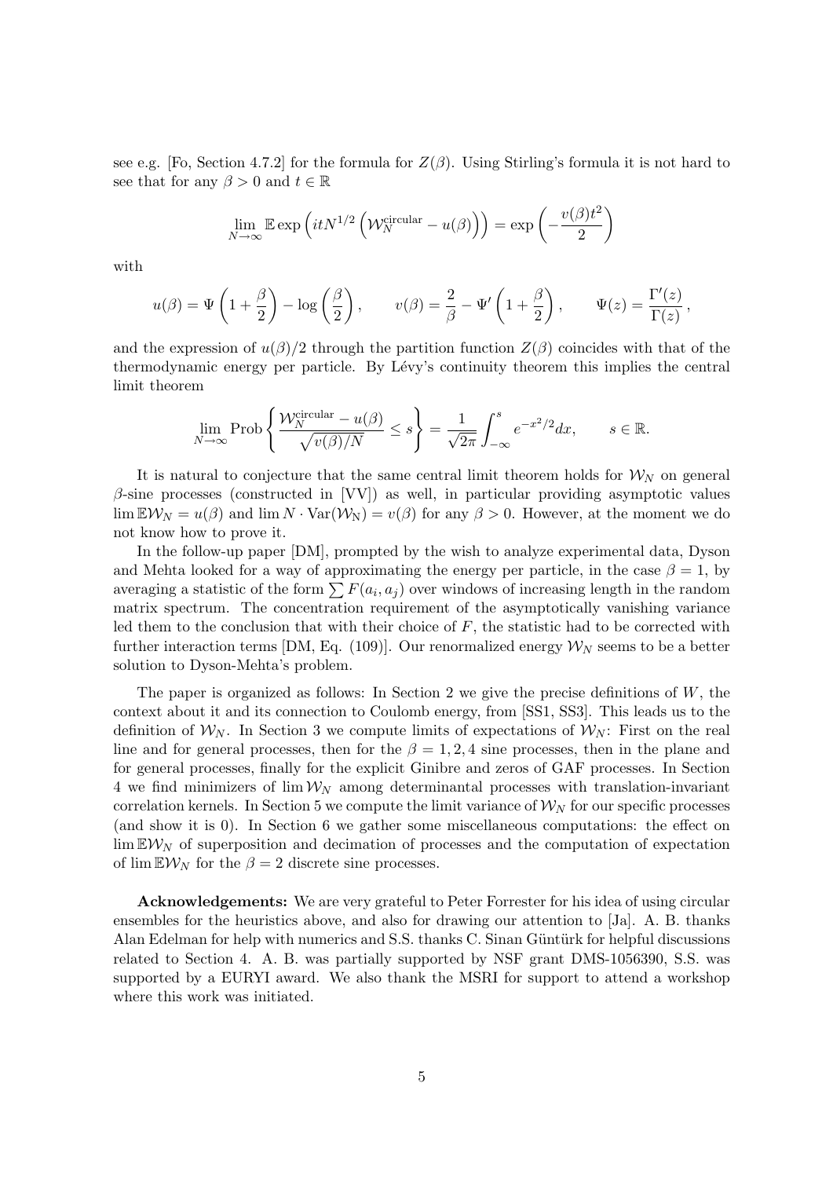see e.g. [Fo, Section 4.7.2] for the formula for $Z(\beta)$. Using Stirling's formula it is not hard to see that for any $\beta > 0$ and $t \in \mathbb{R}$

$$\lim_{N\to\infty} \mathbb{E} \exp\left(itN^{1/2}\left(\mathcal{W}_N^{\text{circular}} - u(\beta)\right)\right) = \exp\left(-\frac{v(\beta)t^2}{2}\right)$$

with

$$u(\beta) = \Psi\left(1 + \frac{\beta}{2}\right) - \log\left(\frac{\beta}{2}\right), \qquad v(\beta) = \frac{2}{\beta} - \Psi'\left(1 + \frac{\beta}{2}\right), \qquad \Psi(z) = \frac{\Gamma'(z)}{\Gamma(z)},$$

and the expression of $u(\beta)/2$ through the partition function $Z(\beta)$ coincides with that of the thermodynamic energy per particle. By Lévy's continuity theorem this implies the central limit theorem

$$\lim_{N\to\infty} \text{Prob}\left\{\frac{\mathcal{W}_N^{\text{circular}} - u(\beta)}{\sqrt{v(\beta)/N}} \le s\right\} = \frac{1}{\sqrt{2\pi}} \int_{-\infty}^{s} e^{-x^2/2} dx, \qquad s \in \mathbb{R}.$$

It is natural to conjecture that the same central limit theorem holds for $\mathcal{W}_N$ on general $\beta$-sine processes (constructed in [VV]) as well, in particular providing asymptotic values $\lim \mathbb{E}\mathcal{W}_N = u(\beta)$ and $\lim N \cdot \text{Var}(\mathcal{W}_N) = v(\beta)$ for any $\beta > 0$. However, at the moment we do not know how to prove it.

In the follow-up paper [DM], prompted by the wish to analyze experimental data, Dyson and Mehta looked for a way of approximating the energy per particle, in the case $\beta = 1$, by averaging a statistic of the form $\sum F(a_i, a_j)$ over windows of increasing length in the random matrix spectrum. The concentration requirement of the asymptotically vanishing variance led them to the conclusion that with their choice of $F$, the statistic had to be corrected with further interaction terms [DM, Eq. (109)]. Our renormalized energy $\mathcal{W}_N$ seems to be a better solution to Dyson-Mehta's problem.

The paper is organized as follows: In Section 2 we give the precise definitions of $W$, the context about it and its connection to Coulomb energy, from [SS1, SS3]. This leads us to the definition of $\mathcal{W}_N$. In Section 3 we compute limits of expectations of $\mathcal{W}_N$: First on the real line and for general processes, then for the $\beta = 1, 2, 4$ sine processes, then in the plane and for general processes, finally for the explicit Ginibre and zeros of GAF processes. In Section 4 we find minimizers of $\lim \mathcal{W}_N$ among determinantal processes with translation-invariant correlation kernels. In Section 5 we compute the limit variance of $\mathcal{W}_N$ for our specific processes (and show it is 0). In Section 6 we gather some miscellaneous computations: the effect on $\lim \mathbb{E}\mathcal{W}_N$ of superposition and decimation of processes and the computation of expectation of $\lim \mathbb{E}\mathcal{W}_N$ for the $\beta = 2$ discrete sine processes.

**Acknowledgements:** We are very grateful to Peter Forrester for his idea of using circular ensembles for the heuristics above, and also for drawing our attention to [Ja]. A. B. thanks Alan Edelman for help with numerics and S.S. thanks C. Sinan Güntürk for helpful discussions related to Section 4. A. B. was partially supported by NSF grant DMS-1056390, S.S. was supported by a EURYI award. We also thank the MSRI for support to attend a workshop where this work was initiated.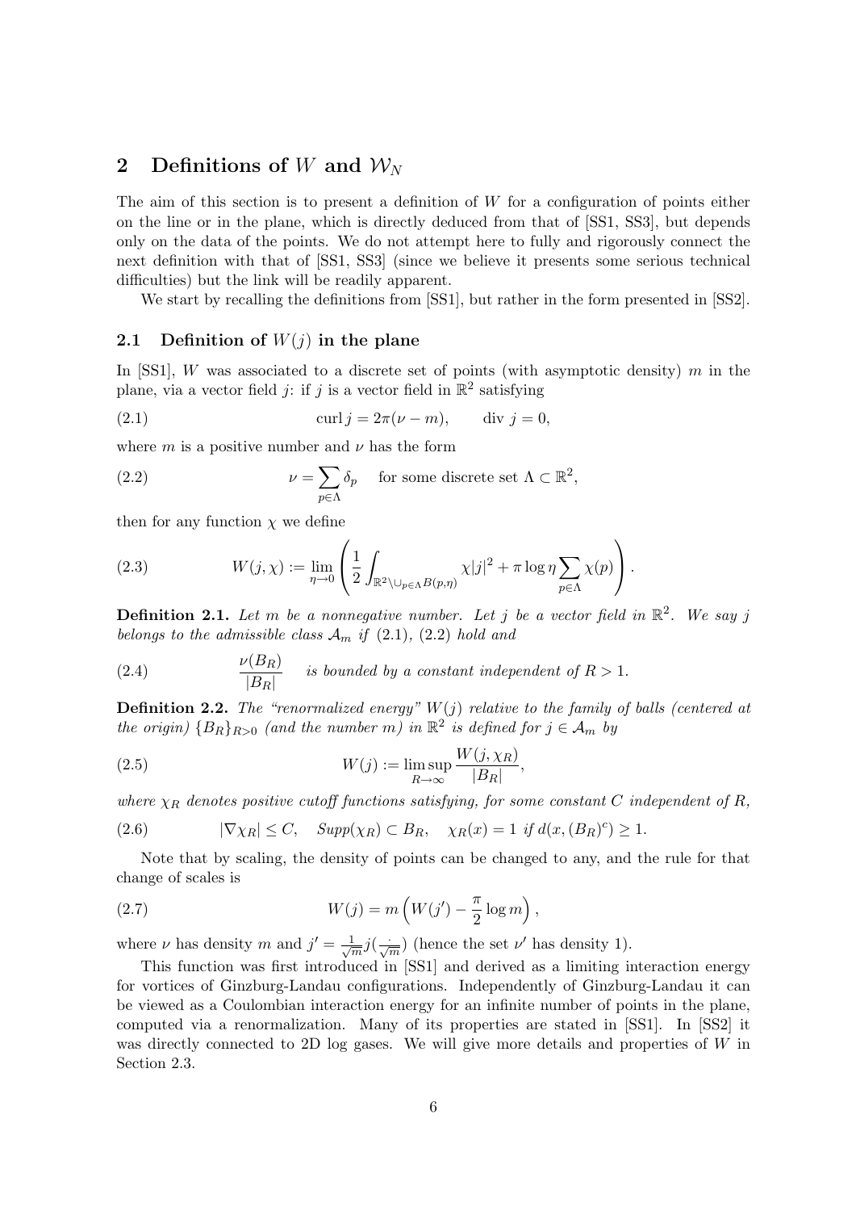# 2 Definitions of $W$ and $\mathcal{W}_N$

The aim of this section is to present a definition of $W$ for a configuration of points either on the line or in the plane, which is directly deduced from that of [SS1, SS3], but depends only on the data of the points. We do not attempt here to fully and rigorously connect the next definition with that of [SS1, SS3] (since we believe it presents some serious technical difficulties) but the link will be readily apparent.

We start by recalling the definitions from [SS1], but rather in the form presented in [SS2].

## 2.1 Definition of $W(j)$ in the plane

In [SS1], $W$ was associated to a discrete set of points (with asymptotic density) $m$ in the plane, via a vector field $j$: if $j$ is a vector field in $\mathbb{R}^2$ satisfying

$$\text{curl}\, j = 2\pi(\nu - m), \qquad \text{div}\ j = 0, \tag{2.1}$$

where $m$ is a positive number and $\nu$ has the form

$$\nu = \sum_{p\in\Lambda} \delta_p \quad \text{ for some discrete set } \Lambda \subset \mathbb{R}^2, \tag{2.2}$$

then for any function $\chi$ we define

$$W(j,\chi) := \lim_{\eta\to 0} \left( \frac{1}{2} \int_{\mathbb{R}^2 \setminus \cup_{p\in\Lambda} B(p,\eta)} \chi |j|^2 + \pi \log \eta \sum_{p\in\Lambda} \chi(p) \right). \tag{2.3}$$

**Definition 2.1.** *Let $m$ be a nonnegative number. Let $j$ be a vector field in $\mathbb{R}^2$. We say $j$ belongs to the admissible class $\mathcal{A}_m$ if (2.1), (2.2) hold and*

$$\frac{\nu(B_R)}{|B_R|} \quad \text{is bounded by a constant independent of } R > 1. \tag{2.4}$$

**Definition 2.2.** *The "renormalized energy" $W(j)$ relative to the family of balls (centered at the origin) $\{B_R\}_{R>0}$ (and the number $m$) in $\mathbb{R}^2$ is defined for $j \in \mathcal{A}_m$ by*

$$W(j) := \limsup_{R\to\infty} \frac{W(j,\chi_R)}{|B_R|}, \tag{2.5}$$

*where $\chi_R$ denotes positive cutoff functions satisfying, for some constant $C$ independent of $R$,*

$$|\nabla \chi_R| \le C, \quad Supp(\chi_R) \subset B_R, \quad \chi_R(x) = 1 \text{ if } d(x,(B_R)^c) \ge 1. \tag{2.6}$$

Note that by scaling, the density of points can be changed to any, and the rule for that change of scales is

$$W(j) = m\left(W(j') - \frac{\pi}{2}\log m\right), \tag{2.7}$$

where $\nu$ has density $m$ and $j' = \frac{1}{\sqrt{m}} j(\frac{\cdot}{\sqrt{m}})$ (hence the set $\nu'$ has density 1).

This function was first introduced in [SS1] and derived as a limiting interaction energy for vortices of Ginzburg-Landau configurations. Independently of Ginzburg-Landau it can be viewed as a Coulombian interaction energy for an infinite number of points in the plane, computed via a renormalization. Many of its properties are stated in [SS1]. In [SS2] it was directly connected to 2D log gases. We will give more details and properties of $W$ in Section 2.3.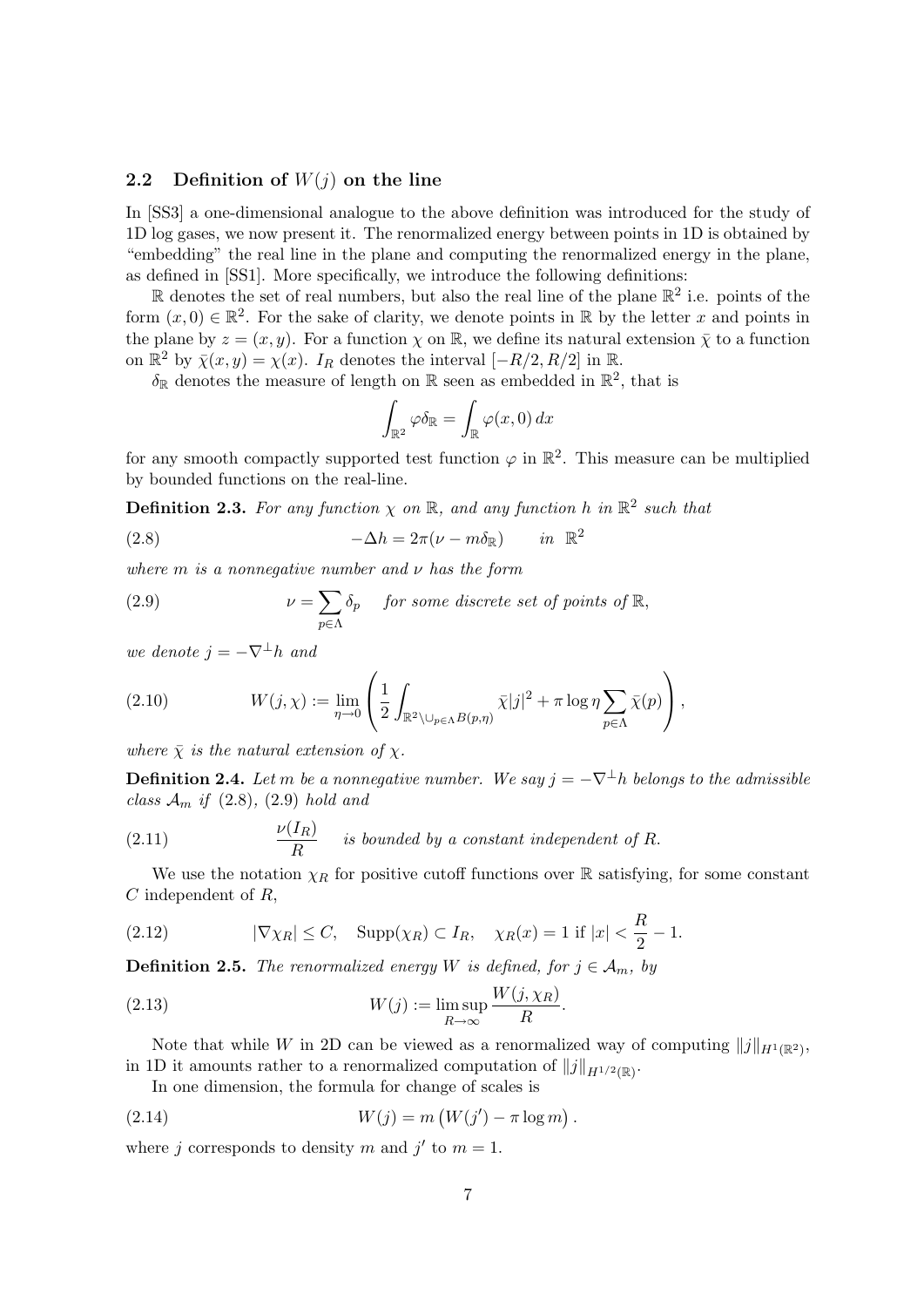### 2.2 Definition of $W(j)$ on the line

In [SS3] a one-dimensional analogue to the above definition was introduced for the study of 1D log gases, we now present it. The renormalized energy between points in 1D is obtained by "embedding" the real line in the plane and computing the renormalized energy in the plane, as defined in [SS1]. More specifically, we introduce the following definitions:

$\mathbb{R}$ denotes the set of real numbers, but also the real line of the plane $\mathbb{R}^2$ i.e. points of the form $(x, 0) \in \mathbb{R}^2$. For the sake of clarity, we denote points in $\mathbb{R}$ by the letter $x$ and points in the plane by $z = (x, y)$. For a function $\chi$ on $\mathbb{R}$, we define its natural extension $\bar{\chi}$ to a function on $\mathbb{R}^2$ by $\bar{\chi}(x, y) = \chi(x)$. $I_R$ denotes the interval $[-R/2, R/2]$ in $\mathbb{R}$.

$\delta_{\mathbb{R}}$ denotes the measure of length on $\mathbb{R}$ seen as embedded in $\mathbb{R}^2$, that is

$$\int_{\mathbb{R}^2} \varphi \delta_{\mathbb{R}} = \int_{\mathbb{R}} \varphi(x, 0)\, dx$$

for any smooth compactly supported test function $\varphi$ in $\mathbb{R}^2$. This measure can be multiplied by bounded functions on the real-line.

**Definition 2.3.** *For any function $\chi$ on $\mathbb{R}$, and any function $h$ in $\mathbb{R}^2$ such that*

$$-\Delta h = 2\pi(\nu - m\delta_{\mathbb{R}}) \qquad in \;\; \mathbb{R}^2 \tag{2.8}$$

*where $m$ is a nonnegative number and $\nu$ has the form*

$$\nu = \sum_{p \in \Lambda} \delta_p \quad \text{for some discrete set of points of } \mathbb{R}, \tag{2.9}$$

*we denote $j = -\nabla^\perp h$ and*

$$W(j, \chi) := \lim_{\eta \to 0} \left( \frac{1}{2} \int_{\mathbb{R}^2 \setminus \cup_{p \in \Lambda} B(p, \eta)} \bar{\chi} |j|^2 + \pi \log \eta \sum_{p \in \Lambda} \bar{\chi}(p) \right), \tag{2.10}$$

*where $\bar{\chi}$ is the natural extension of $\chi$.*

**Definition 2.4.** *Let $m$ be a nonnegative number. We say $j = -\nabla^\perp h$ belongs to the admissible class $\mathcal{A}_m$ if* (2.8), (2.9) *hold and*

$$\frac{\nu(I_R)}{R} \quad \text{is bounded by a constant independent of } R. \tag{2.11}$$

We use the notation $\chi_R$ for positive cutoff functions over $\mathbb{R}$ satisfying, for some constant $C$ independent of $R$,

$$|\nabla \chi_R| \le C, \quad \mathrm{Supp}(\chi_R) \subset I_R, \quad \chi_R(x) = 1 \text{ if } |x| < \frac{R}{2} - 1. \tag{2.12}$$

**Definition 2.5.** *The renormalized energy $W$ is defined, for $j \in \mathcal{A}_m$, by*

$$W(j) := \limsup_{R \to \infty} \frac{W(j, \chi_R)}{R}. \tag{2.13}$$

Note that while $W$ in 2D can be viewed as a renormalized way of computing $\|j\|_{H^1(\mathbb{R}^2)}$, in 1D it amounts rather to a renormalized computation of $\|j\|_{H^{1/2}(\mathbb{R})}$.

In one dimension, the formula for change of scales is

$$W(j) = m\left(W(j') - \pi \log m\right). \tag{2.14}$$

where $j$ corresponds to density $m$ and $j'$ to $m = 1$.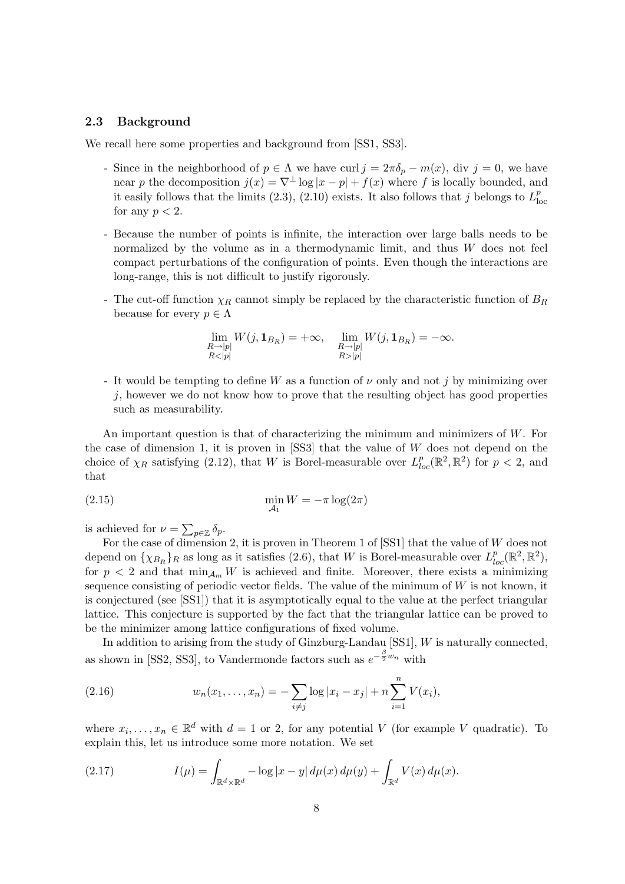### 2.3 Background

We recall here some properties and background from [SS1, SS3].

- Since in the neighborhood of $p \in \Lambda$ we have $\operatorname{curl} j = 2\pi\delta_p - m(x)$, $\operatorname{div}\, j = 0$, we have near $p$ the decomposition $j(x) = \nabla^\perp \log|x-p| + f(x)$ where $f$ is locally bounded, and it easily follows that the limits (2.3), (2.10) exists. It also follows that $j$ belongs to $L^p_{\text{loc}}$ for any $p < 2$.

- Because the number of points is infinite, the interaction over large balls needs to be normalized by the volume as in a thermodynamic limit, and thus $W$ does not feel compact perturbations of the configuration of points. Even though the interactions are long-range, this is not difficult to justify rigorously.

- The cut-off function $\chi_R$ cannot simply be replaced by the characteristic function of $B_R$ because for every $p \in \Lambda$

$$\lim_{\substack{R\to|p|\\ R<|p|}} W(j, \mathbf{1}_{B_R}) = +\infty, \qquad \lim_{\substack{R\to|p|\\ R>|p|}} W(j, \mathbf{1}_{B_R}) = -\infty.$$

- It would be tempting to define $W$ as a function of $\nu$ only and not $j$ by minimizing over $j$, however we do not know how to prove that the resulting object has good properties such as measurability.

An important question is that of characterizing the minimum and minimizers of $W$. For the case of dimension 1, it is proven in [SS3] that the value of $W$ does not depend on the choice of $\chi_R$ satisfying (2.12), that $W$ is Borel-measurable over $L^p_{loc}(\mathbb{R}^2, \mathbb{R}^2)$ for $p < 2$, and that

$$\min_{\mathcal{A}_1} W = -\pi \log(2\pi) \tag{2.15}$$

is achieved for $\nu = \sum_{p\in\mathbb{Z}} \delta_p$.

For the case of dimension 2, it is proven in Theorem 1 of [SS1] that the value of $W$ does not depend on $\{\chi_{B_R}\}_R$ as long as it satisfies (2.6), that $W$ is Borel-measurable over $L^p_{loc}(\mathbb{R}^2, \mathbb{R}^2)$, for $p < 2$ and that $\min_{\mathcal{A}_m} W$ is achieved and finite. Moreover, there exists a minimizing sequence consisting of periodic vector fields. The value of the minimum of $W$ is not known, it is conjectured (see [SS1]) that it is asymptotically equal to the value at the perfect triangular lattice. This conjecture is supported by the fact that the triangular lattice can be proved to be the minimizer among lattice configurations of fixed volume.

In addition to arising from the study of Ginzburg-Landau [SS1], $W$ is naturally connected, as shown in [SS2, SS3], to Vandermonde factors such as $e^{-\frac{\beta}{2}w_n}$ with

$$w_n(x_1, \ldots, x_n) = -\sum_{i\neq j} \log|x_i - x_j| + n\sum_{i=1}^n V(x_i), \tag{2.16}$$

where $x_i, \ldots, x_n \in \mathbb{R}^d$ with $d = 1$ or $2$, for any potential $V$ (for example $V$ quadratic). To explain this, let us introduce some more notation. We set

$$I(\mu) = \int_{\mathbb{R}^d\times\mathbb{R}^d} -\log|x-y|\, d\mu(x)\, d\mu(y) + \int_{\mathbb{R}^d} V(x)\, d\mu(x). \tag{2.17}$$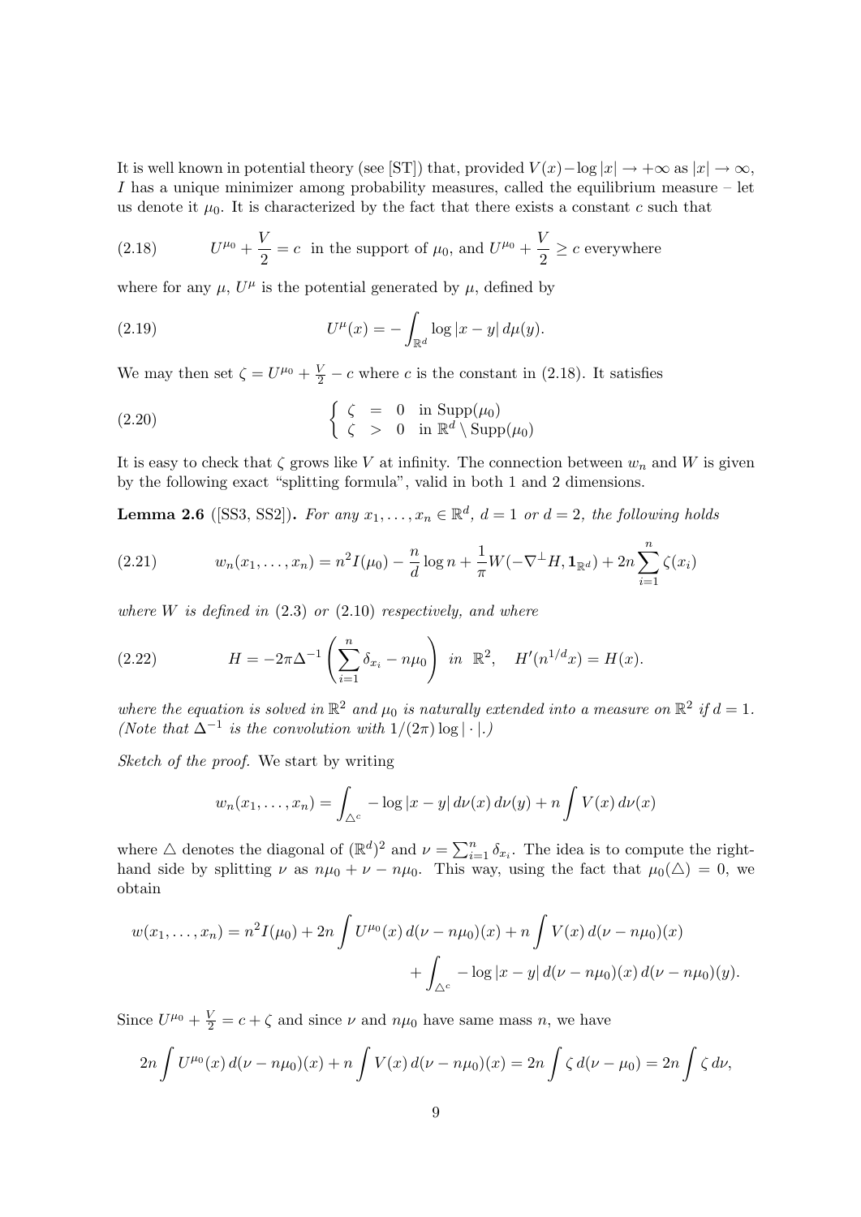It is well known in potential theory (see [ST]) that, provided $V(x) - \log|x| \to +\infty$ as $|x| \to \infty$, $I$ has a unique minimizer among probability measures, called the equilibrium measure – let us denote it $\mu_0$. It is characterized by the fact that there exists a constant $c$ such that

$$U^{\mu_0} + \frac{V}{2} = c \ \text{ in the support of } \mu_0, \text{ and } U^{\mu_0} + \frac{V}{2} \geq c \text{ everywhere} \tag{2.18}$$

where for any $\mu$, $U^\mu$ is the potential generated by $\mu$, defined by

$$U^\mu(x) = -\int_{\mathbb{R}^d} \log|x-y|\, d\mu(y). \tag{2.19}$$

We may then set $\zeta = U^{\mu_0} + \frac{V}{2} - c$ where $c$ is the constant in (2.18). It satisfies

$$\begin{cases} \zeta \ = \ 0 & \text{in } \mathrm{Supp}(\mu_0) \\ \zeta \ > \ 0 & \text{in } \mathbb{R}^d \setminus \mathrm{Supp}(\mu_0) \end{cases} \tag{2.20}$$

It is easy to check that $\zeta$ grows like $V$ at infinity. The connection between $w_n$ and $W$ is given by the following exact "splitting formula", valid in both 1 and 2 dimensions.

**Lemma 2.6** ([SS3, SS2])**.** *For any $x_1, \dots, x_n \in \mathbb{R}^d$, $d = 1$ or $d = 2$, the following holds*

$$w_n(x_1, \dots, x_n) = n^2 I(\mu_0) - \frac{n}{d}\log n + \frac{1}{\pi} W(-\nabla^\perp H, \mathbf{1}_{\mathbb{R}^d}) + 2n \sum_{i=1}^n \zeta(x_i) \tag{2.21}$$

*where $W$ is defined in (2.3) or (2.10) respectively, and where*

$$H = -2\pi \Delta^{-1}\left(\sum_{i=1}^n \delta_{x_i} - n\mu_0\right) \ \text{ in } \ \mathbb{R}^2, \quad H'(n^{1/d}x) = H(x). \tag{2.22}$$

*where the equation is solved in $\mathbb{R}^2$ and $\mu_0$ is naturally extended into a measure on $\mathbb{R}^2$ if $d = 1$. (Note that $\Delta^{-1}$ is the convolution with $1/(2\pi)\log|\cdot|$.)*

*Sketch of the proof.* We start by writing

$$w_n(x_1, \dots, x_n) = \int_{\triangle^c} -\log|x-y|\, d\nu(x)\, d\nu(y) + n \int V(x)\, d\nu(x)$$

where $\triangle$ denotes the diagonal of $(\mathbb{R}^d)^2$ and $\nu = \sum_{i=1}^n \delta_{x_i}$. The idea is to compute the right-hand side by splitting $\nu$ as $n\mu_0 + \nu - n\mu_0$. This way, using the fact that $\mu_0(\triangle) = 0$, we obtain

$$\begin{aligned} w(x_1, \dots, x_n) = n^2 I(\mu_0) + 2n \int U^{\mu_0}(x)\, d(\nu - n\mu_0)(x) + n \int V(x)\, d(\nu - n\mu_0)(x) \\ + \int_{\triangle^c} -\log|x-y|\, d(\nu - n\mu_0)(x)\, d(\nu - n\mu_0)(y). \end{aligned}$$

Since $U^{\mu_0} + \frac{V}{2} = c + \zeta$ and since $\nu$ and $n\mu_0$ have same mass $n$, we have

$$2n \int U^{\mu_0}(x)\, d(\nu - n\mu_0)(x) + n \int V(x)\, d(\nu - n\mu_0)(x) = 2n \int \zeta\, d(\nu - \mu_0) = 2n \int \zeta\, d\nu,$$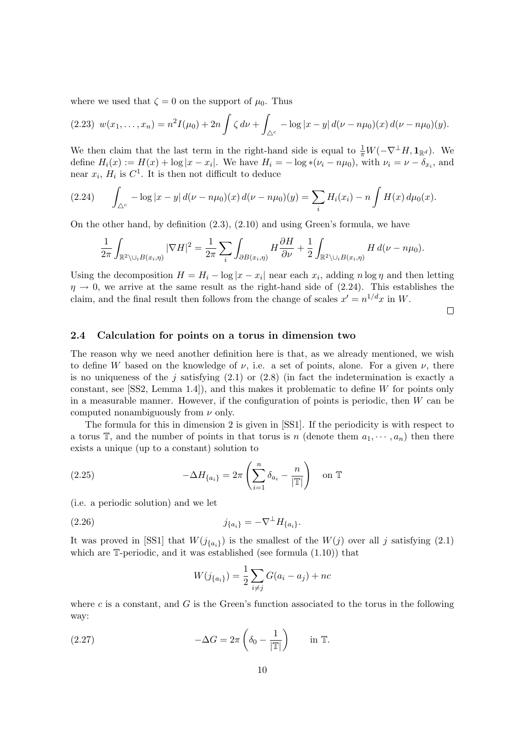where we used that $\zeta = 0$ on the support of $\mu_0$. Thus

$$w(x_1,\dots,x_n) = n^2 I(\mu_0) + 2n\int \zeta\, d\nu + \int_{\triangle^c} -\log|x-y|\, d(\nu - n\mu_0)(x)\, d(\nu - n\mu_0)(y). \tag{2.23}$$

We then claim that the last term in the right-hand side is equal to $\frac{1}{\pi}W(-\nabla^\perp H, \mathbf{1}_{\mathbb{R}^d})$. We define $H_i(x) := H(x) + \log|x - x_i|$. We have $H_i = -\log *(\nu_i - n\mu_0)$, with $\nu_i = \nu - \delta_{x_i}$, and near $x_i$, $H_i$ is $C^1$. It is then not difficult to deduce

$$\int_{\triangle^c} -\log|x-y|\, d(\nu - n\mu_0)(x)\, d(\nu - n\mu_0)(y) = \sum_i H_i(x_i) - n\int H(x)\, d\mu_0(x). \tag{2.24}$$

On the other hand, by definition (2.3), (2.10) and using Green's formula, we have

$$\frac{1}{2\pi}\int_{\mathbb{R}^2\setminus \cup_i B(x_i,\eta)} |\nabla H|^2 = \frac{1}{2\pi}\sum_i \int_{\partial B(x_i,\eta)} H\frac{\partial H}{\partial \nu} + \frac{1}{2}\int_{\mathbb{R}^2\setminus\cup_i B(x_i,\eta)} H\, d(\nu - n\mu_0).$$

Using the decomposition $H = H_i - \log|x - x_i|$ near each $x_i$, adding $n\log\eta$ and then letting $\eta \to 0$, we arrive at the same result as the right-hand side of (2.24). This establishes the claim, and the final result then follows from the change of scales $x' = n^{1/d}x$ in $W$.

□

## 2.4 Calculation for points on a torus in dimension two

The reason why we need another definition here is that, as we already mentioned, we wish to define $W$ based on the knowledge of $\nu$, i.e. a set of points, alone. For a given $\nu$, there is no uniqueness of the $j$ satisfying (2.1) or (2.8) (in fact the indetermination is exactly a constant, see [SS2, Lemma 1.4]), and this makes it problematic to define $W$ for points only in a measurable manner. However, if the configuration of points is periodic, then $W$ can be computed nonambiguously from $\nu$ only.

The formula for this in dimension 2 is given in [SS1]. If the periodicity is with respect to a torus $\mathbb{T}$, and the number of points in that torus is $n$ (denote them $a_1, \cdots, a_n$) then there exists a unique (up to a constant) solution to

$$-\Delta H_{\{a_i\}} = 2\pi\left(\sum_{i=1}^n \delta_{a_i} - \frac{n}{|\mathbb{T}|}\right) \quad \text{on } \mathbb{T} \tag{2.25}$$

(i.e. a periodic solution) and we let

$$j_{\{a_i\}} = -\nabla^\perp H_{\{a_i\}}. \tag{2.26}$$

It was proved in [SS1] that $W(j_{\{a_i\}})$ is the smallest of the $W(j)$ over all $j$ satisfying (2.1) which are $\mathbb{T}$-periodic, and it was established (see formula (1.10)) that

$$W(j_{\{a_i\}}) = \frac{1}{2}\sum_{i\neq j} G(a_i - a_j) + nc$$

where $c$ is a constant, and $G$ is the Green's function associated to the torus in the following way:

$$-\Delta G = 2\pi\left(\delta_0 - \frac{1}{|\mathbb{T}|}\right) \qquad \text{in } \mathbb{T}. \tag{2.27}$$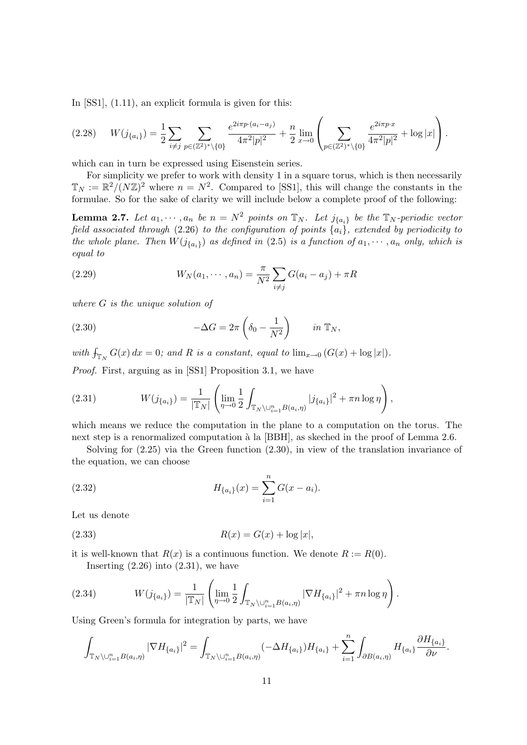In [SS1], (1.11), an explicit formula is given for this:

$$W(j_{\{a_i\}}) = \frac{1}{2}\sum_{i\neq j}\sum_{p\in(\mathbb{Z}^2)^*\setminus\{0\}} \frac{e^{2i\pi p\cdot(a_i-a_j)}}{4\pi^2|p|^2} + \frac{n}{2}\lim_{x\to 0}\left(\sum_{p\in(\mathbb{Z}^2)^*\setminus\{0\}} \frac{e^{2i\pi p\cdot x}}{4\pi^2|p|^2} + \log|x|\right). \tag{2.28}$$

which can in turn be expressed using Eisenstein series.

For simplicity we prefer to work with density 1 in a square torus, which is then necessarily $\mathbb{T}_N := \mathbb{R}^2/(N\mathbb{Z})^2$ where $n = N^2$. Compared to [SS1], this will change the constants in the formulae. So for the sake of clarity we will include below a complete proof of the following:

**Lemma 2.7.** *Let $a_1, \cdots, a_n$ be $n = N^2$ points on $\mathbb{T}_N$. Let $j_{\{a_i\}}$ be the $\mathbb{T}_N$-periodic vector field associated through (2.26) to the configuration of points $\{a_i\}$, extended by periodicity to the whole plane. Then $W(j_{\{a_i\}})$ as defined in (2.5) is a function of $a_1, \cdots, a_n$ only, which is equal to*

$$W_N(a_1, \cdots, a_n) = \frac{\pi}{N^2}\sum_{i\neq j} G(a_i - a_j) + \pi R \tag{2.29}$$

*where $G$ is the unique solution of*

$$-\Delta G = 2\pi\left(\delta_0 - \frac{1}{N^2}\right) \qquad \text{in } \mathbb{T}_N, \tag{2.30}$$

*with $\fint_{\mathbb{T}_N} G(x)\,dx = 0$; and $R$ is a constant, equal to $\lim_{x\to 0}(G(x) + \log|x|)$.*

*Proof.* First, arguing as in [SS1] Proposition 3.1, we have

$$W(j_{\{a_i\}}) = \frac{1}{|\mathbb{T}_N|}\left(\lim_{\eta\to 0}\frac{1}{2}\int_{\mathbb{T}_N\setminus\cup_{i=1}^n B(a_i,\eta)} |j_{\{a_i\}}|^2 + \pi n\log\eta\right), \tag{2.31}$$

which means we reduce the computation in the plane to a computation on the torus. The next step is a renormalized computation à la [BBH], as skeched in the proof of Lemma 2.6.

Solving for (2.25) via the Green function (2.30), in view of the translation invariance of the equation, we can choose

$$H_{\{a_i\}}(x) = \sum_{i=1}^n G(x - a_i). \tag{2.32}$$

Let us denote

$$R(x) = G(x) + \log|x|, \tag{2.33}$$

it is well-known that $R(x)$ is a continuous function. We denote $R := R(0)$.

Inserting (2.26) into (2.31), we have

$$W(j_{\{a_i\}}) = \frac{1}{|\mathbb{T}_N|}\left(\lim_{\eta\to 0}\frac{1}{2}\int_{\mathbb{T}_N\setminus\cup_{i=1}^n B(a_i,\eta)} |\nabla H_{\{a_i\}}|^2 + \pi n\log\eta\right). \tag{2.34}$$

Using Green's formula for integration by parts, we have

$$\int_{\mathbb{T}_N\setminus\cup_{i=1}^n B(a_i,\eta)} |\nabla H_{\{a_i\}}|^2 = \int_{\mathbb{T}_N\setminus\cup_{i=1}^n B(a_i,\eta)} (-\Delta H_{\{a_i\}}) H_{\{a_i\}} + \sum_{i=1}^n \int_{\partial B(a_i,\eta)} H_{\{a_i\}}\frac{\partial H_{\{a_i\}}}{\partial\nu}.$$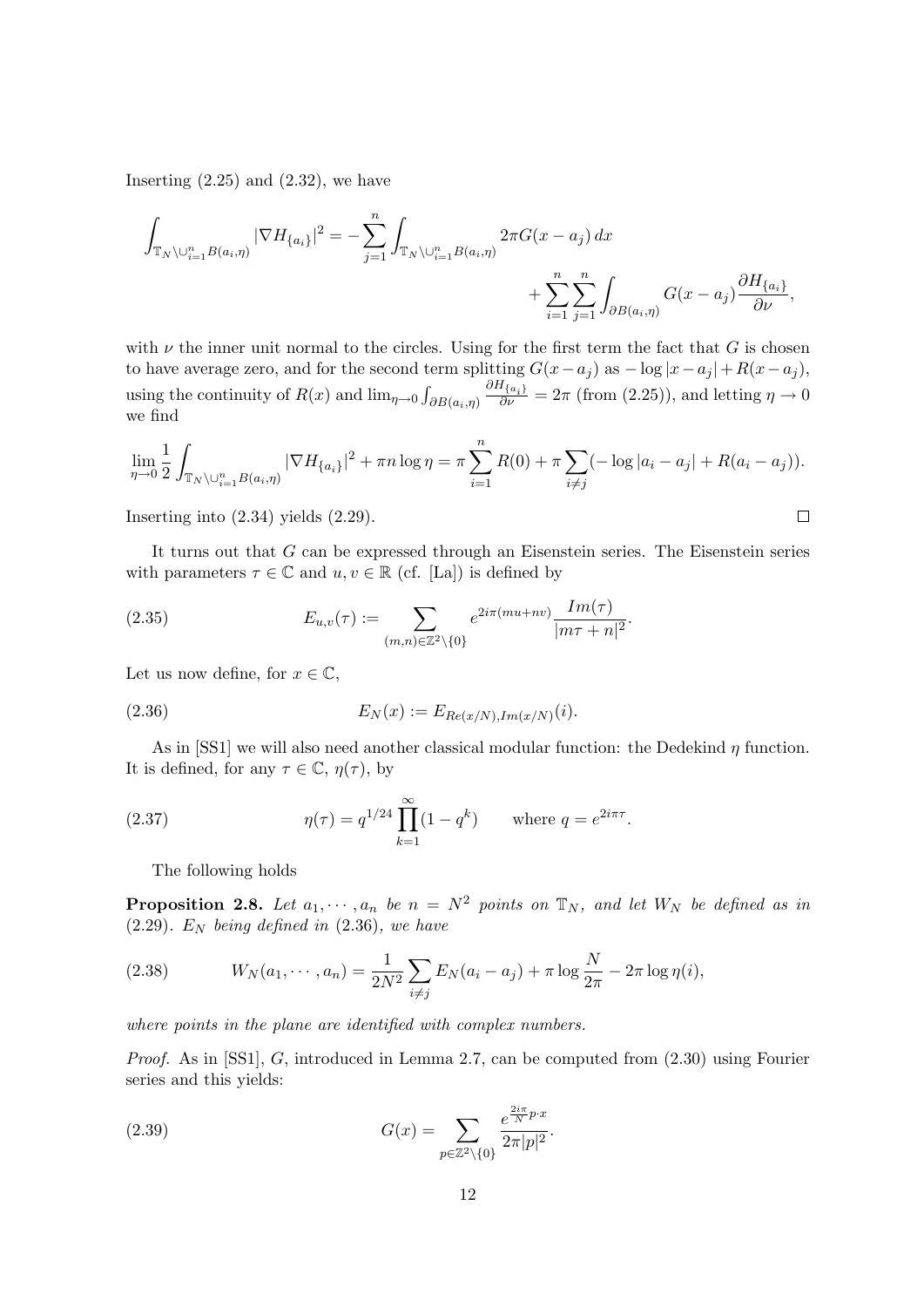Inserting (2.25) and (2.32), we have

$$\int_{\mathbb{T}_N\setminus\cup_{i=1}^n B(a_i,\eta)} |\nabla H_{\{a_i\}}|^2 = -\sum_{j=1}^n \int_{\mathbb{T}_N\setminus\cup_{i=1}^n B(a_i,\eta)} 2\pi G(x-a_j)\,dx + \sum_{i=1}^n\sum_{j=1}^n \int_{\partial B(a_i,\eta)} G(x-a_j)\frac{\partial H_{\{a_i\}}}{\partial \nu},$$

with $\nu$ the inner unit normal to the circles. Using for the first term the fact that $G$ is chosen to have average zero, and for the second term splitting $G(x-a_j)$ as $-\log|x-a_j|+R(x-a_j)$, using the continuity of $R(x)$ and $\lim_{\eta\to 0}\int_{\partial B(a_i,\eta)} \frac{\partial H_{\{a_i\}}}{\partial\nu} = 2\pi$ (from (2.25)), and letting $\eta\to 0$ we find

$$\lim_{\eta\to 0}\frac{1}{2}\int_{\mathbb{T}_N\setminus\cup_{i=1}^n B(a_i,\eta)} |\nabla H_{\{a_i\}}|^2 + \pi n\log\eta = \pi\sum_{i=1}^n R(0) + \pi\sum_{i\neq j}(-\log|a_i-a_j| + R(a_i-a_j)).$$

Inserting into (2.34) yields (2.29). $\square$

It turns out that $G$ can be expressed through an Eisenstein series. The Eisenstein series with parameters $\tau\in\mathbb{C}$ and $u,v\in\mathbb{R}$ (cf. [La]) is defined by

$$E_{u,v}(\tau) := \sum_{(m,n)\in\mathbb{Z}^2\setminus\{0\}} e^{2i\pi(mu+nv)}\frac{Im(\tau)}{|m\tau+n|^2}. \tag{2.35}$$

Let us now define, for $x\in\mathbb{C}$,

$$E_N(x) := E_{Re(x/N),Im(x/N)}(i). \tag{2.36}$$

As in [SS1] we will also need another classical modular function: the Dedekind $\eta$ function. It is defined, for any $\tau\in\mathbb{C}$, $\eta(\tau)$, by

$$\eta(\tau) = q^{1/24}\prod_{k=1}^\infty(1-q^k) \qquad \text{where } q = e^{2i\pi\tau}. \tag{2.37}$$

The following holds

**Proposition 2.8.** *Let $a_1,\cdots,a_n$ be $n=N^2$ points on $\mathbb{T}_N$, and let $W_N$ be defined as in (2.29). $E_N$ being defined in (2.36), we have*

$$W_N(a_1,\cdots,a_n) = \frac{1}{2N^2}\sum_{i\neq j} E_N(a_i-a_j) + \pi\log\frac{N}{2\pi} - 2\pi\log\eta(i), \tag{2.38}$$

*where points in the plane are identified with complex numbers.*

*Proof.* As in [SS1], $G$, introduced in Lemma 2.7, can be computed from (2.30) using Fourier series and this yields:

$$G(x) = \sum_{p\in\mathbb{Z}^2\setminus\{0\}} \frac{e^{\frac{2i\pi}{N}p\cdot x}}{2\pi|p|^2}. \tag{2.39}$$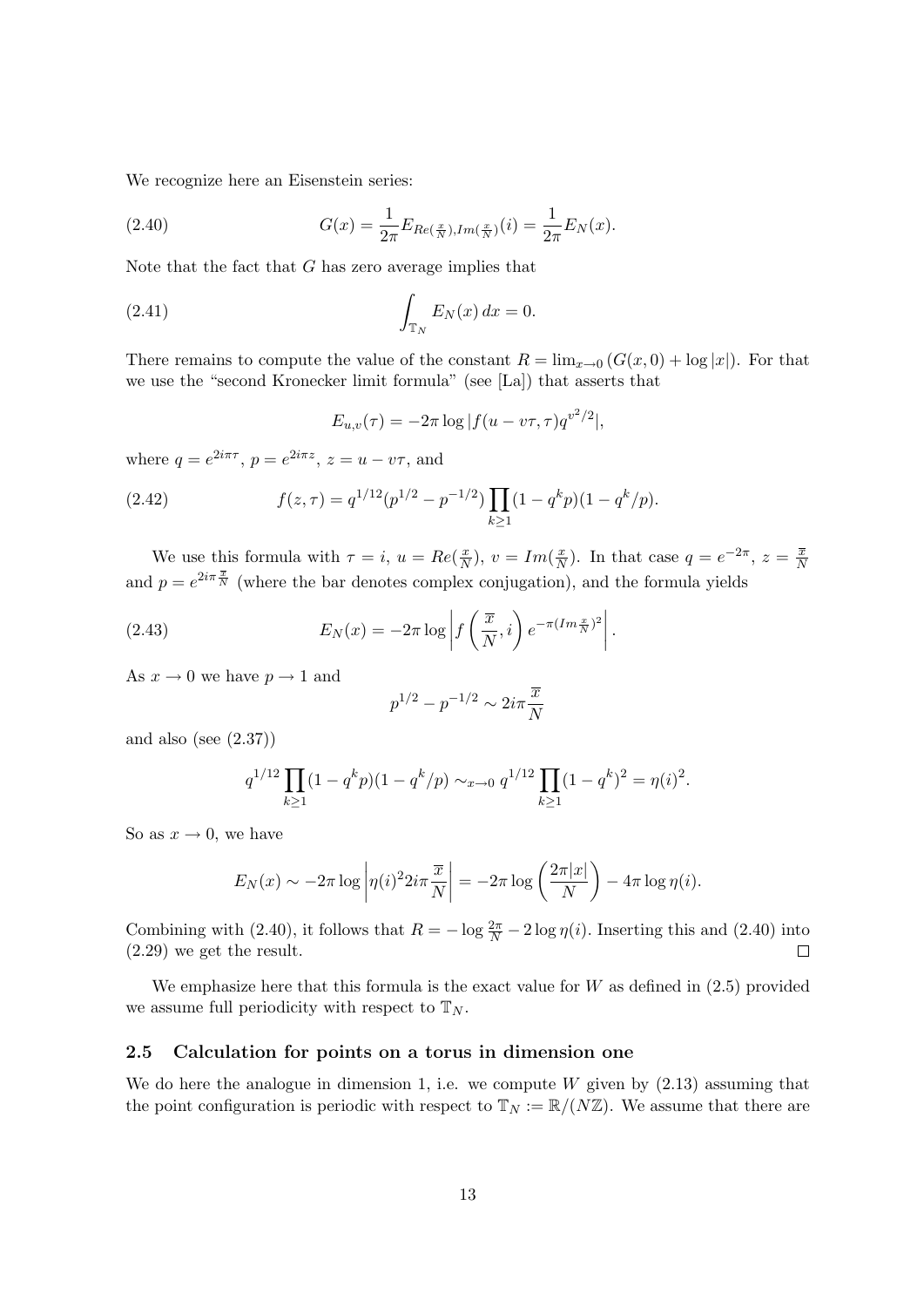We recognize here an Eisenstein series:

$$G(x) = \frac{1}{2\pi} E_{Re(\frac{x}{N}), Im(\frac{x}{N})}(i) = \frac{1}{2\pi} E_N(x). \tag{2.40}$$

Note that the fact that $G$ has zero average implies that

$$\int_{\mathbb{T}_N} E_N(x)\, dx = 0. \tag{2.41}$$

There remains to compute the value of the constant $R = \lim_{x \to 0} (G(x,0) + \log |x|)$. For that we use the "second Kronecker limit formula" (see [La]) that asserts that

$$E_{u,v}(\tau) = -2\pi \log |f(u - v\tau, \tau) q^{v^2/2}|,$$

where $q = e^{2i\pi\tau}$, $p = e^{2i\pi z}$, $z = u - v\tau$, and

$$f(z, \tau) = q^{1/12}(p^{1/2} - p^{-1/2}) \prod_{k \geq 1} (1 - q^k p)(1 - q^k / p). \tag{2.42}$$

We use this formula with $\tau = i$, $u = Re(\frac{x}{N})$, $v = Im(\frac{x}{N})$. In that case $q = e^{-2\pi}$, $z = \frac{\overline{x}}{N}$ and $p = e^{2i\pi \frac{\overline{x}}{N}}$ (where the bar denotes complex conjugation), and the formula yields

$$E_N(x) = -2\pi \log \left| f\left(\frac{\overline{x}}{N}, i\right) e^{-\pi (Im \frac{x}{N})^2} \right|. \tag{2.43}$$

As $x \to 0$ we have $p \to 1$ and

$$p^{1/2} - p^{-1/2} \sim 2i\pi \frac{\overline{x}}{N}$$

and also (see (2.37))

$$q^{1/12} \prod_{k \geq 1} (1 - q^k p)(1 - q^k / p) \sim_{x \to 0} q^{1/12} \prod_{k \geq 1} (1 - q^k)^2 = \eta(i)^2.$$

So as $x \to 0$, we have

$$E_N(x) \sim -2\pi \log \left| \eta(i)^2 2i\pi \frac{\overline{x}}{N} \right| = -2\pi \log \left( \frac{2\pi |x|}{N} \right) - 4\pi \log \eta(i).$$

Combining with (2.40), it follows that $R = -\log \frac{2\pi}{N} - 2 \log \eta(i)$. Inserting this and (2.40) into (2.29) we get the result. □

We emphasize here that this formula is the exact value for $W$ as defined in (2.5) provided we assume full periodicity with respect to $\mathbb{T}_N$.

### 2.5 Calculation for points on a torus in dimension one

We do here the analogue in dimension 1, i.e. we compute $W$ given by (2.13) assuming that the point configuration is periodic with respect to $\mathbb{T}_N := \mathbb{R}/(N\mathbb{Z})$. We assume that there are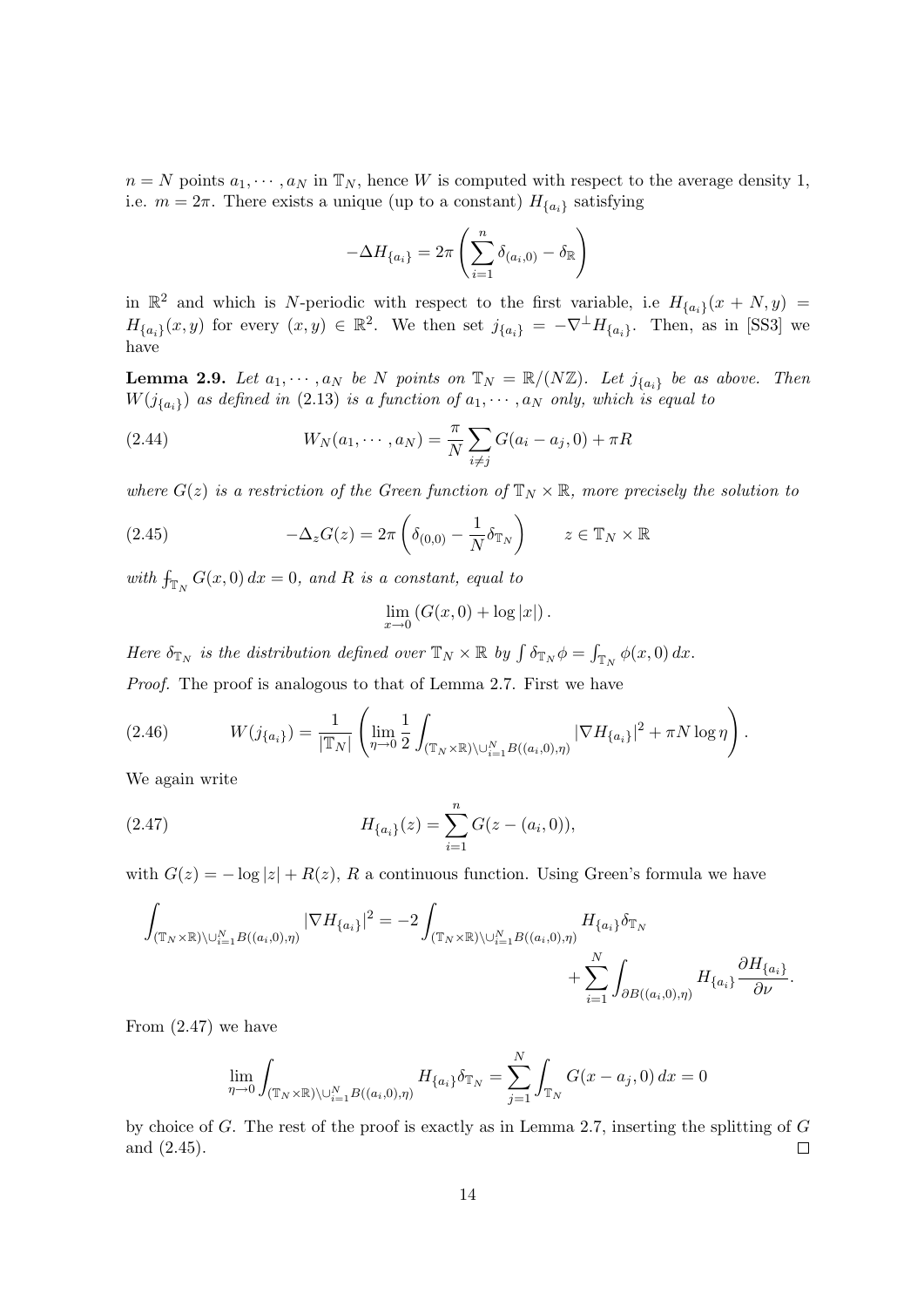$n = N$ points $a_1, \cdots, a_N$ in $\mathbb{T}_N$, hence $W$ is computed with respect to the average density 1, i.e. $m = 2\pi$. There exists a unique (up to a constant) $H_{\{a_i\}}$ satisfying

$$-\Delta H_{\{a_i\}} = 2\pi \left( \sum_{i=1}^n \delta_{(a_i,0)} - \delta_{\mathbb{R}} \right)$$

in $\mathbb{R}^2$ and which is $N$-periodic with respect to the first variable, i.e $H_{\{a_i\}}(x + N, y) = H_{\{a_i\}}(x, y)$ for every $(x, y) \in \mathbb{R}^2$. We then set $j_{\{a_i\}} = -\nabla^\perp H_{\{a_i\}}$. Then, as in [SS3] we have

**Lemma 2.9.** *Let $a_1, \cdots, a_N$ be $N$ points on $\mathbb{T}_N = \mathbb{R}/(N\mathbb{Z})$. Let $j_{\{a_i\}}$ be as above. Then $W(j_{\{a_i\}})$ as defined in (2.13) is a function of $a_1, \cdots, a_N$ only, which is equal to*

$$W_N(a_1, \cdots, a_N) = \frac{\pi}{N} \sum_{i \neq j} G(a_i - a_j, 0) + \pi R \tag{2.44}$$

*where $G(z)$ is a restriction of the Green function of $\mathbb{T}_N \times \mathbb{R}$, more precisely the solution to*

$$-\Delta_z G(z) = 2\pi \left( \delta_{(0,0)} - \frac{1}{N} \delta_{\mathbb{T}_N} \right) \qquad z \in \mathbb{T}_N \times \mathbb{R} \tag{2.45}$$

*with $\fint_{\mathbb{T}_N} G(x, 0)\, dx = 0$, and $R$ is a constant, equal to*

$$\lim_{x \to 0} \left( G(x, 0) + \log |x| \right).$$

*Here $\delta_{\mathbb{T}_N}$ is the distribution defined over $\mathbb{T}_N \times \mathbb{R}$ by $\int \delta_{\mathbb{T}_N} \phi = \int_{\mathbb{T}_N} \phi(x, 0)\, dx$.*

*Proof.* The proof is analogous to that of Lemma 2.7. First we have

$$W(j_{\{a_i\}}) = \frac{1}{|\mathbb{T}_N|} \left( \lim_{\eta \to 0} \frac{1}{2} \int_{(\mathbb{T}_N \times \mathbb{R}) \setminus \cup_{i=1}^N B((a_i,0),\eta)} |\nabla H_{\{a_i\}}|^2 + \pi N \log \eta \right). \tag{2.46}$$

We again write

$$H_{\{a_i\}}(z) = \sum_{i=1}^n G(z - (a_i, 0)), \tag{2.47}$$

with $G(z) = -\log |z| + R(z)$, $R$ a continuous function. Using Green's formula we have

$$\int_{(\mathbb{T}_N \times \mathbb{R}) \setminus \cup_{i=1}^N B((a_i,0),\eta)} |\nabla H_{\{a_i\}}|^2 = -2 \int_{(\mathbb{T}_N \times \mathbb{R}) \setminus \cup_{i=1}^N B((a_i,0),\eta)} H_{\{a_i\}} \delta_{\mathbb{T}_N} + \sum_{i=1}^N \int_{\partial B((a_i,0),\eta)} H_{\{a_i\}} \frac{\partial H_{\{a_i\}}}{\partial \nu}.$$

From (2.47) we have

$$\lim_{\eta \to 0} \int_{(\mathbb{T}_N \times \mathbb{R}) \setminus \cup_{i=1}^N B((a_i,0),\eta)} H_{\{a_i\}} \delta_{\mathbb{T}_N} = \sum_{j=1}^N \int_{\mathbb{T}_N} G(x - a_j, 0)\, dx = 0$$

by choice of $G$. The rest of the proof is exactly as in Lemma 2.7, inserting the splitting of $G$ and (2.45). $\square$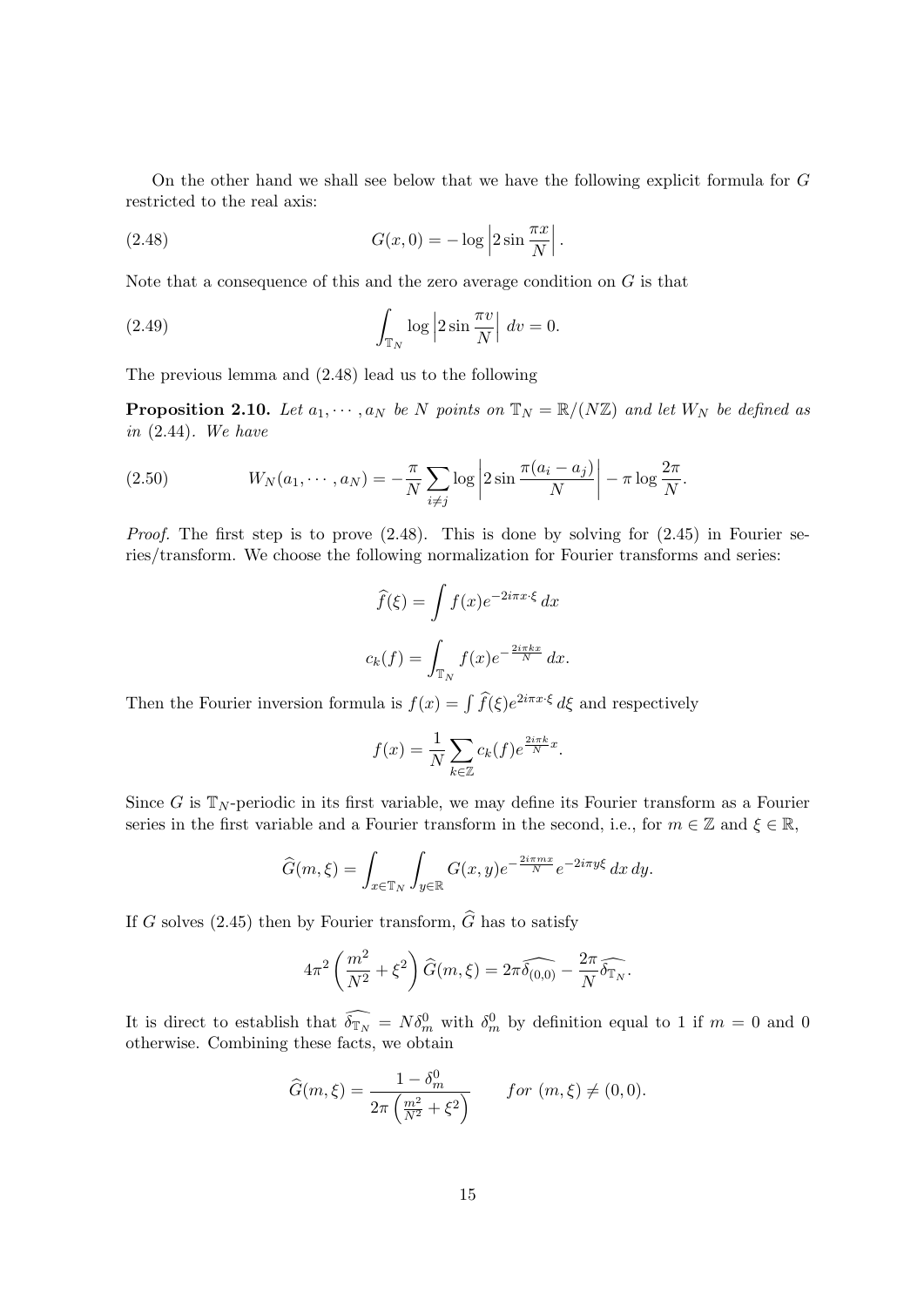On the other hand we shall see below that we have the following explicit formula for $G$ restricted to the real axis:

$$G(x,0) = -\log\left|2\sin\frac{\pi x}{N}\right|. \tag{2.48}$$

Note that a consequence of this and the zero average condition on $G$ is that

$$\int_{\mathbb{T}_N} \log\left|2\sin\frac{\pi v}{N}\right|\,dv = 0. \tag{2.49}$$

The previous lemma and (2.48) lead us to the following

**Proposition 2.10.** *Let $a_1,\cdots,a_N$ be $N$ points on $\mathbb{T}_N = \mathbb{R}/(N\mathbb{Z})$ and let $W_N$ be defined as in (2.44). We have*

$$W_N(a_1,\cdots,a_N) = -\frac{\pi}{N}\sum_{i\neq j}\log\left|2\sin\frac{\pi(a_i-a_j)}{N}\right| - \pi\log\frac{2\pi}{N}. \tag{2.50}$$

*Proof.* The first step is to prove (2.48). This is done by solving for (2.45) in Fourier series/transform. We choose the following normalization for Fourier transforms and series:

$$\widehat{f}(\xi) = \int f(x)e^{-2i\pi x\cdot\xi}\,dx$$

$$c_k(f) = \int_{\mathbb{T}_N} f(x)e^{-\frac{2i\pi kx}{N}}\,dx.$$

Then the Fourier inversion formula is $f(x) = \int \widehat{f}(\xi)e^{2i\pi x\cdot\xi}\,d\xi$ and respectively

$$f(x) = \frac{1}{N}\sum_{k\in\mathbb{Z}} c_k(f)e^{\frac{2i\pi k}{N}x}.$$

Since $G$ is $\mathbb{T}_N$-periodic in its first variable, we may define its Fourier transform as a Fourier series in the first variable and a Fourier transform in the second, i.e., for $m\in\mathbb{Z}$ and $\xi\in\mathbb{R}$,

$$\widehat{G}(m,\xi) = \int_{x\in\mathbb{T}_N}\int_{y\in\mathbb{R}} G(x,y)e^{-\frac{2i\pi mx}{N}}e^{-2i\pi y\xi}\,dx\,dy.$$

If $G$ solves (2.45) then by Fourier transform, $\widehat{G}$ has to satisfy

$$4\pi^2\left(\frac{m^2}{N^2}+\xi^2\right)\widehat{G}(m,\xi) = 2\pi\widehat{\delta_{(0,0)}} - \frac{2\pi}{N}\widehat{\delta_{\mathbb{T}_N}}.$$

It is direct to establish that $\widehat{\delta_{\mathbb{T}_N}} = N\delta_m^0$ with $\delta_m^0$ by definition equal to 1 if $m=0$ and 0 otherwise. Combining these facts, we obtain

$$\widehat{G}(m,\xi) = \frac{1-\delta_m^0}{2\pi\left(\frac{m^2}{N^2}+\xi^2\right)} \qquad \textit{for } (m,\xi)\neq(0,0).$$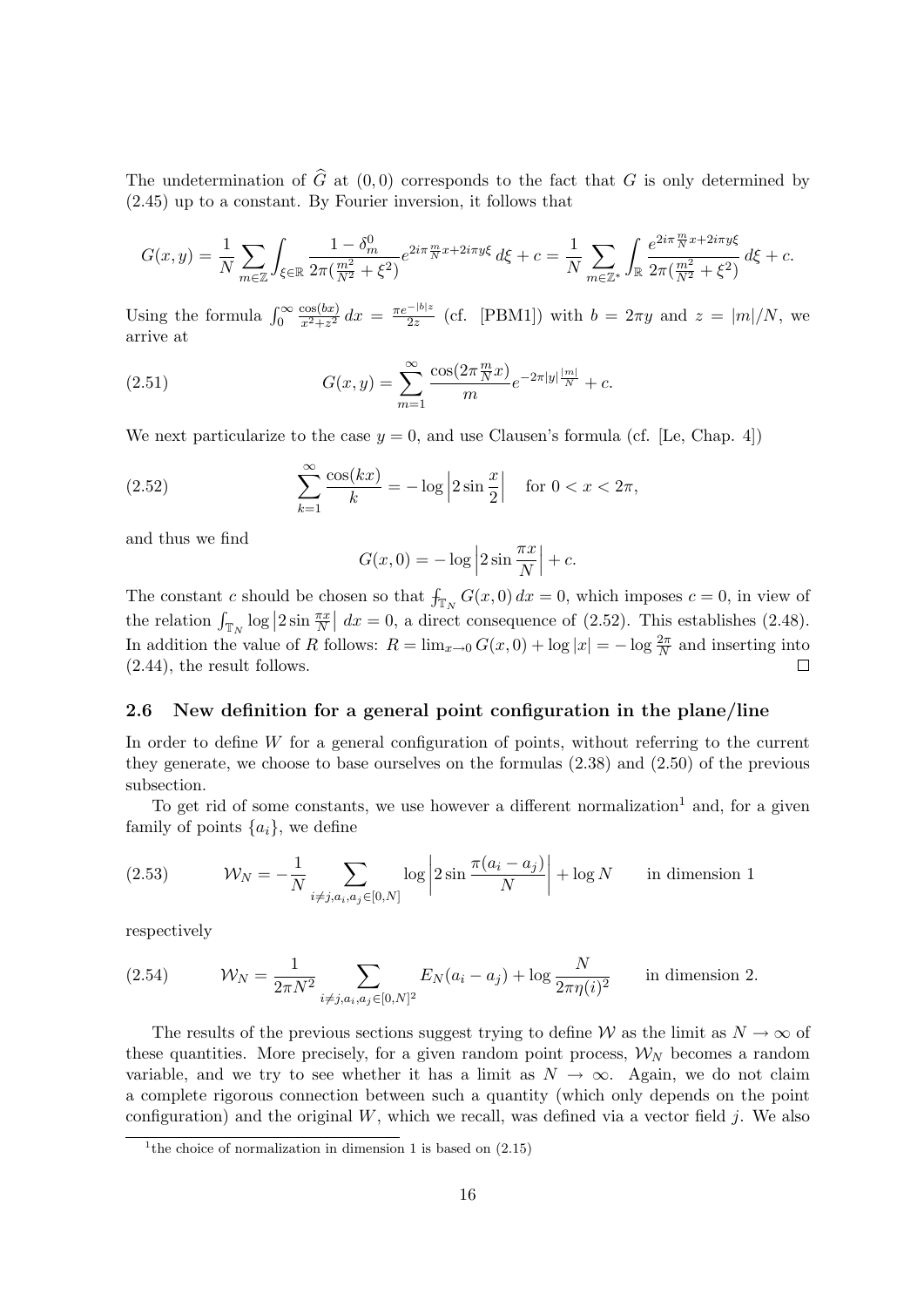The undetermination of $\widehat{G}$ at $(0,0)$ corresponds to the fact that $G$ is only determined by (2.45) up to a constant. By Fourier inversion, it follows that

$$G(x,y) = \frac{1}{N}\sum_{m\in\mathbb{Z}}\int_{\xi\in\mathbb{R}} \frac{1-\delta_m^0}{2\pi(\frac{m^2}{N^2}+\xi^2)} e^{2i\pi\frac{m}{N}x + 2i\pi y\xi}\,d\xi + c = \frac{1}{N}\sum_{m\in\mathbb{Z}^*}\int_{\mathbb{R}} \frac{e^{2i\pi\frac{m}{N}x+2i\pi y\xi}}{2\pi(\frac{m^2}{N^2}+\xi^2)}\,d\xi + c.$$

Using the formula $\int_0^\infty \frac{\cos(bx)}{x^2+z^2}\,dx = \frac{\pi e^{-|b|z}}{2z}$ (cf. [PBM1]) with $b=2\pi y$ and $z=|m|/N$, we arrive at

$$G(x,y) = \sum_{m=1}^{\infty} \frac{\cos(2\pi\frac{m}{N}x)}{m} e^{-2\pi|y|\frac{|m|}{N}} + c. \tag{2.51}$$

We next particularize to the case $y=0$, and use Clausen's formula (cf. [Le, Chap. 4])

$$\sum_{k=1}^{\infty} \frac{\cos(kx)}{k} = -\log\left|2\sin\frac{x}{2}\right| \quad \text{for } 0<x<2\pi, \tag{2.52}$$

and thus we find

$$G(x,0) = -\log\left|2\sin\frac{\pi x}{N}\right| + c.$$

The constant $c$ should be chosen so that $\fint_{\mathbb{T}_N} G(x,0)\,dx = 0$, which imposes $c=0$, in view of the relation $\int_{\mathbb{T}_N}\log\left|2\sin\frac{\pi x}{N}\right|\,dx = 0$, a direct consequence of (2.52). This establishes (2.48). In addition the value of $R$ follows: $R = \lim_{x\to 0} G(x,0) + \log|x| = -\log\frac{2\pi}{N}$ and inserting into (2.44), the result follows. $\square$

## 2.6 New definition for a general point configuration in the plane/line

In order to define $W$ for a general configuration of points, without referring to the current they generate, we choose to base ourselves on the formulas (2.38) and (2.50) of the previous subsection.

To get rid of some constants, we use however a different normalization[1] and, for a given family of points $\{a_i\}$, we define

$$\mathcal{W}_N = -\frac{1}{N}\sum_{i\neq j, a_i,a_j\in[0,N]} \log\left|2\sin\frac{\pi(a_i-a_j)}{N}\right| + \log N \qquad \text{in dimension 1} \tag{2.53}$$

respectively

$$\mathcal{W}_N = \frac{1}{2\pi N^2}\sum_{i\neq j, a_i,a_j\in[0,N]^2} E_N(a_i-a_j) + \log\frac{N}{2\pi\eta(i)^2} \qquad \text{in dimension 2.} \tag{2.54}$$

The results of the previous sections suggest trying to define $\mathcal{W}$ as the limit as $N\to\infty$ of these quantities. More precisely, for a given random point process, $\mathcal{W}_N$ becomes a random variable, and we try to see whether it has a limit as $N\to\infty$. Again, we do not claim a complete rigorous connection between such a quantity (which only depends on the point configuration) and the original $W$, which we recall, was defined via a vector field $j$. We also

[1] the choice of normalization in dimension 1 is based on (2.15)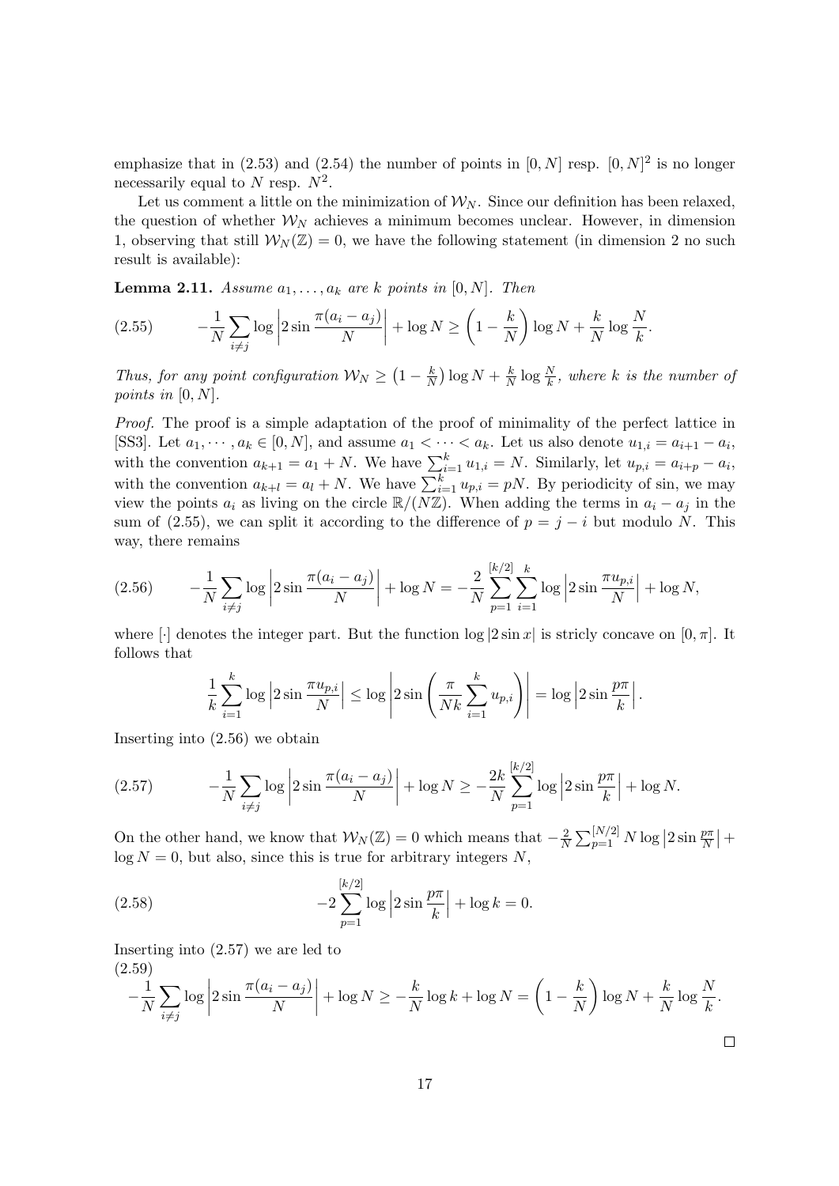emphasize that in (2.53) and (2.54) the number of points in $[0, N]$ resp. $[0, N]^2$ is no longer necessarily equal to $N$ resp. $N^2$.

Let us comment a little on the minimization of $\mathcal{W}_N$. Since our definition has been relaxed, the question of whether $\mathcal{W}_N$ achieves a minimum becomes unclear. However, in dimension 1, observing that still $\mathcal{W}_N(\mathbb{Z}) = 0$, we have the following statement (in dimension 2 no such result is available):

**Lemma 2.11.** *Assume $a_1, \ldots, a_k$ are $k$ points in $[0, N]$. Then*

$$-\frac{1}{N}\sum_{i\neq j} \log\left|2\sin\frac{\pi(a_i - a_j)}{N}\right| + \log N \geq \left(1 - \frac{k}{N}\right)\log N + \frac{k}{N}\log\frac{N}{k}. \tag{2.55}$$

*Thus, for any point configuration $\mathcal{W}_N \geq \left(1 - \frac{k}{N}\right)\log N + \frac{k}{N}\log\frac{N}{k}$, where $k$ is the number of points in $[0, N]$.*

*Proof.* The proof is a simple adaptation of the proof of minimality of the perfect lattice in [SS3]. Let $a_1, \cdots, a_k \in [0, N]$, and assume $a_1 < \cdots < a_k$. Let us also denote $u_{1,i} = a_{i+1} - a_i$, with the convention $a_{k+1} = a_1 + N$. We have $\sum_{i=1}^k u_{1,i} = N$. Similarly, let $u_{p,i} = a_{i+p} - a_i$, with the convention $a_{k+l} = a_l + N$. We have $\sum_{i=1}^k u_{p,i} = pN$. By periodicity of sin, we may view the points $a_i$ as living on the circle $\mathbb{R}/(N\mathbb{Z})$. When adding the terms in $a_i - a_j$ in the sum of (2.55), we can split it according to the difference of $p = j - i$ but modulo $N$. This way, there remains

$$-\frac{1}{N}\sum_{i\neq j} \log\left|2\sin\frac{\pi(a_i - a_j)}{N}\right| + \log N = -\frac{2}{N}\sum_{p=1}^{[k/2]}\sum_{i=1}^{k} \log\left|2\sin\frac{\pi u_{p,i}}{N}\right| + \log N, \tag{2.56}$$

where $[\cdot]$ denotes the integer part. But the function $\log|2\sin x|$ is stricly concave on $[0, \pi]$. It follows that

$$\frac{1}{k}\sum_{i=1}^{k} \log\left|2\sin\frac{\pi u_{p,i}}{N}\right| \leq \log\left|2\sin\left(\frac{\pi}{Nk}\sum_{i=1}^{k} u_{p,i}\right)\right| = \log\left|2\sin\frac{p\pi}{k}\right|.$$

Inserting into (2.56) we obtain

$$-\frac{1}{N}\sum_{i\neq j} \log\left|2\sin\frac{\pi(a_i - a_j)}{N}\right| + \log N \geq -\frac{2k}{N}\sum_{p=1}^{[k/2]} \log\left|2\sin\frac{p\pi}{k}\right| + \log N. \tag{2.57}$$

On the other hand, we know that $\mathcal{W}_N(\mathbb{Z}) = 0$ which means that $-\frac{2}{N}\sum_{p=1}^{[N/2]} N\log\left|2\sin\frac{p\pi}{N}\right| + \log N = 0$, but also, since this is true for arbitrary integers $N$,

$$-2\sum_{p=1}^{[k/2]} \log\left|2\sin\frac{p\pi}{k}\right| + \log k = 0. \tag{2.58}$$

Inserting into (2.57) we are led to

$$-\frac{1}{N}\sum_{i\neq j} \log\left|2\sin\frac{\pi(a_i - a_j)}{N}\right| + \log N \geq -\frac{k}{N}\log k + \log N = \left(1 - \frac{k}{N}\right)\log N + \frac{k}{N}\log\frac{N}{k}. \tag{2.59}$$

$\square$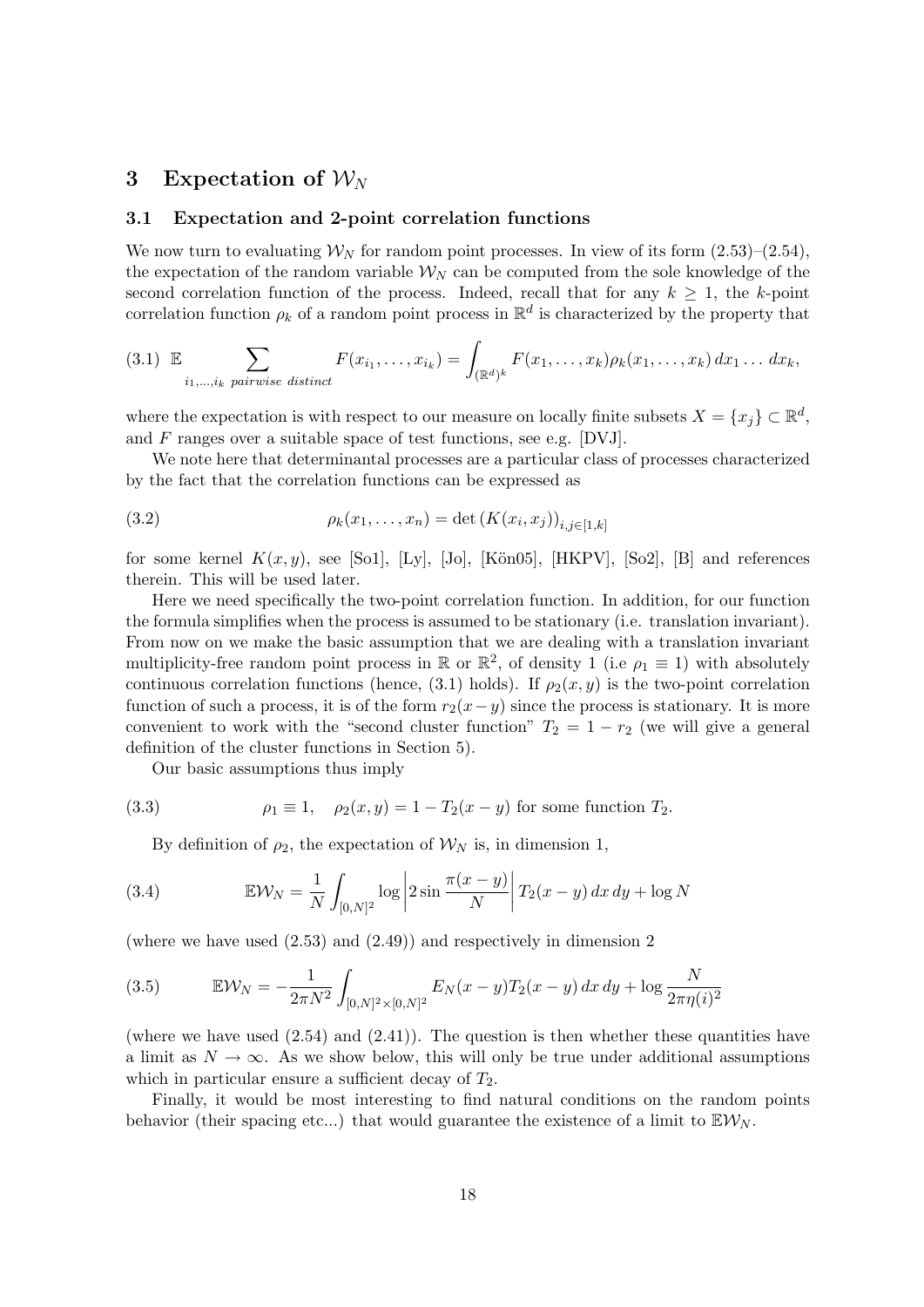## 3 Expectation of $\mathcal{W}_N$

### 3.1 Expectation and 2-point correlation functions

We now turn to evaluating $\mathcal{W}_N$ for random point processes. In view of its form (2.53)–(2.54), the expectation of the random variable $\mathcal{W}_N$ can be computed from the sole knowledge of the second correlation function of the process. Indeed, recall that for any $k \geq 1$, the $k$-point correlation function $\rho_k$ of a random point process in $\mathbb{R}^d$ is characterized by the property that

$$\text{(3.1)} \quad \mathbb{E} \sum_{i_1,\ldots,i_k \ \textit{pairwise distinct}} F(x_{i_1},\ldots,x_{i_k}) = \int_{(\mathbb{R}^d)^k} F(x_1,\ldots,x_k)\rho_k(x_1,\ldots,x_k)\,dx_1\ldots\,dx_k,$$

where the expectation is with respect to our measure on locally finite subsets $X = \{x_j\} \subset \mathbb{R}^d$, and $F$ ranges over a suitable space of test functions, see e.g. [DVJ].

We note here that determinantal processes are a particular class of processes characterized by the fact that the correlation functions can be expressed as

$$\text{(3.2)} \qquad \rho_k(x_1,\ldots,x_n) = \det\left(K(x_i,x_j)\right)_{i,j\in[1,k]}$$

for some kernel $K(x,y)$, see [So1], [Ly], [Jo], [Kön05], [HKPV], [So2], [B] and references therein. This will be used later.

Here we need specifically the two-point correlation function. In addition, for our function the formula simplifies when the process is assumed to be stationary (i.e. translation invariant). From now on we make the basic assumption that we are dealing with a translation invariant multiplicity-free random point process in $\mathbb{R}$ or $\mathbb{R}^2$, of density 1 (i.e $\rho_1 \equiv 1$) with absolutely continuous correlation functions (hence, (3.1) holds). If $\rho_2(x,y)$ is the two-point correlation function of such a process, it is of the form $r_2(x-y)$ since the process is stationary. It is more convenient to work with the "second cluster function" $T_2 = 1 - r_2$ (we will give a general definition of the cluster functions in Section 5).

Our basic assumptions thus imply

$$\text{(3.3)} \qquad \rho_1 \equiv 1, \quad \rho_2(x,y) = 1 - T_2(x-y) \text{ for some function } T_2.$$

By definition of $\rho_2$, the expectation of $\mathcal{W}_N$ is, in dimension 1,

$$\text{(3.4)} \qquad \mathbb{E}\mathcal{W}_N = \frac{1}{N}\int_{[0,N]^2} \log\left|2\sin\frac{\pi(x-y)}{N}\right| T_2(x-y)\,dx\,dy + \log N$$

(where we have used (2.53) and (2.49)) and respectively in dimension 2

$$\text{(3.5)} \qquad \mathbb{E}\mathcal{W}_N = -\frac{1}{2\pi N^2}\int_{[0,N]^2\times[0,N]^2} E_N(x-y)T_2(x-y)\,dx\,dy + \log\frac{N}{2\pi\eta(i)^2}$$

(where we have used (2.54) and (2.41)). The question is then whether these quantities have a limit as $N \to \infty$. As we show below, this will only be true under additional assumptions which in particular ensure a sufficient decay of $T_2$.

Finally, it would be most interesting to find natural conditions on the random points behavior (their spacing etc...) that would guarantee the existence of a limit to $\mathbb{E}\mathcal{W}_N$.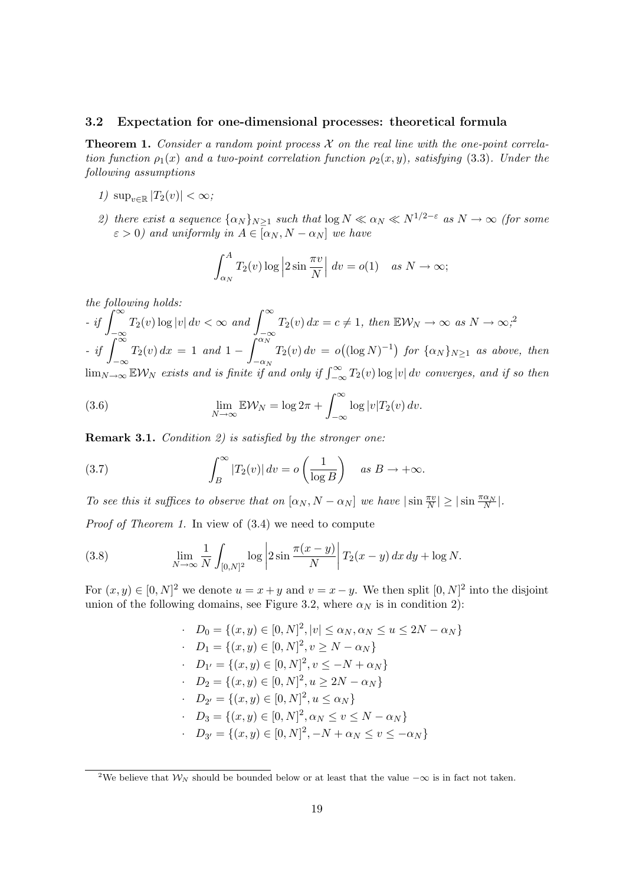### 3.2 Expectation for one-dimensional processes: theoretical formula

**Theorem 1.** *Consider a random point process $\mathcal{X}$ on the real line with the one-point correlation function $\rho_1(x)$ and a two-point correlation function $\rho_2(x,y)$, satisfying (3.3). Under the following assumptions*

1) $\sup_{v\in\mathbb{R}} |T_2(v)| < \infty$;

2) *there exist a sequence $\{\alpha_N\}_{N\geq 1}$ such that $\log N \ll \alpha_N \ll N^{1/2-\varepsilon}$ as $N\to\infty$ (for some $\varepsilon>0$) and uniformly in $A\in[\alpha_N, N-\alpha_N]$ we have*

$$\int_{\alpha_N}^{A} T_2(v)\log\left|2\sin\frac{\pi v}{N}\right|\,dv = o(1) \quad \text{as } N\to\infty;$$

*the following holds:*

*- if $\int_{-\infty}^{\infty} T_2(v)\log|v|\,dv<\infty$ and $\int_{-\infty}^{\infty} T_2(v)\,dx = c\neq 1$, then $\mathbb{E}\mathcal{W}_N\to\infty$ as $N\to\infty$;*[2]

*- if $\int_{-\infty}^{\infty} T_2(v)\,dx = 1$ and $1-\int_{-\alpha_N}^{\alpha_N} T_2(v)\,dv = o\big((\log N)^{-1}\big)$ for $\{\alpha_N\}_{N\geq 1}$ as above, then $\lim_{N\to\infty}\mathbb{E}\mathcal{W}_N$ exists and is finite if and only if $\int_{-\infty}^{\infty} T_2(v)\log|v|\,dv$ converges, and if so then*

$$\lim_{N\to\infty}\mathbb{E}\mathcal{W}_N = \log 2\pi + \int_{-\infty}^{\infty}\log|v|T_2(v)\,dv. \tag{3.6}$$

**Remark 3.1.** *Condition 2) is satisfied by the stronger one:*

$$\int_{B}^{\infty} |T_2(v)|\,dv = o\left(\frac{1}{\log B}\right) \quad \text{as } B\to+\infty. \tag{3.7}$$

*To see this it suffices to observe that on $[\alpha_N, N-\alpha_N]$ we have $|\sin\frac{\pi v}{N}|\geq|\sin\frac{\pi\alpha_N}{N}|$.*

*Proof of Theorem 1.* In view of (3.4) we need to compute

$$\lim_{N\to\infty}\frac{1}{N}\int_{[0,N]^2}\log\left|2\sin\frac{\pi(x-y)}{N}\right| T_2(x-y)\,dx\,dy + \log N. \tag{3.8}$$

For $(x,y)\in[0,N]^2$ we denote $u=x+y$ and $v=x-y$. We then split $[0,N]^2$ into the disjoint union of the following domains, see Figure 3.2, where $\alpha_N$ is in condition 2):

- $D_0 = \{(x,y)\in[0,N]^2, |v|\leq\alpha_N, \alpha_N\leq u\leq 2N-\alpha_N\}$
- $D_1 = \{(x,y)\in[0,N]^2, v\geq N-\alpha_N\}$
- $D_{1'} = \{(x,y)\in[0,N]^2, v\leq -N+\alpha_N\}$
- $D_2 = \{(x,y)\in[0,N]^2, u\geq 2N-\alpha_N\}$
- $D_{2'} = \{(x,y)\in[0,N]^2, u\leq\alpha_N\}$
- $D_3 = \{(x,y)\in[0,N]^2, \alpha_N\leq v\leq N-\alpha_N\}$
- $D_{3'} = \{(x,y)\in[0,N]^2, -N+\alpha_N\leq v\leq -\alpha_N\}$

[2] We believe that $\mathcal{W}_N$ should be bounded below or at least that the value $-\infty$ is in fact not taken.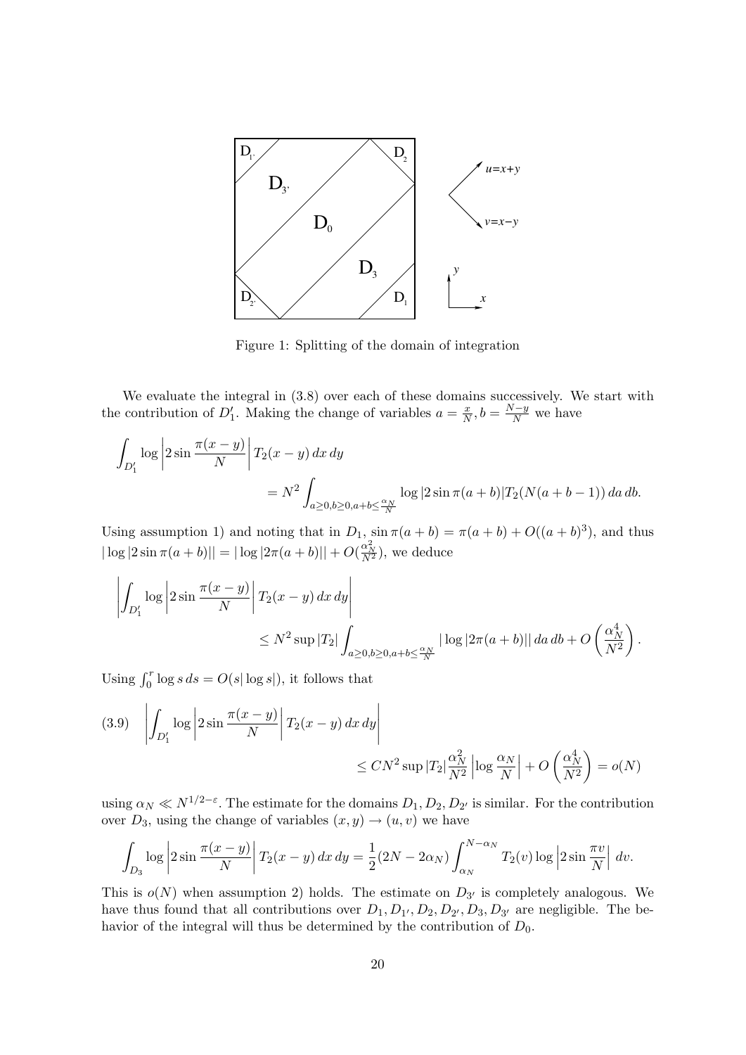Figure 1: Splitting of the domain of integration

We evaluate the integral in (3.8) over each of these domains successively. We start with the contribution of $D_1'$. Making the change of variables $a = \frac{x}{N}, b = \frac{N-y}{N}$ we have

$$\int_{D_1'} \log \left| 2\sin \frac{\pi(x-y)}{N} \right| T_2(x-y)\, dx\, dy$$
$$= N^2 \int_{a \geq 0, b \geq 0, a+b \leq \frac{\alpha_N}{N}} \log |2 \sin \pi(a+b)| T_2(N(a+b-1))\, da\, db.$$

Using assumption 1) and noting that in $D_1$, $\sin \pi(a+b) = \pi(a+b) + O((a+b)^3)$, and thus $|\log|2\sin\pi(a+b)|| = |\log|2\pi(a+b)|| + O(\frac{\alpha_N^2}{N^2})$, we deduce

$$\left| \int_{D_1'} \log \left| 2\sin \frac{\pi(x-y)}{N} \right| T_2(x-y)\, dx\, dy \right|$$
$$\leq N^2 \sup |T_2| \int_{a \geq 0, b \geq 0, a+b \leq \frac{\alpha_N}{N}} |\log |2\pi(a+b)||\, da\, db + O\left(\frac{\alpha_N^4}{N^2}\right).$$

Using $\int_0^r \log s\, ds = O(s|\log s|)$, it follows that

$$(3.9) \quad \left| \int_{D_1'} \log \left| 2\sin \frac{\pi(x-y)}{N} \right| T_2(x-y)\, dx\, dy \right|$$
$$\leq CN^2 \sup |T_2| \frac{\alpha_N^2}{N^2} \left| \log \frac{\alpha_N}{N} \right| + O\left(\frac{\alpha_N^4}{N^2}\right) = o(N)$$

using $\alpha_N \ll N^{1/2-\varepsilon}$. The estimate for the domains $D_1, D_2, D_{2'}$ is similar. For the contribution over $D_3$, using the change of variables $(x,y) \to (u,v)$ we have

$$\int_{D_3} \log \left| 2\sin \frac{\pi(x-y)}{N} \right| T_2(x-y)\, dx\, dy = \frac{1}{2}(2N - 2\alpha_N) \int_{\alpha_N}^{N-\alpha_N} T_2(v) \log \left| 2 \sin \frac{\pi v}{N} \right|\, dv.$$

This is $o(N)$ when assumption 2) holds. The estimate on $D_{3'}$ is completely analogous. We have thus found that all contributions over $D_1, D_{1'}, D_2, D_{2'}, D_3, D_{3'}$ are negligible. The behavior of the integral will thus be determined by the contribution of $D_0$.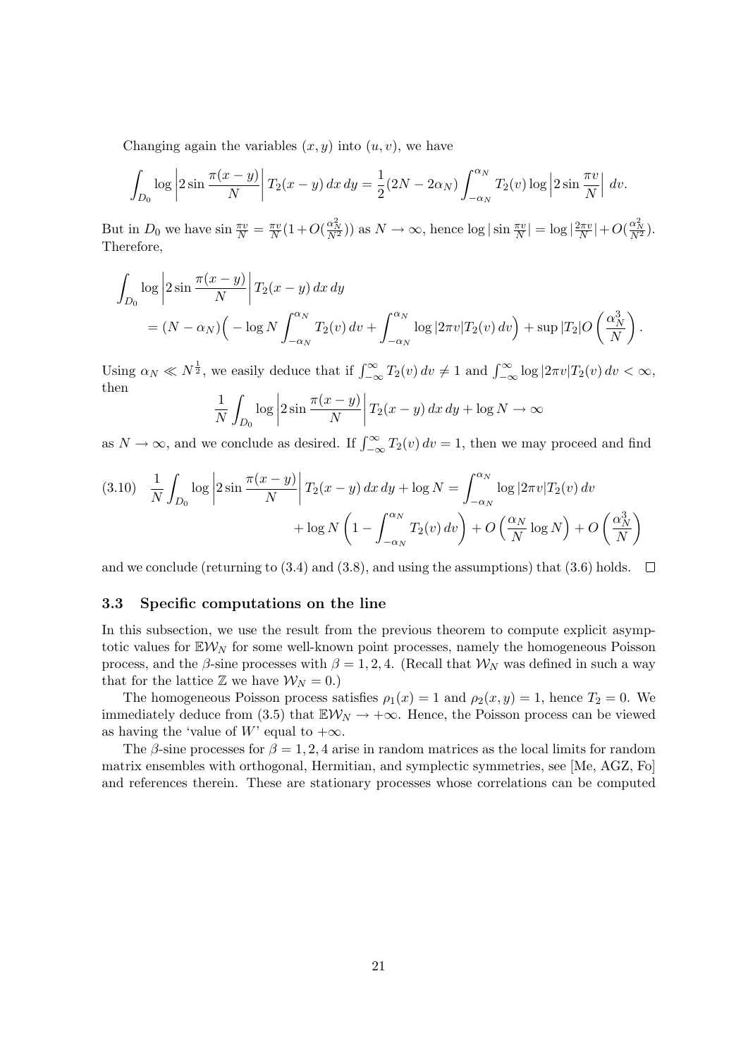Changing again the variables $(x, y)$ into $(u, v)$, we have

$$\int_{D_0} \log \left|2 \sin \frac{\pi(x-y)}{N}\right| T_2(x-y)\, dx\, dy = \frac{1}{2}(2N - 2\alpha_N) \int_{-\alpha_N}^{\alpha_N} T_2(v) \log \left|2 \sin \frac{\pi v}{N}\right|\, dv.$$

But in $D_0$ we have $\sin \frac{\pi v}{N} = \frac{\pi v}{N}(1 + O(\frac{\alpha_N^2}{N^2}))$ as $N \to \infty$, hence $\log |\sin \frac{\pi v}{N}| = \log |\frac{2\pi v}{N}| + O(\frac{\alpha_N^2}{N^2})$. Therefore,

$$\int_{D_0} \log \left|2 \sin \frac{\pi(x-y)}{N}\right| T_2(x-y)\, dx\, dy$$
$$= (N - \alpha_N)\Big( -\log N \int_{-\alpha_N}^{\alpha_N} T_2(v)\, dv + \int_{-\alpha_N}^{\alpha_N} \log |2\pi v| T_2(v)\, dv \Big) + \sup |T_2| O\left(\frac{\alpha_N^3}{N}\right).$$

Using $\alpha_N \ll N^{\frac{1}{2}}$, we easily deduce that if $\int_{-\infty}^{\infty} T_2(v)\, dv \neq 1$ and $\int_{-\infty}^{\infty} \log |2\pi v| T_2(v)\, dv < \infty$, then

$$\frac{1}{N} \int_{D_0} \log \left|2 \sin \frac{\pi(x-y)}{N}\right| T_2(x-y)\, dx\, dy + \log N \to \infty$$

as $N \to \infty$, and we conclude as desired. If $\int_{-\infty}^{\infty} T_2(v)\, dv = 1$, then we may proceed and find

$$\begin{aligned}(3.10) \quad \frac{1}{N} \int_{D_0} \log \left|2 \sin \frac{\pi(x-y)}{N}\right| T_2(x-y)\, dx\, dy + \log N &= \int_{-\alpha_N}^{\alpha_N} \log |2\pi v| T_2(v)\, dv \\ &+ \log N \left(1 - \int_{-\alpha_N}^{\alpha_N} T_2(v)\, dv\right) + O\left(\frac{\alpha_N}{N} \log N\right) + O\left(\frac{\alpha_N^3}{N}\right)\end{aligned}$$

and we conclude (returning to (3.4) and (3.8), and using the assumptions) that (3.6) holds. $\square$

### 3.3 Specific computations on the line

In this subsection, we use the result from the previous theorem to compute explicit asymptotic values for $\mathbb{E}\mathcal{W}_N$ for some well-known point processes, namely the homogeneous Poisson process, and the $\beta$-sine processes with $\beta = 1, 2, 4$. (Recall that $\mathcal{W}_N$ was defined in such a way that for the lattice $\mathbb{Z}$ we have $\mathcal{W}_N = 0$.)

The homogeneous Poisson process satisfies $\rho_1(x) = 1$ and $\rho_2(x, y) = 1$, hence $T_2 = 0$. We immediately deduce from (3.5) that $\mathbb{E}\mathcal{W}_N \to +\infty$. Hence, the Poisson process can be viewed as having the 'value of $W$' equal to $+\infty$.

The $\beta$-sine processes for $\beta = 1, 2, 4$ arise in random matrices as the local limits for random matrix ensembles with orthogonal, Hermitian, and symplectic symmetries, see [Me, AGZ, Fo] and references therein. These are stationary processes whose correlations can be computed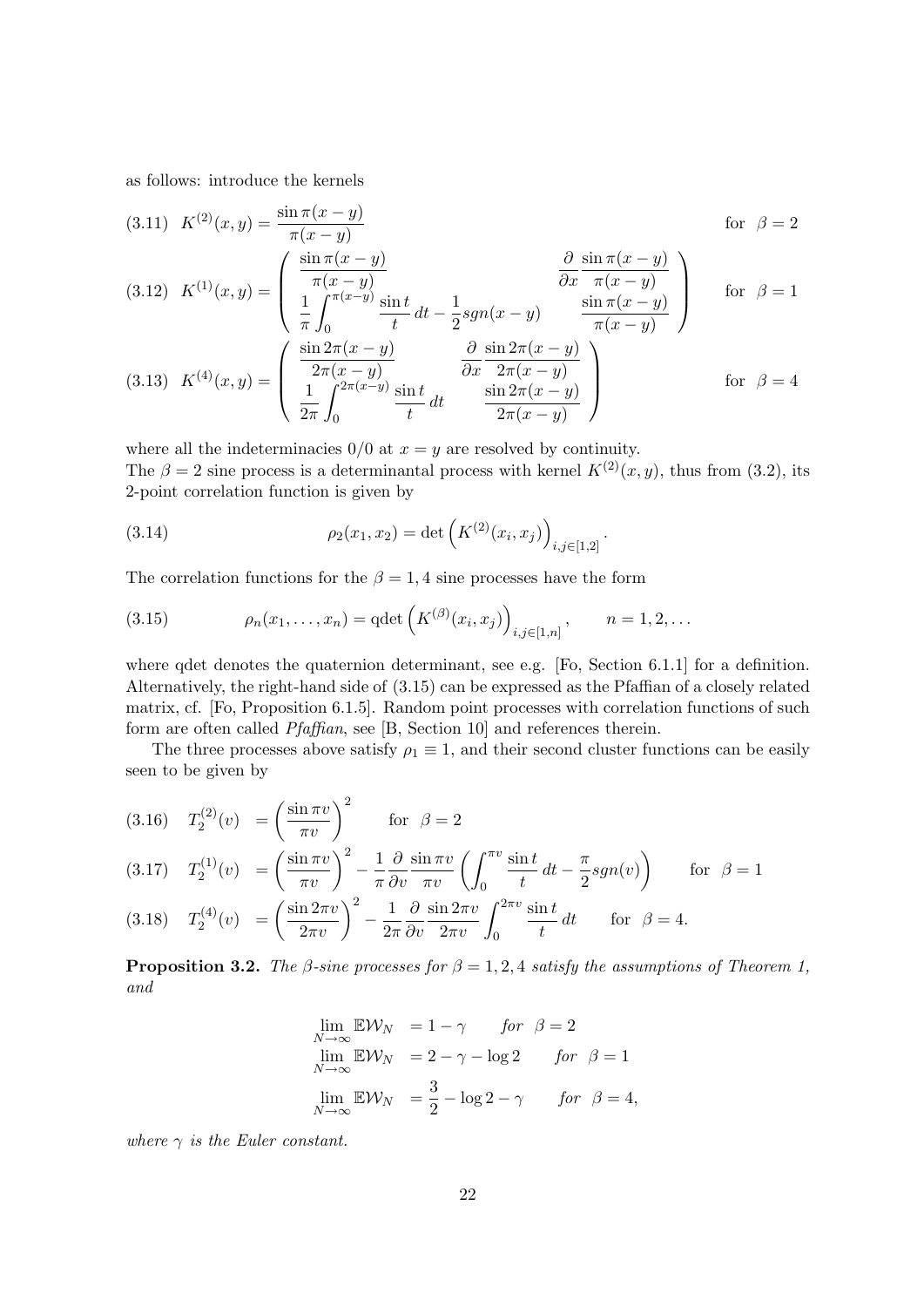as follows: introduce the kernels

$$
\text{(3.11)}\quad K^{(2)}(x,y) = \frac{\sin \pi(x-y)}{\pi(x-y)} \qquad \text{for } \beta = 2
$$

$$
\text{(3.12)}\quad K^{(1)}(x,y) = \begin{pmatrix} \dfrac{\sin \pi(x-y)}{\pi(x-y)} & \dfrac{\partial}{\partial x}\dfrac{\sin \pi(x-y)}{\pi(x-y)} \\ \dfrac{1}{\pi}\displaystyle\int_0^{\pi(x-y)} \frac{\sin t}{t}\,dt - \frac{1}{2}sgn(x-y) & \dfrac{\sin \pi(x-y)}{\pi(x-y)} \end{pmatrix} \qquad \text{for } \beta = 1
$$

$$
\text{(3.13)}\quad K^{(4)}(x,y) = \begin{pmatrix} \dfrac{\sin 2\pi(x-y)}{2\pi(x-y)} & \dfrac{\partial}{\partial x}\dfrac{\sin 2\pi(x-y)}{2\pi(x-y)} \\ \dfrac{1}{2\pi}\displaystyle\int_0^{2\pi(x-y)} \frac{\sin t}{t}\,dt & \dfrac{\sin 2\pi(x-y)}{2\pi(x-y)} \end{pmatrix} \qquad \text{for } \beta = 4
$$

where all the indeterminacies $0/0$ at $x = y$ are resolved by continuity.
The $\beta = 2$ sine process is a determinantal process with kernel $K^{(2)}(x,y)$, thus from (3.2), its 2-point correlation function is given by

$$
\rho_2(x_1, x_2) = \det\left(K^{(2)}(x_i, x_j)\right)_{i,j\in[1,2]}. \tag{3.14}
$$

The correlation functions for the $\beta = 1, 4$ sine processes have the form

$$
\rho_n(x_1, \ldots, x_n) = \text{qdet}\left(K^{(\beta)}(x_i, x_j)\right)_{i,j\in[1,n]}, \qquad n = 1, 2, \ldots \tag{3.15}
$$

where qdet denotes the quaternion determinant, see e.g. [Fo, Section 6.1.1] for a definition. Alternatively, the right-hand side of (3.15) can be expressed as the Pfaffian of a closely related matrix, cf. [Fo, Proposition 6.1.5]. Random point processes with correlation functions of such form are often called *Pfaffian*, see [B, Section 10] and references therein.

The three processes above satisfy $\rho_1 \equiv 1$, and their second cluster functions can be easily seen to be given by

$$
\text{(3.16)}\quad T_2^{(2)}(v) = \left(\frac{\sin \pi v}{\pi v}\right)^2 \qquad \text{for } \beta = 2
$$

$$
\text{(3.17)}\quad T_2^{(1)}(v) = \left(\frac{\sin \pi v}{\pi v}\right)^2 - \frac{1}{\pi}\frac{\partial}{\partial v}\frac{\sin \pi v}{\pi v}\left(\int_0^{\pi v}\frac{\sin t}{t}\,dt - \frac{\pi}{2}sgn(v)\right) \qquad \text{for } \beta = 1
$$

$$
\text{(3.18)}\quad T_2^{(4)}(v) = \left(\frac{\sin 2\pi v}{2\pi v}\right)^2 - \frac{1}{2\pi}\frac{\partial}{\partial v}\frac{\sin 2\pi v}{2\pi v}\int_0^{2\pi v}\frac{\sin t}{t}\,dt \qquad \text{for } \beta = 4.
$$

**Proposition 3.2.** *The $\beta$-sine processes for $\beta = 1, 2, 4$ satisfy the assumptions of Theorem 1, and*

$$
\begin{aligned}
\lim_{N\to\infty} \mathbb{E}\mathcal{W}_N &= 1 - \gamma \qquad \text{for } \beta = 2 \\
\lim_{N\to\infty} \mathbb{E}\mathcal{W}_N &= 2 - \gamma - \log 2 \qquad \text{for } \beta = 1 \\
\lim_{N\to\infty} \mathbb{E}\mathcal{W}_N &= \frac{3}{2} - \log 2 - \gamma \qquad \text{for } \beta = 4,
\end{aligned}
$$

*where $\gamma$ is the Euler constant.*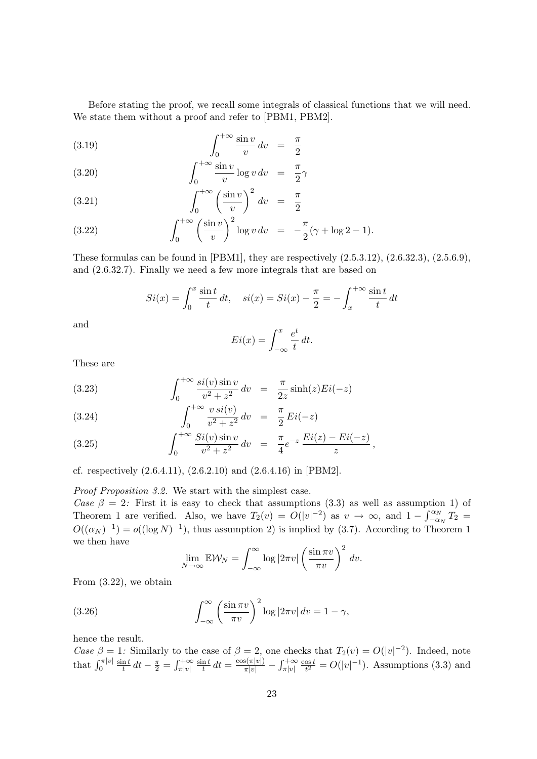Before stating the proof, we recall some integrals of classical functions that we will need. We state them without a proof and refer to [PBM1, PBM2].

$$\int_0^{+\infty} \frac{\sin v}{v}\, dv = \frac{\pi}{2} \tag{3.19}$$

$$\int_0^{+\infty} \frac{\sin v}{v} \log v\, dv = \frac{\pi}{2}\gamma \tag{3.20}$$

$$\int_0^{+\infty} \left(\frac{\sin v}{v}\right)^2 dv = \frac{\pi}{2} \tag{3.21}$$

$$\int_0^{+\infty} \left(\frac{\sin v}{v}\right)^2 \log v\, dv = -\frac{\pi}{2}(\gamma + \log 2 - 1). \tag{3.22}$$

These formulas can be found in [PBM1], they are respectively (2.5.3.12), (2.6.32.3), (2.5.6.9), and (2.6.32.7). Finally we need a few more integrals that are based on

$$Si(x) = \int_0^x \frac{\sin t}{t}\, dt, \quad si(x) = Si(x) - \frac{\pi}{2} = -\int_x^{+\infty} \frac{\sin t}{t}\, dt$$

and

$$Ei(x) = \int_{-\infty}^x \frac{e^t}{t}\, dt.$$

These are

$$\int_0^{+\infty} \frac{si(v) \sin v}{v^2 + z^2}\, dv = \frac{\pi}{2z} \sinh(z) Ei(-z) \tag{3.23}$$

$$\int_0^{+\infty} \frac{v\, si(v)}{v^2 + z^2}\, dv = \frac{\pi}{2}\, Ei(-z) \tag{3.24}$$

$$\int_0^{+\infty} \frac{Si(v) \sin v}{v^2 + z^2}\, dv = \frac{\pi}{4} e^{-z}\, \frac{Ei(z) - Ei(-z)}{z}, \tag{3.25}$$

cf. respectively (2.6.4.11), (2.6.2.10) and (2.6.4.16) in [PBM2].

*Proof Proposition 3.2.* We start with the simplest case.
*Case $\beta = 2$:* First it is easy to check that assumptions (3.3) as well as assumption 1) of Theorem 1 are verified. Also, we have $T_2(v) = O(|v|^{-2})$ as $v \to \infty$, and $1 - \int_{-\alpha_N}^{\alpha_N} T_2 = O((\alpha_N)^{-1}) = o((\log N)^{-1})$, thus assumption 2) is implied by (3.7). According to Theorem 1 we then have

$$\lim_{N \to \infty} \mathbb{E}\mathcal{W}_N = \int_{-\infty}^{\infty} \log|2\pi v| \left(\frac{\sin \pi v}{\pi v}\right)^2 dv.$$

From (3.22), we obtain

$$\int_{-\infty}^{\infty} \left(\frac{\sin \pi v}{\pi v}\right)^2 \log|2\pi v|\, dv = 1 - \gamma, \tag{3.26}$$

hence the result.
*Case $\beta = 1$:* Similarly to the case of $\beta = 2$, one checks that $T_2(v) = O(|v|^{-2})$. Indeed, note that $\int_0^{\pi|v|} \frac{\sin t}{t}\, dt - \frac{\pi}{2} = \int_{\pi|v|}^{+\infty} \frac{\sin t}{t}\, dt = \frac{\cos(\pi|v|)}{\pi|v|} - \int_{\pi|v|}^{+\infty} \frac{\cos t}{t^2} = O(|v|^{-1})$. Assumptions (3.3) and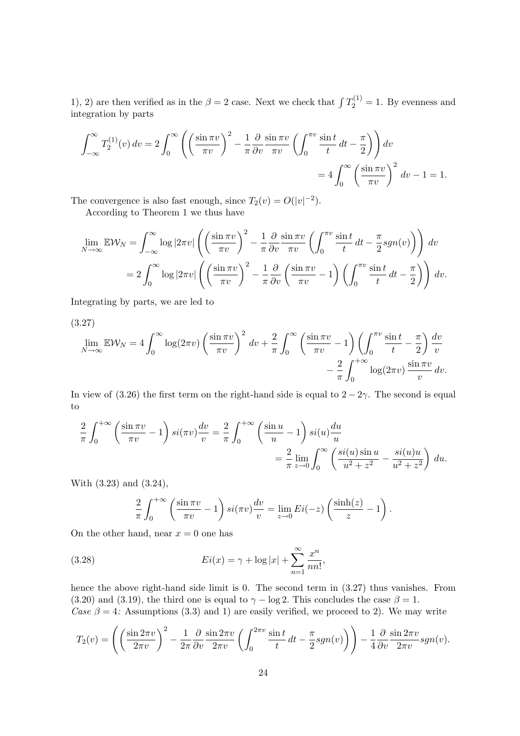1), 2) are then verified as in the $\beta = 2$ case. Next we check that $\int T_2^{(1)} = 1$. By evenness and integration by parts

$$\int_{-\infty}^{\infty} T_2^{(1)}(v)\,dv = 2\int_0^{\infty}\left(\left(\frac{\sin \pi v}{\pi v}\right)^2 - \frac{1}{\pi}\frac{\partial}{\partial v}\frac{\sin \pi v}{\pi v}\left(\int_0^{\pi v}\frac{\sin t}{t}\,dt - \frac{\pi}{2}\right)\right)dv$$
$$= 4\int_0^{\infty}\left(\frac{\sin \pi v}{\pi v}\right)^2\,dv - 1 = 1.$$

The convergence is also fast enough, since $T_2(v) = O(|v|^{-2})$.

According to Theorem 1 we thus have

$$\lim_{N\to\infty}\mathbb{E}\mathcal{W}_N = \int_{-\infty}^{\infty}\log|2\pi v|\left(\left(\frac{\sin \pi v}{\pi v}\right)^2 - \frac{1}{\pi}\frac{\partial}{\partial v}\frac{\sin \pi v}{\pi v}\left(\int_0^{\pi v}\frac{\sin t}{t}\,dt - \frac{\pi}{2}sgn(v)\right)\right)\,dv$$
$$= 2\int_0^{\infty}\log|2\pi v|\left(\left(\frac{\sin \pi v}{\pi v}\right)^2 - \frac{1}{\pi}\frac{\partial}{\partial v}\left(\frac{\sin \pi v}{\pi v} - 1\right)\left(\int_0^{\pi v}\frac{\sin t}{t}\,dt - \frac{\pi}{2}\right)\right)\,dv.$$

Integrating by parts, we are led to

(3.27)
$$\lim_{N\to\infty}\mathbb{E}\mathcal{W}_N = 4\int_0^{\infty}\log(2\pi v)\left(\frac{\sin \pi v}{\pi v}\right)^2\,dv + \frac{2}{\pi}\int_0^{\infty}\left(\frac{\sin \pi v}{\pi v} - 1\right)\left(\int_0^{\pi v}\frac{\sin t}{t} - \frac{\pi}{2}\right)\frac{dv}{v}$$
$$- \frac{2}{\pi}\int_0^{+\infty}\log(2\pi v)\,\frac{\sin \pi v}{v}\,dv.$$

In view of (3.26) the first term on the right-hand side is equal to $2 - 2\gamma$. The second is equal to

$$\frac{2}{\pi}\int_0^{+\infty}\left(\frac{\sin \pi v}{\pi v} - 1\right)si(\pi v)\frac{dv}{v} = \frac{2}{\pi}\int_0^{+\infty}\left(\frac{\sin u}{u} - 1\right)si(u)\frac{du}{u}$$
$$= \frac{2}{\pi}\lim_{z\to 0}\int_0^{\infty}\left(\frac{si(u)\sin u}{u^2+z^2} - \frac{si(u)u}{u^2+z^2}\right)\,du.$$

With (3.23) and (3.24),

$$\frac{2}{\pi}\int_0^{+\infty}\left(\frac{\sin \pi v}{\pi v} - 1\right)si(\pi v)\frac{dv}{v} = \lim_{z\to 0}Ei(-z)\left(\frac{\sinh(z)}{z} - 1\right).$$

On the other hand, near $x = 0$ one has

$$Ei(x) = \gamma + \log|x| + \sum_{n=1}^{\infty}\frac{x^n}{nn!}, \tag{3.28}$$

hence the above right-hand side limit is 0. The second term in (3.27) thus vanishes. From (3.20) and (3.19), the third one is equal to $\gamma - \log 2$. This concludes the case $\beta = 1$.

*Case $\beta = 4$:* Assumptions (3.3) and 1) are easily verified, we proceed to 2). We may write

$$T_2(v) = \left(\left(\frac{\sin 2\pi v}{2\pi v}\right)^2 - \frac{1}{2\pi}\frac{\partial}{\partial v}\frac{\sin 2\pi v}{2\pi v}\left(\int_0^{2\pi v}\frac{\sin t}{t}\,dt - \frac{\pi}{2}sgn(v)\right)\right) - \frac{1}{4}\frac{\partial}{\partial v}\frac{\sin 2\pi v}{2\pi v}sgn(v).$$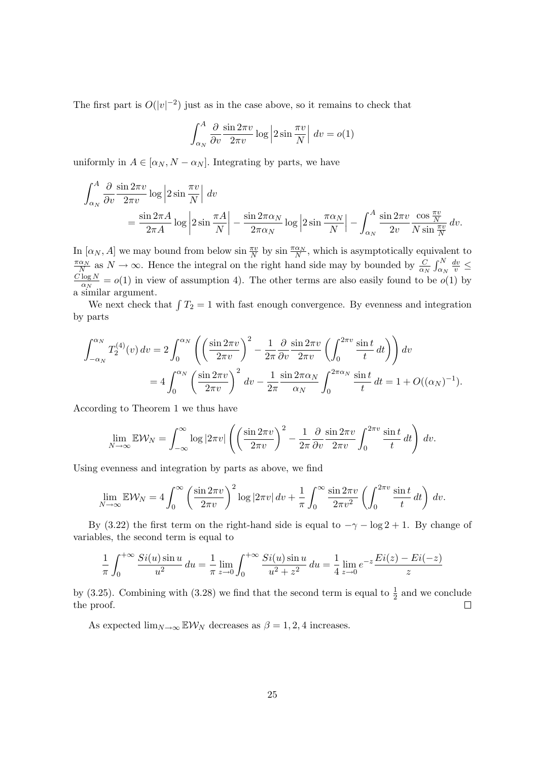The first part is $O(|v|^{-2})$ just as in the case above, so it remains to check that

$$\int_{\alpha_N}^{A} \frac{\partial}{\partial v} \frac{\sin 2\pi v}{2\pi v} \log \left| 2 \sin \frac{\pi v}{N} \right| \, dv = o(1)$$

uniformly in $A \in [\alpha_N, N - \alpha_N]$. Integrating by parts, we have

$$\begin{aligned}
\int_{\alpha_N}^{A} & \frac{\partial}{\partial v} \frac{\sin 2\pi v}{2\pi v} \log \left| 2 \sin \frac{\pi v}{N} \right| \, dv \\
&= \frac{\sin 2\pi A}{2\pi A} \log \left| 2 \sin \frac{\pi A}{N} \right| - \frac{\sin 2\pi \alpha_N}{2\pi \alpha_N} \log \left| 2 \sin \frac{\pi \alpha_N}{N} \right| - \int_{\alpha_N}^{A} \frac{\sin 2\pi v}{2v} \frac{\cos \frac{\pi v}{N}}{N \sin \frac{\pi v}{N}} \, dv.
\end{aligned}$$

In $[\alpha_N, A]$ we may bound from below $\sin \frac{\pi v}{N}$ by $\sin \frac{\pi \alpha_N}{N}$, which is asymptotically equivalent to $\frac{\pi \alpha_N}{N}$ as $N \to \infty$. Hence the integral on the right hand side may by bounded by $\frac{C}{\alpha_N} \int_{\alpha_N}^{N} \frac{dv}{v} \leq \frac{C \log N}{\alpha_N} = o(1)$ in view of assumption 4). The other terms are also easily found to be $o(1)$ by a similar argument.

We next check that $\int T_2 = 1$ with fast enough convergence. By evenness and integration by parts

$$\begin{aligned}
\int_{-\alpha_N}^{\alpha_N} T_2^{(4)}(v) \, dv &= 2 \int_0^{\alpha_N} \left( \left( \frac{\sin 2\pi v}{2\pi v} \right)^2 - \frac{1}{2\pi} \frac{\partial}{\partial v} \frac{\sin 2\pi v}{2\pi v} \left( \int_0^{2\pi v} \frac{\sin t}{t} \, dt \right) \right) dv \\
&= 4 \int_0^{\alpha_N} \left( \frac{\sin 2\pi v}{2\pi v} \right)^2 dv - \frac{1}{2\pi} \frac{\sin 2\pi \alpha_N}{\alpha_N} \int_0^{2\pi \alpha_N} \frac{\sin t}{t} \, dt = 1 + O((\alpha_N)^{-1}).
\end{aligned}$$

According to Theorem 1 we thus have

$$\lim_{N \to \infty} \mathbb{E} \mathcal{W}_N = \int_{-\infty}^{\infty} \log |2\pi v| \left( \left( \frac{\sin 2\pi v}{2\pi v} \right)^2 - \frac{1}{2\pi} \frac{\partial}{\partial v} \frac{\sin 2\pi v}{2\pi v} \int_0^{2\pi v} \frac{\sin t}{t} \, dt \right) dv.$$

Using evenness and integration by parts as above, we find

$$\lim_{N \to \infty} \mathbb{E} \mathcal{W}_N = 4 \int_0^{\infty} \left( \frac{\sin 2\pi v}{2\pi v} \right)^2 \log |2\pi v| \, dv + \frac{1}{\pi} \int_0^{\infty} \frac{\sin 2\pi v}{2\pi v^2} \left( \int_0^{2\pi v} \frac{\sin t}{t} \, dt \right) dv.$$

By (3.22) the first term on the right-hand side is equal to $-\gamma - \log 2 + 1$. By change of variables, the second term is equal to

$$\frac{1}{\pi} \int_0^{+\infty} \frac{Si(u) \sin u}{u^2} \, du = \frac{1}{\pi} \lim_{z \to 0} \int_0^{+\infty} \frac{Si(u) \sin u}{u^2 + z^2} \, du = \frac{1}{4} \lim_{z \to 0} e^{-z} \frac{Ei(z) - Ei(-z)}{z}$$

by (3.25). Combining with (3.28) we find that the second term is equal to $\frac{1}{2}$ and we conclude the proof. $\square$

As expected $\lim_{N \to \infty} \mathbb{E} \mathcal{W}_N$ decreases as $\beta = 1, 2, 4$ increases.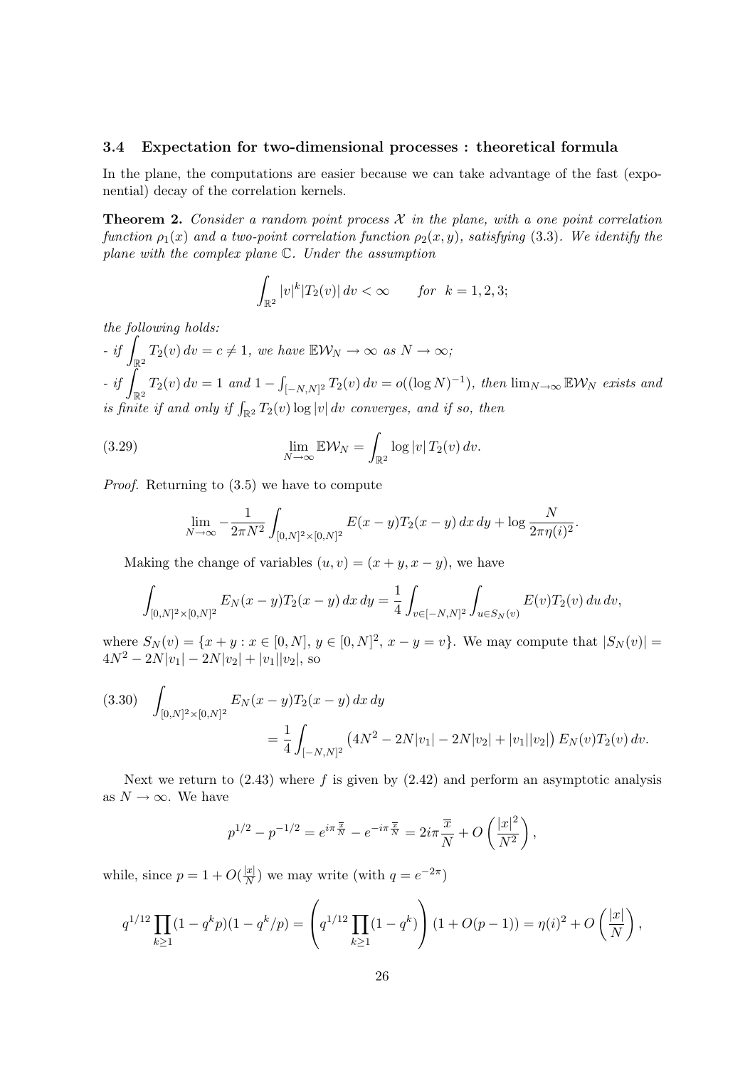### 3.4 Expectation for two-dimensional processes : theoretical formula

In the plane, the computations are easier because we can take advantage of the fast (exponential) decay of the correlation kernels.

**Theorem 2.** *Consider a random point process $\mathcal{X}$ in the plane, with a one point correlation function $\rho_1(x)$ and a two-point correlation function $\rho_2(x,y)$, satisfying (3.3). We identify the plane with the complex plane $\mathbb{C}$. Under the assumption*

$$\int_{\mathbb{R}^2} |v|^k |T_2(v)|\, dv < \infty \qquad \text{for} \ \ k = 1,2,3;$$

*the following holds:*

*- if $\displaystyle\int_{\mathbb{R}^2} T_2(v)\, dv = c \neq 1$, we have $\mathbb{E}\mathcal{W}_N \to \infty$ as $N \to \infty$;*

*- if $\displaystyle\int_{\mathbb{R}^2} T_2(v)\, dv = 1$ and $1 - \int_{[-N,N]^2} T_2(v)\, dv = o((\log N)^{-1})$, then $\lim_{N\to\infty} \mathbb{E}\mathcal{W}_N$ exists and is finite if and only if $\int_{\mathbb{R}^2} T_2(v) \log|v|\, dv$ converges, and if so, then*

$$\lim_{N\to\infty} \mathbb{E}\mathcal{W}_N = \int_{\mathbb{R}^2} \log|v|\, T_2(v)\, dv. \tag{3.29}$$

*Proof.* Returning to (3.5) we have to compute

$$\lim_{N\to\infty} -\frac{1}{2\pi N^2} \int_{[0,N]^2\times[0,N]^2} E(x-y) T_2(x-y)\, dx\, dy + \log \frac{N}{2\pi \eta(i)^2}.$$

Making the change of variables $(u,v) = (x+y, x-y)$, we have

$$\int_{[0,N]^2\times[0,N]^2} E_N(x-y) T_2(x-y)\, dx\, dy = \frac{1}{4} \int_{v\in[-N,N]^2} \int_{u\in S_N(v)} E(v) T_2(v)\, du\, dv,$$

where $S_N(v) = \{x+y : x \in [0,N],\ y \in [0,N]^2,\ x-y = v\}$. We may compute that $|S_N(v)| = 4N^2 - 2N|v_1| - 2N|v_2| + |v_1||v_2|$, so

$$\begin{aligned}\int_{[0,N]^2\times[0,N]^2} & E_N(x-y) T_2(x-y)\, dx\, dy \\ &= \frac{1}{4} \int_{[-N,N]^2} \left(4N^2 - 2N|v_1| - 2N|v_2| + |v_1||v_2|\right) E_N(v) T_2(v)\, dv.\end{aligned} \tag{3.30}$$

Next we return to (2.43) where $f$ is given by (2.42) and perform an asymptotic analysis as $N \to \infty$. We have

$$p^{1/2} - p^{-1/2} = e^{i\pi \frac{\overline{x}}{N}} - e^{-i\pi\frac{\overline{x}}{N}} = 2i\pi \frac{\overline{x}}{N} + O\left(\frac{|x|^2}{N^2}\right),$$

while, since $p = 1 + O(\frac{|x|}{N})$ we may write (with $q = e^{-2\pi}$)

$$q^{1/12} \prod_{k\geq 1} (1-q^k p)(1-q^k/p) = \left( q^{1/12} \prod_{k\geq 1}(1-q^k)\right)(1 + O(p-1)) = \eta(i)^2 + O\left(\frac{|x|}{N}\right),$$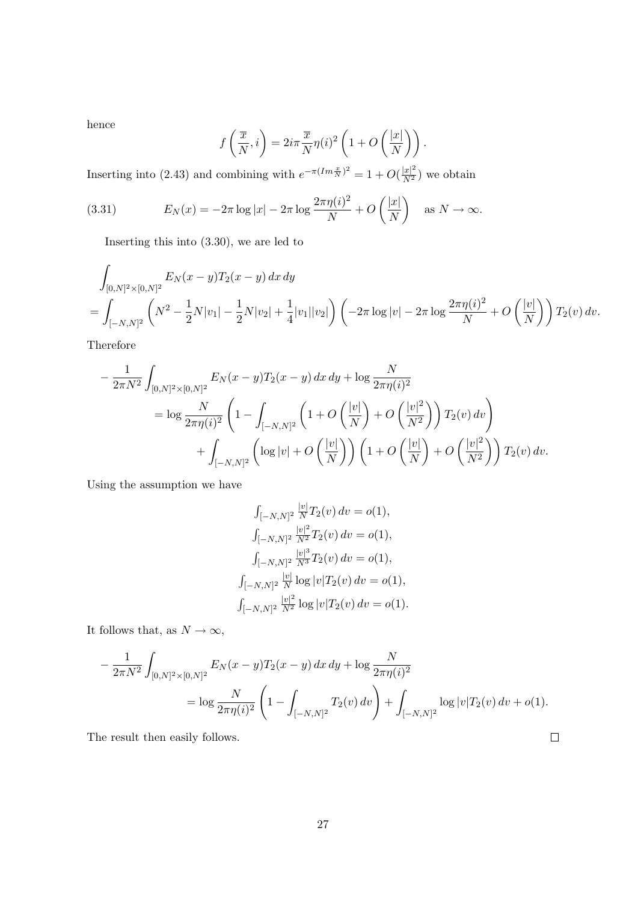hence

$$f\left(\frac{\overline{x}}{N}, i\right) = 2i\pi \frac{\overline{x}}{N}\eta(i)^2 \left(1 + O\left(\frac{|x|}{N}\right)\right).$$

Inserting into (2.43) and combining with $e^{-\pi(Im \frac{x}{N})^2} = 1 + O(\frac{|x|^2}{N^2})$ we obtain

$$E_N(x) = -2\pi \log|x| - 2\pi \log \frac{2\pi\eta(i)^2}{N} + O\left(\frac{|x|}{N}\right) \quad \text{as } N \to \infty. \tag{3.31}$$

Inserting this into (3.30), we are led to

$$\begin{aligned}
&\int_{[0,N]^2\times[0,N]^2} E_N(x-y) T_2(x-y)\, dx\, dy \\
&= \int_{[-N,N]^2} \left(N^2 - \frac{1}{2}N|v_1| - \frac{1}{2}N|v_2| + \frac{1}{4}|v_1||v_2|\right)\left(-2\pi\log|v| - 2\pi\log\frac{2\pi\eta(i)^2}{N} + O\left(\frac{|v|}{N}\right)\right) T_2(v)\, dv.
\end{aligned}$$

Therefore

$$\begin{aligned}
-\frac{1}{2\pi N^2}&\int_{[0,N]^2\times[0,N]^2} E_N(x-y)T_2(x-y)\, dx\, dy + \log\frac{N}{2\pi\eta(i)^2} \\
&= \log\frac{N}{2\pi\eta(i)^2}\left(1 - \int_{[-N,N]^2}\left(1 + O\left(\frac{|v|}{N}\right) + O\left(\frac{|v|^2}{N^2}\right)\right)T_2(v)\, dv\right) \\
&\quad + \int_{[-N,N]^2}\left(\log|v| + O\left(\frac{|v|}{N}\right)\right)\left(1 + O\left(\frac{|v|}{N}\right) + O\left(\frac{|v|^2}{N^2}\right)\right)T_2(v)\, dv.
\end{aligned}$$

Using the assumption we have

$$\begin{aligned}
\int_{[-N,N]^2} \tfrac{|v|}{N} T_2(v)\, dv &= o(1), \\
\int_{[-N,N]^2} \tfrac{|v|^2}{N^2} T_2(v)\, dv &= o(1), \\
\int_{[-N,N]^2} \tfrac{|v|^3}{N^3} T_2(v)\, dv &= o(1), \\
\int_{[-N,N]^2} \tfrac{|v|}{N} \log|v| T_2(v)\, dv &= o(1), \\
\int_{[-N,N]^2} \tfrac{|v|^2}{N^2} \log|v| T_2(v)\, dv &= o(1).
\end{aligned}$$

It follows that, as $N \to \infty$,

$$\begin{aligned}
-\frac{1}{2\pi N^2}&\int_{[0,N]^2\times[0,N]^2} E_N(x-y)T_2(x-y)\, dx\, dy + \log\frac{N}{2\pi\eta(i)^2} \\
&= \log\frac{N}{2\pi\eta(i)^2}\left(1 - \int_{[-N,N]^2} T_2(v)\, dv\right) + \int_{[-N,N]^2}\log|v| T_2(v)\, dv + o(1).
\end{aligned}$$

The result then easily follows. ◻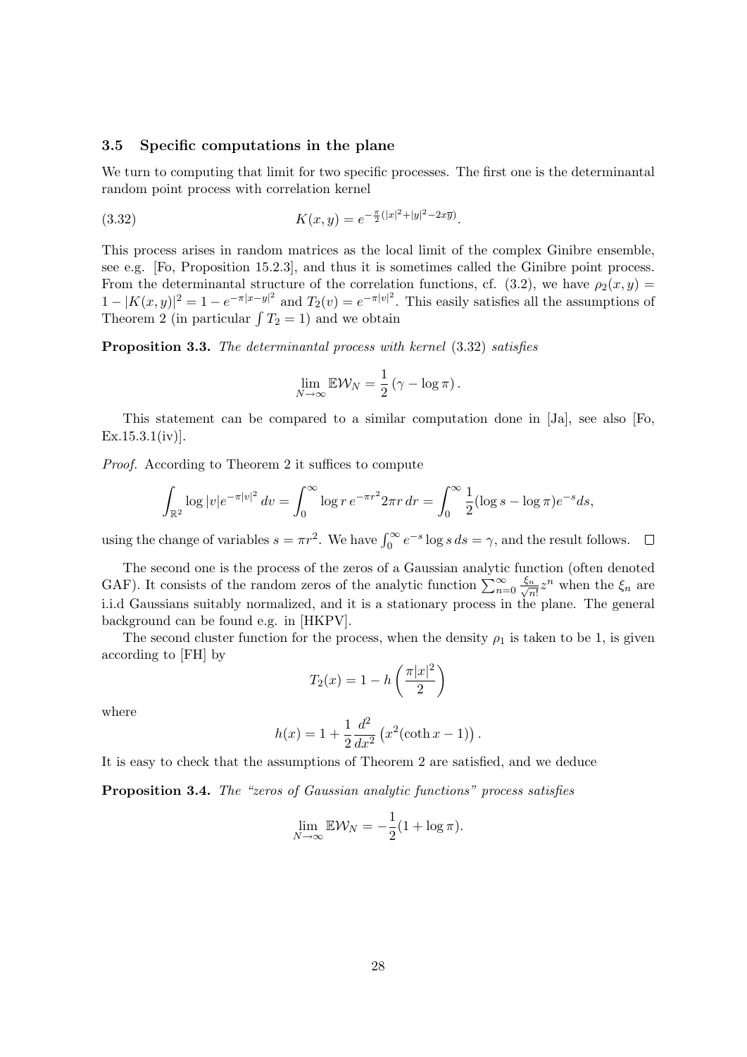### 3.5 Specific computations in the plane

We turn to computing that limit for two specific processes. The first one is the determinantal random point process with correlation kernel

$$K(x,y) = e^{-\frac{\pi}{2}(|x|^2+|y|^2-2x\overline{y})}. \tag{3.32}$$

This process arises in random matrices as the local limit of the complex Ginibre ensemble, see e.g. [Fo, Proposition 15.2.3], and thus it is sometimes called the Ginibre point process. From the determinantal structure of the correlation functions, cf. (3.2), we have $\rho_2(x,y) = 1-|K(x,y)|^2 = 1-e^{-\pi|x-y|^2}$ and $T_2(v) = e^{-\pi|v|^2}$. This easily satisfies all the assumptions of Theorem 2 (in particular $\int T_2 = 1$) and we obtain

**Proposition 3.3.** *The determinantal process with kernel* (3.32) *satisfies*

$$\lim_{N\to\infty} \mathbb{E}\mathcal{W}_N = \frac{1}{2}\left(\gamma - \log \pi\right).$$

This statement can be compared to a similar computation done in [Ja], see also [Fo, Ex.15.3.1(iv)].

*Proof.* According to Theorem 2 it suffices to compute

$$\int_{\mathbb{R}^2} \log|v| e^{-\pi|v|^2}\, dv = \int_0^\infty \log r\, e^{-\pi r^2} 2\pi r\, dr = \int_0^\infty \frac{1}{2}(\log s - \log \pi) e^{-s} ds,$$

using the change of variables $s = \pi r^2$. We have $\int_0^\infty e^{-s}\log s\, ds = \gamma$, and the result follows. $\square$

The second one is the process of the zeros of a Gaussian analytic function (often denoted GAF). It consists of the random zeros of the analytic function $\sum_{n=0}^\infty \frac{\xi_n}{\sqrt{n!}} z^n$ when the $\xi_n$ are i.i.d Gaussians suitably normalized, and it is a stationary process in the plane. The general background can be found e.g. in [HKPV].

The second cluster function for the process, when the density $\rho_1$ is taken to be 1, is given according to [FH] by

$$T_2(x) = 1 - h\left(\frac{\pi|x|^2}{2}\right)$$

where

$$h(x) = 1 + \frac{1}{2}\frac{d^2}{dx^2}\left(x^2(\coth x - 1)\right).$$

It is easy to check that the assumptions of Theorem 2 are satisfied, and we deduce

**Proposition 3.4.** *The "zeros of Gaussian analytic functions" process satisfies*

$$\lim_{N\to\infty} \mathbb{E}\mathcal{W}_N = -\frac{1}{2}(1+\log \pi).$$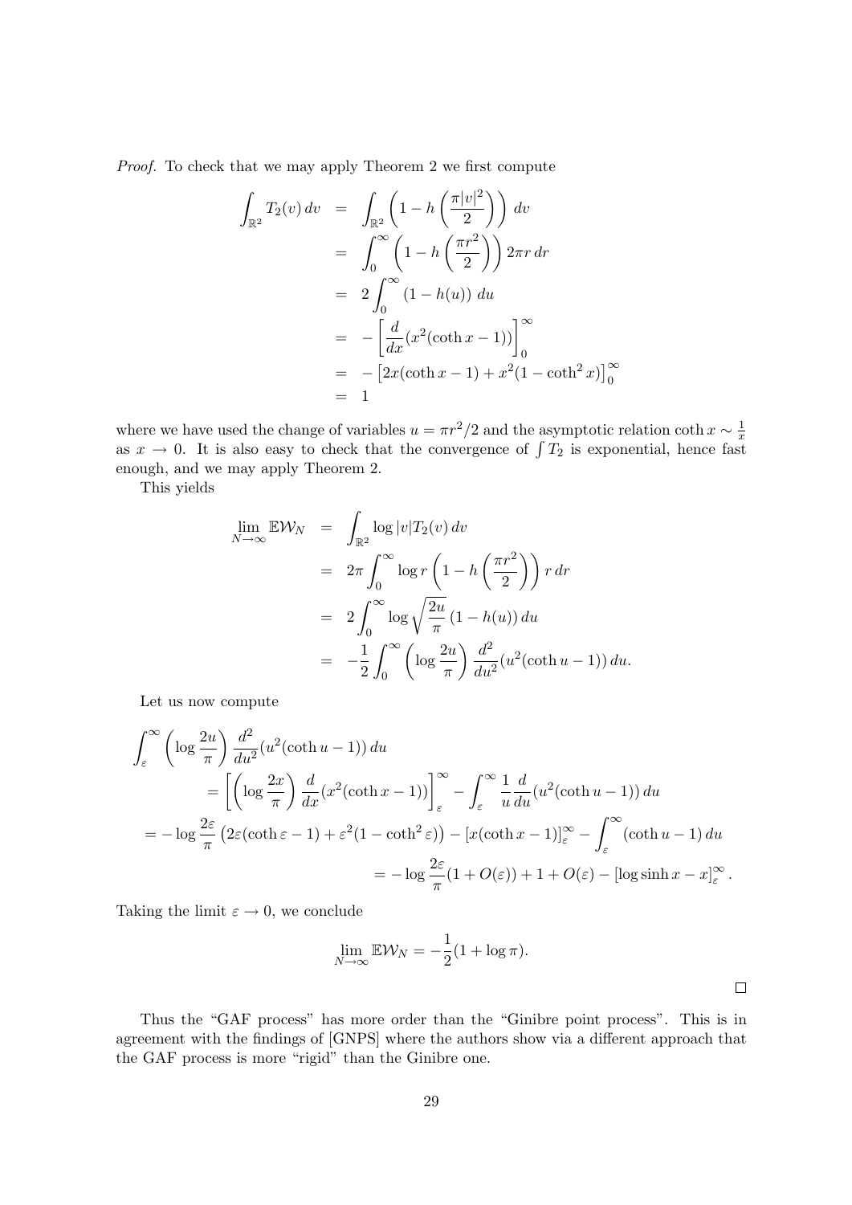*Proof.* To check that we may apply Theorem 2 we first compute

$$
\begin{aligned}
\int_{\mathbb{R}^2} T_2(v)\,dv &= \int_{\mathbb{R}^2} \left(1 - h\left(\frac{\pi|v|^2}{2}\right)\right)\,dv \\
&= \int_0^\infty \left(1 - h\left(\frac{\pi r^2}{2}\right)\right) 2\pi r\,dr \\
&= 2\int_0^\infty (1 - h(u))\,du \\
&= -\left[\frac{d}{dx}(x^2(\coth x - 1))\right]_0^\infty \\
&= -\left[2x(\coth x - 1) + x^2(1 - \coth^2 x)\right]_0^\infty \\
&= 1
\end{aligned}
$$

where we have used the change of variables $u = \pi r^2/2$ and the asymptotic relation $\coth x \sim \frac{1}{x}$ as $x \to 0$. It is also easy to check that the convergence of $\int T_2$ is exponential, hence fast enough, and we may apply Theorem 2.

This yields

$$
\begin{aligned}
\lim_{N\to\infty} \mathbb{E}\mathcal{W}_N &= \int_{\mathbb{R}^2} \log|v| T_2(v)\,dv \\
&= 2\pi \int_0^\infty \log r \left(1 - h\left(\frac{\pi r^2}{2}\right)\right) r\,dr \\
&= 2\int_0^\infty \log\sqrt{\frac{2u}{\pi}}\,(1 - h(u))\,du \\
&= -\frac{1}{2}\int_0^\infty \left(\log\frac{2u}{\pi}\right)\frac{d^2}{du^2}(u^2(\coth u - 1))\,du.
\end{aligned}
$$

Let us now compute

$$
\begin{aligned}
&\int_\varepsilon^\infty \left(\log\frac{2u}{\pi}\right)\frac{d^2}{du^2}(u^2(\coth u - 1))\,du \\
&\quad= \left[\left(\log\frac{2x}{\pi}\right)\frac{d}{dx}(x^2(\coth x - 1))\right]_\varepsilon^\infty - \int_\varepsilon^\infty \frac{1}{u}\frac{d}{du}(u^2(\coth u - 1))\,du \\
&= -\log\frac{2\varepsilon}{\pi}\left(2\varepsilon(\coth\varepsilon - 1) + \varepsilon^2(1 - \coth^2\varepsilon)\right) - [x(\coth x - 1)]_\varepsilon^\infty - \int_\varepsilon^\infty (\coth u - 1)\,du \\
&\qquad\qquad = -\log\frac{2\varepsilon}{\pi}(1 + O(\varepsilon)) + 1 + O(\varepsilon) - [\log\sinh x - x]_\varepsilon^\infty.
\end{aligned}
$$

Taking the limit $\varepsilon \to 0$, we conclude

$$
\lim_{N\to\infty} \mathbb{E}\mathcal{W}_N = -\frac{1}{2}(1 + \log\pi).
$$

□

Thus the "GAF process" has more order than the "Ginibre point process". This is in agreement with the findings of [GNPS] where the authors show via a different approach that the GAF process is more "rigid" than the Ginibre one.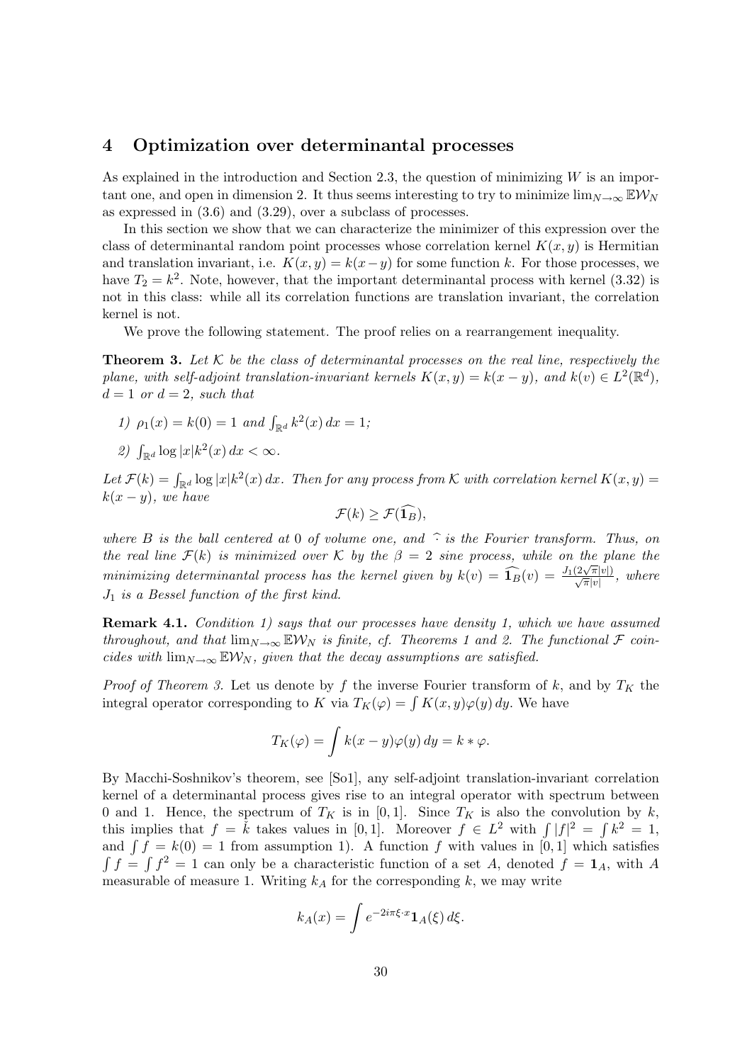## 4 Optimization over determinantal processes

As explained in the introduction and Section 2.3, the question of minimizing $W$ is an important one, and open in dimension 2. It thus seems interesting to try to minimize $\lim_{N\to\infty} \mathbb{E}\mathcal{W}_N$ as expressed in (3.6) and (3.29), over a subclass of processes.

In this section we show that we can characterize the minimizer of this expression over the class of determinantal random point processes whose correlation kernel $K(x,y)$ is Hermitian and translation invariant, i.e. $K(x,y) = k(x-y)$ for some function $k$. For those processes, we have $T_2 = k^2$. Note, however, that the important determinantal process with kernel (3.32) is not in this class: while all its correlation functions are translation invariant, the correlation kernel is not.

We prove the following statement. The proof relies on a rearrangement inequality.

**Theorem 3.** *Let $\mathcal{K}$ be the class of determinantal processes on the real line, respectively the plane, with self-adjoint translation-invariant kernels $K(x,y) = k(x-y)$, and $k(v) \in L^2(\mathbb{R}^d)$, $d = 1$ or $d = 2$, such that*

1) *$\rho_1(x) = k(0) = 1$ and $\int_{\mathbb{R}^d} k^2(x)\,dx = 1$;*
2) *$\int_{\mathbb{R}^d} \log|x| k^2(x)\,dx < \infty$.*

*Let $\mathcal{F}(k) = \int_{\mathbb{R}^d} \log|x| k^2(x)\,dx$. Then for any process from $\mathcal{K}$ with correlation kernel $K(x,y) = k(x-y)$, we have*

$$\mathcal{F}(k) \geq \mathcal{F}(\widehat{\mathbf{1}_B}),$$

*where $B$ is the ball centered at 0 of volume one, and $\widehat{\cdot}$ is the Fourier transform. Thus, on the real line $\mathcal{F}(k)$ is minimized over $\mathcal{K}$ by the $\beta = 2$ sine process, while on the plane the minimizing determinantal process has the kernel given by $k(v) = \widehat{\mathbf{1}_B}(v) = \frac{J_1(2\sqrt{\pi}|v|)}{\sqrt{\pi}|v|}$, where $J_1$ is a Bessel function of the first kind.*

**Remark 4.1.** *Condition 1) says that our processes have density 1, which we have assumed throughout, and that $\lim_{N\to\infty} \mathbb{E}\mathcal{W}_N$ is finite, cf. Theorems 1 and 2. The functional $\mathcal{F}$ coincides with $\lim_{N\to\infty} \mathbb{E}\mathcal{W}_N$, given that the decay assumptions are satisfied.*

*Proof of Theorem 3.* Let us denote by $f$ the inverse Fourier transform of $k$, and by $T_K$ the integral operator corresponding to $K$ via $T_K(\varphi) = \int K(x,y)\varphi(y)\,dy$. We have

$$T_K(\varphi) = \int k(x-y)\varphi(y)\,dy = k * \varphi.$$

By Macchi-Soshnikov's theorem, see [So1], any self-adjoint translation-invariant correlation kernel of a determinantal process gives rise to an integral operator with spectrum between 0 and 1. Hence, the spectrum of $T_K$ is in $[0,1]$. Since $T_K$ is also the convolution by $k$, this implies that $f = \check{k}$ takes values in $[0,1]$. Moreover $f \in L^2$ with $\int |f|^2 = \int k^2 = 1$, and $\int f = k(0) = 1$ from assumption 1). A function $f$ with values in $[0,1]$ which satisfies $\int f = \int f^2 = 1$ can only be a characteristic function of a set $A$, denoted $f = \mathbf{1}_A$, with $A$ measurable of measure 1. Writing $k_A$ for the corresponding $k$, we may write

$$k_A(x) = \int e^{-2i\pi\xi\cdot x}\mathbf{1}_A(\xi)\,d\xi.$$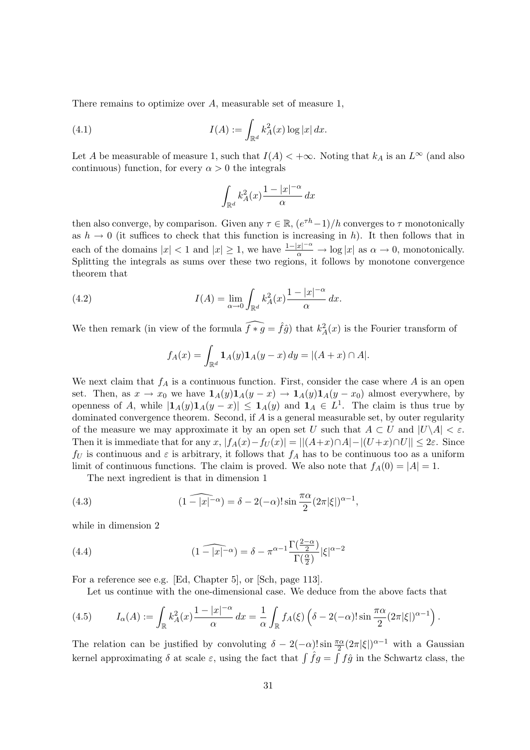There remains to optimize over $A$, measurable set of measure 1,

$$I(A) := \int_{\mathbb{R}^d} k_A^2(x) \log |x| \, dx. \tag{4.1}$$

Let $A$ be measurable of measure 1, such that $I(A) < +\infty$. Noting that $k_A$ is an $L^\infty$ (and also continuous) function, for every $\alpha > 0$ the integrals

$$\int_{\mathbb{R}^d} k_A^2(x) \frac{1 - |x|^{-\alpha}}{\alpha} \, dx$$

then also converge, by comparison. Given any $\tau \in \mathbb{R}$, $(e^{\tau h} - 1)/h$ converges to $\tau$ monotonically as $h \to 0$ (it suffices to check that this function is increasing in $h$). It then follows that in each of the domains $|x| < 1$ and $|x| \geq 1$, we have $\frac{1 - |x|^{-\alpha}}{\alpha} \to \log |x|$ as $\alpha \to 0$, monotonically. Splitting the integrals as sums over these two regions, it follows by monotone convergence theorem that

$$I(A) = \lim_{\alpha \to 0} \int_{\mathbb{R}^d} k_A^2(x) \frac{1 - |x|^{-\alpha}}{\alpha} \, dx. \tag{4.2}$$

We then remark (in view of the formula $\widehat{f * g} = \hat{f}\hat{g}$) that $k_A^2(x)$ is the Fourier transform of

$$f_A(x) = \int_{\mathbb{R}^d} \mathbf{1}_A(y) \mathbf{1}_A(y - x) \, dy = |(A + x) \cap A|.$$

We next claim that $f_A$ is a continuous function. First, consider the case where $A$ is an open set. Then, as $x \to x_0$ we have $\mathbf{1}_A(y)\mathbf{1}_A(y - x) \to \mathbf{1}_A(y)\mathbf{1}_A(y - x_0)$ almost everywhere, by openness of $A$, while $|\mathbf{1}_A(y)\mathbf{1}_A(y - x)| \leq \mathbf{1}_A(y)$ and $\mathbf{1}_A \in L^1$. The claim is thus true by dominated convergence theorem. Second, if $A$ is a general measurable set, by outer regularity of the measure we may approximate it by an open set $U$ such that $A \subset U$ and $|U \backslash A| < \varepsilon$. Then it is immediate that for any $x$, $|f_A(x) - f_U(x)| = ||(A + x) \cap A| - |(U + x) \cap U|| \leq 2\varepsilon$. Since $f_U$ is continuous and $\varepsilon$ is arbitrary, it follows that $f_A$ has to be continuous too as a uniform limit of continuous functions. The claim is proved. We also note that $f_A(0) = |A| = 1$.

The next ingredient is that in dimension 1

$$\widehat{(1 - |x|^{-\alpha})} = \delta - 2(-\alpha)! \sin \frac{\pi \alpha}{2} (2\pi |\xi|)^{\alpha - 1}, \tag{4.3}$$

while in dimension 2

$$\widehat{(1 - |x|^{-\alpha})} = \delta - \pi^{\alpha - 1} \frac{\Gamma(\frac{2 - \alpha}{2})}{\Gamma(\frac{\alpha}{2})} |\xi|^{\alpha - 2} \tag{4.4}$$

For a reference see e.g. [Ed, Chapter 5], or [Sch, page 113].

Let us continue with the one-dimensional case. We deduce from the above facts that

$$I_\alpha(A) := \int_{\mathbb{R}} k_A^2(x) \frac{1 - |x|^{-\alpha}}{\alpha} \, dx = \frac{1}{\alpha} \int_{\mathbb{R}} f_A(\xi) \left( \delta - 2(-\alpha)! \sin \frac{\pi \alpha}{2} (2\pi |\xi|)^{\alpha - 1} \right). \tag{4.5}$$

The relation can be justified by convoluting $\delta - 2(-\alpha)! \sin \frac{\pi \alpha}{2} (2\pi |\xi|)^{\alpha - 1}$ with a Gaussian kernel approximating $\delta$ at scale $\varepsilon$, using the fact that $\int \hat{f} g = \int f \hat{g}$ in the Schwartz class, the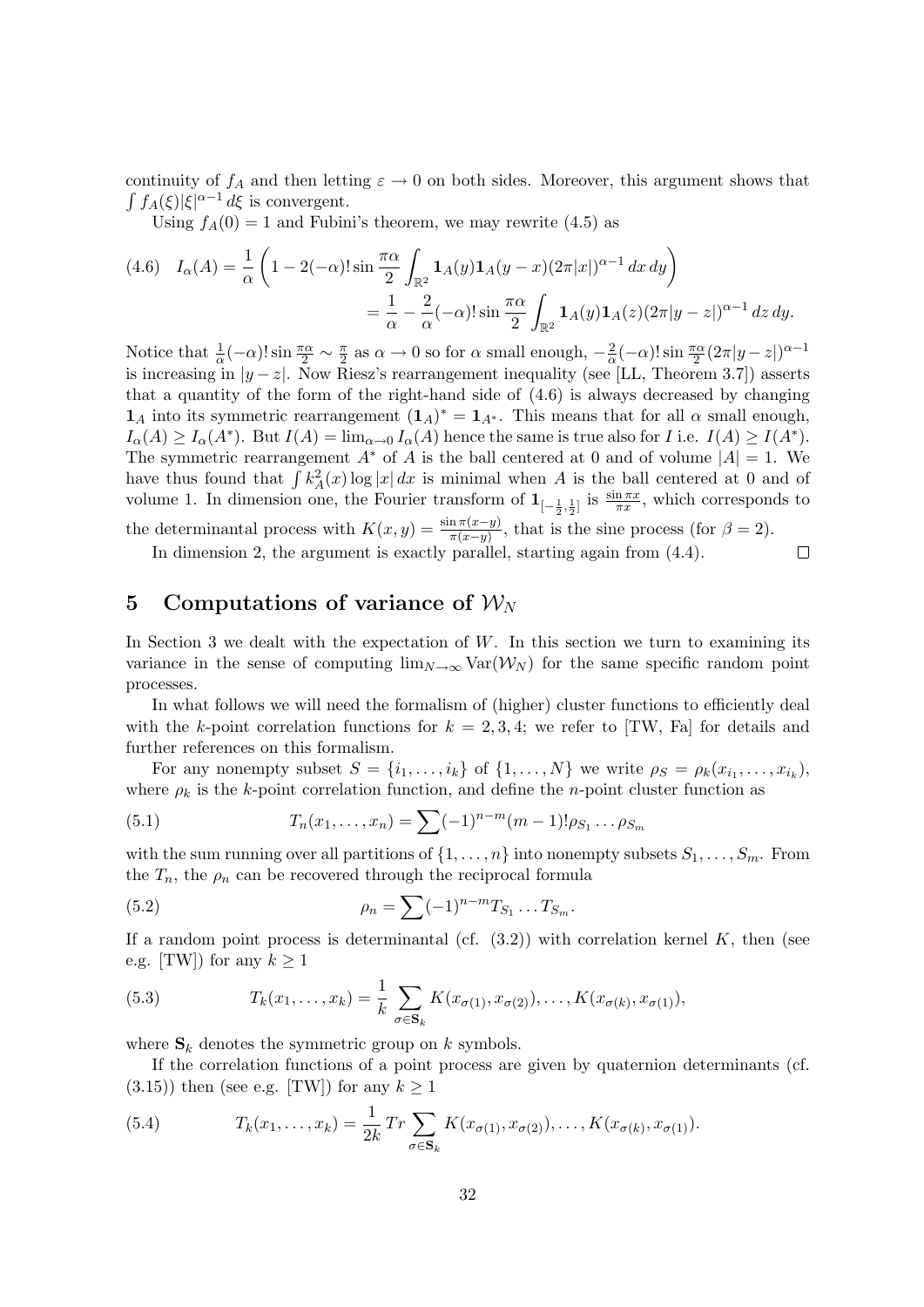continuity of $f_A$ and then letting $\varepsilon \to 0$ on both sides. Moreover, this argument shows that $\int f_A(\xi)|\xi|^{\alpha-1}\,d\xi$ is convergent.

Using $f_A(0)=1$ and Fubini's theorem, we may rewrite (4.5) as

$$
\begin{aligned}
(4.6)\quad I_\alpha(A) &= \frac{1}{\alpha}\left(1 - 2(-\alpha)!\sin\frac{\pi\alpha}{2}\int_{\mathbb{R}^2}\mathbf{1}_A(y)\mathbf{1}_A(y-x)(2\pi|x|)^{\alpha-1}\,dx\,dy\right)\\
&= \frac{1}{\alpha} - \frac{2}{\alpha}(-\alpha)!\sin\frac{\pi\alpha}{2}\int_{\mathbb{R}^2}\mathbf{1}_A(y)\mathbf{1}_A(z)(2\pi|y-z|)^{\alpha-1}\,dz\,dy.
\end{aligned}
$$

Notice that $\frac{1}{\alpha}(-\alpha)!\sin\frac{\pi\alpha}{2}\sim\frac{\pi}{2}$ as $\alpha\to 0$ so for $\alpha$ small enough, $-\frac{2}{\alpha}(-\alpha)!\sin\frac{\pi\alpha}{2}(2\pi|y-z|)^{\alpha-1}$ is increasing in $|y-z|$. Now Riesz's rearrangement inequality (see [LL, Theorem 3.7]) asserts that a quantity of the form of the right-hand side of (4.6) is always decreased by changing $\mathbf{1}_A$ into its symmetric rearrangement $(\mathbf{1}_A)^* = \mathbf{1}_{A^*}$. This means that for all $\alpha$ small enough, $I_\alpha(A)\geq I_\alpha(A^*)$. But $I(A)=\lim_{\alpha\to 0}I_\alpha(A)$ hence the same is true also for $I$ i.e. $I(A)\geq I(A^*)$. The symmetric rearrangement $A^*$ of $A$ is the ball centered at 0 and of volume $|A|=1$. We have thus found that $\int k_A^2(x)\log|x|\,dx$ is minimal when $A$ is the ball centered at 0 and of volume 1. In dimension one, the Fourier transform of $\mathbf{1}_{[-\frac12,\frac12]}$ is $\frac{\sin\pi x}{\pi x}$, which corresponds to the determinantal process with $K(x,y)=\frac{\sin\pi(x-y)}{\pi(x-y)}$, that is the sine process (for $\beta=2$).

In dimension 2, the argument is exactly parallel, starting again from (4.4). $\square$

## 5 Computations of variance of $\mathcal{W}_N$

In Section 3 we dealt with the expectation of $W$. In this section we turn to examining its variance in the sense of computing $\lim_{N\to\infty}\mathrm{Var}(\mathcal{W}_N)$ for the same specific random point processes.

In what follows we will need the formalism of (higher) cluster functions to efficiently deal with the $k$-point correlation functions for $k=2,3,4$; we refer to [TW, Fa] for details and further references on this formalism.

For any nonempty subset $S=\{i_1,\dots,i_k\}$ of $\{1,\dots,N\}$ we write $\rho_S=\rho_k(x_{i_1},\dots,x_{i_k})$, where $\rho_k$ is the $k$-point correlation function, and define the $n$-point cluster function as

$$
(5.1)\qquad T_n(x_1,\dots,x_n)=\sum(-1)^{n-m}(m-1)!\rho_{S_1}\dots\rho_{S_m}
$$

with the sum running over all partitions of $\{1,\dots,n\}$ into nonempty subsets $S_1,\dots,S_m$. From the $T_n$, the $\rho_n$ can be recovered through the reciprocal formula

$$
(5.2)\qquad \rho_n=\sum(-1)^{n-m}T_{S_1}\dots T_{S_m}.
$$

If a random point process is determinantal (cf. (3.2)) with correlation kernel $K$, then (see e.g. [TW]) for any $k\geq 1$

$$
(5.3)\qquad T_k(x_1,\dots,x_k)=\frac{1}{k}\sum_{\sigma\in\mathbf{S}_k}K(x_{\sigma(1)},x_{\sigma(2)}),\dots,K(x_{\sigma(k)},x_{\sigma(1)}),
$$

where $\mathbf{S}_k$ denotes the symmetric group on $k$ symbols.

If the correlation functions of a point process are given by quaternion determinants (cf. (3.15)) then (see e.g. [TW]) for any $k\geq 1$

$$
(5.4)\qquad T_k(x_1,\dots,x_k)=\frac{1}{2k}\,Tr\sum_{\sigma\in\mathbf{S}_k}K(x_{\sigma(1)},x_{\sigma(2)}),\dots,K(x_{\sigma(k)},x_{\sigma(1)}).
$$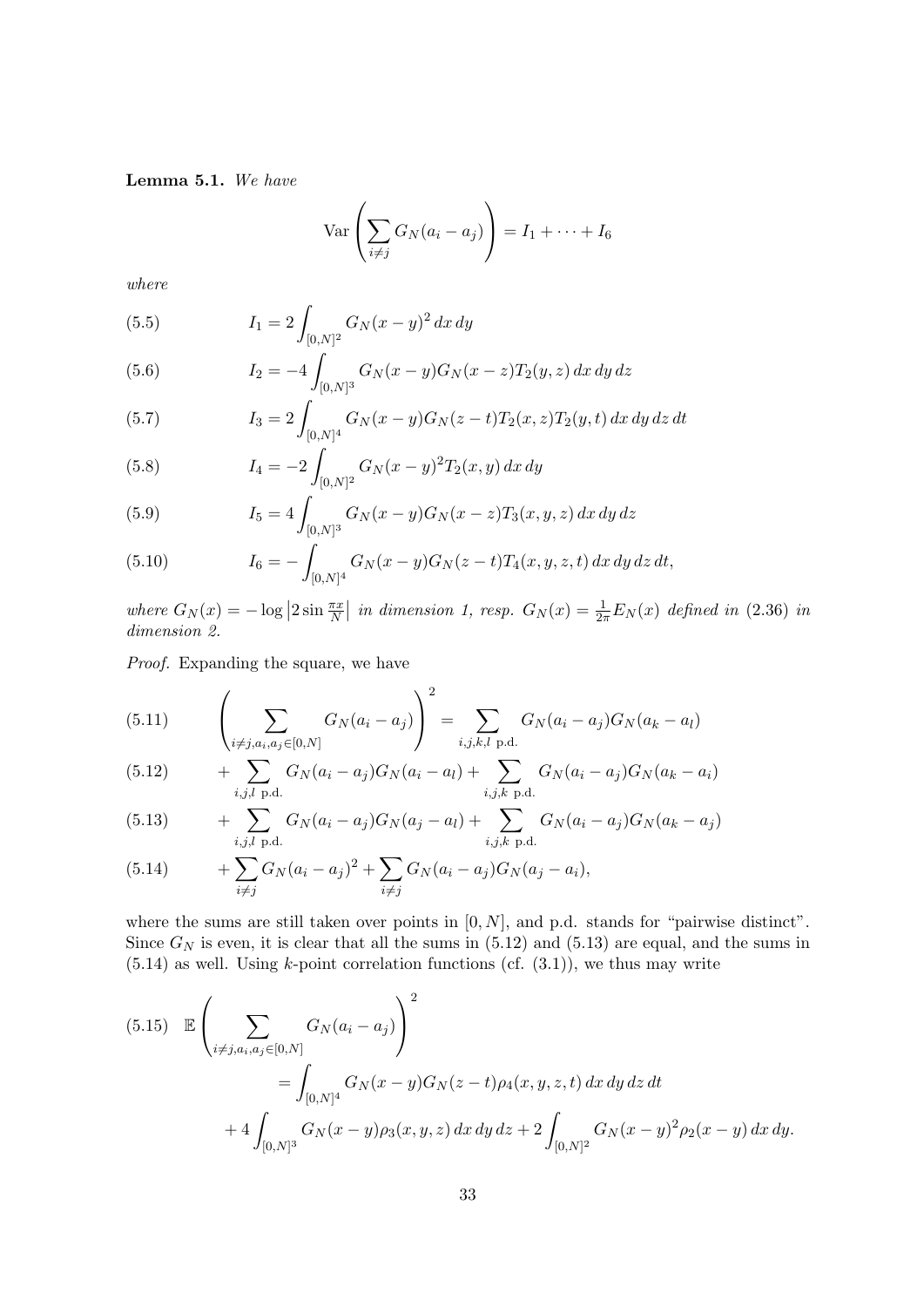**Lemma 5.1.** *We have*

$$\mathrm{Var}\left(\sum_{i\neq j} G_N(a_i-a_j)\right) = I_1+\cdots+I_6$$

*where*

$$I_1 = 2\int_{[0,N]^2} G_N(x-y)^2\,dx\,dy \tag{5.5}$$

$$I_2 = -4\int_{[0,N]^3} G_N(x-y)G_N(x-z)T_2(y,z)\,dx\,dy\,dz \tag{5.6}$$

$$I_3 = 2\int_{[0,N]^4} G_N(x-y)G_N(z-t)T_2(x,z)T_2(y,t)\,dx\,dy\,dz\,dt \tag{5.7}$$

$$I_4 = -2\int_{[0,N]^2} G_N(x-y)^2T_2(x,y)\,dx\,dy \tag{5.8}$$

$$I_5 = 4\int_{[0,N]^3} G_N(x-y)G_N(x-z)T_3(x,y,z)\,dx\,dy\,dz \tag{5.9}$$

$$I_6 = -\int_{[0,N]^4} G_N(x-y)G_N(z-t)T_4(x,y,z,t)\,dx\,dy\,dz\,dt, \tag{5.10}$$

*where* $G_N(x) = -\log\left|2\sin\frac{\pi x}{N}\right|$ *in dimension 1, resp.* $G_N(x)=\frac{1}{2\pi}E_N(x)$ *defined in* (2.36) *in dimension 2.*

*Proof.* Expanding the square, we have

$$\left(\sum_{i\neq j, a_i,a_j\in[0,N]} G_N(a_i-a_j)\right)^2 = \sum_{i,j,k,l \text{ p.d.}} G_N(a_i-a_j)G_N(a_k-a_l) \tag{5.11}$$

$$+\sum_{i,j,l \text{ p.d.}} G_N(a_i-a_j)G_N(a_i-a_l) + \sum_{i,j,k \text{ p.d.}} G_N(a_i-a_j)G_N(a_k-a_i) \tag{5.12}$$

$$+\sum_{i,j,l \text{ p.d.}} G_N(a_i-a_j)G_N(a_j-a_l) + \sum_{i,j,k \text{ p.d.}} G_N(a_i-a_j)G_N(a_k-a_j) \tag{5.13}$$

$$+\sum_{i\neq j} G_N(a_i-a_j)^2 + \sum_{i\neq j} G_N(a_i-a_j)G_N(a_j-a_i), \tag{5.14}$$

where the sums are still taken over points in $[0,N]$, and p.d. stands for "pairwise distinct". Since $G_N$ is even, it is clear that all the sums in (5.12) and (5.13) are equal, and the sums in (5.14) as well. Using $k$-point correlation functions (cf. (3.1)), we thus may write

$$\begin{aligned}\mathbb{E}\left(\sum_{i\neq j, a_i,a_j\in[0,N]} G_N(a_i-a_j)\right)^2 &= \int_{[0,N]^4} G_N(x-y)G_N(z-t)\rho_4(x,y,z,t)\,dx\,dy\,dz\,dt \\ &+4\int_{[0,N]^3} G_N(x-y)\rho_3(x,y,z)\,dx\,dy\,dz + 2\int_{[0,N]^2} G_N(x-y)^2\rho_2(x-y)\,dx\,dy.\end{aligned} \tag{5.15}$$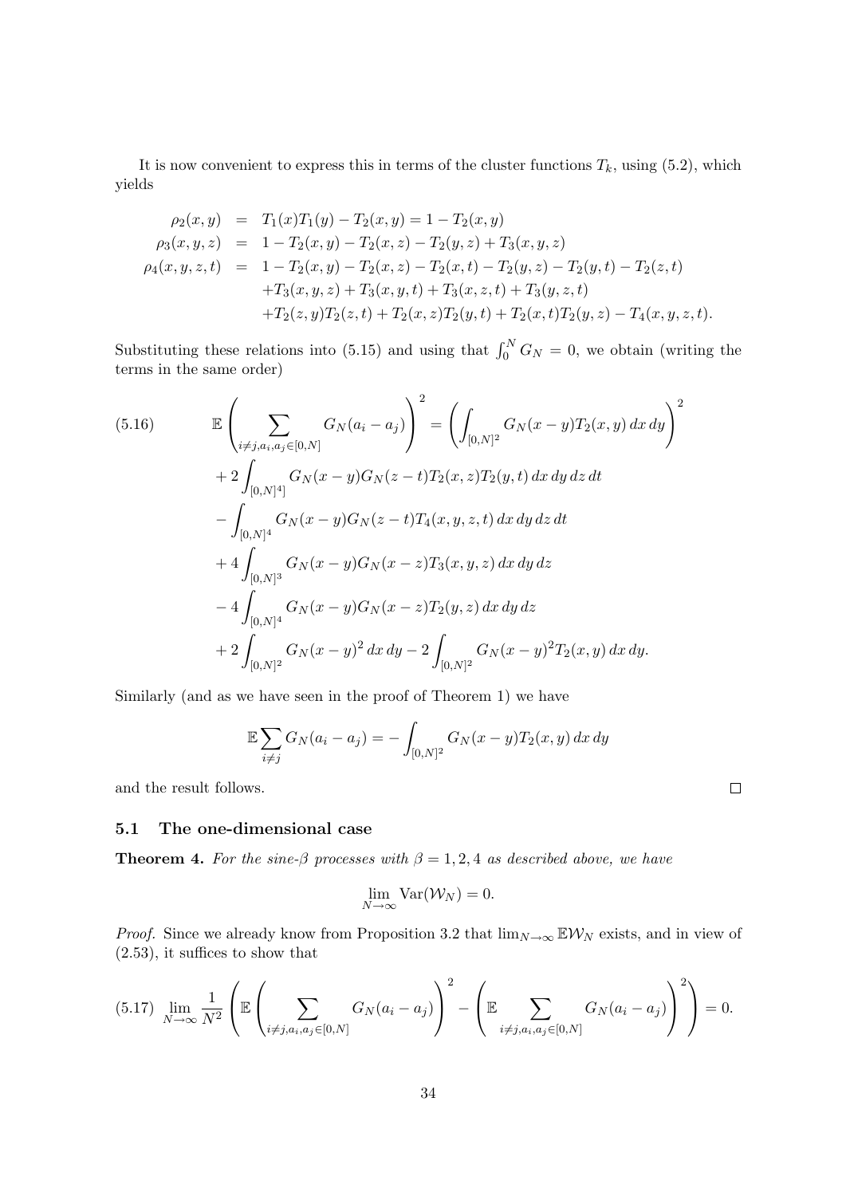It is now convenient to express this in terms of the cluster functions $T_k$, using (5.2), which yields

$$
\begin{aligned}
\rho_2(x,y) &= T_1(x)T_1(y) - T_2(x,y) = 1 - T_2(x,y) \\
\rho_3(x,y,z) &= 1 - T_2(x,y) - T_2(x,z) - T_2(y,z) + T_3(x,y,z) \\
\rho_4(x,y,z,t) &= 1 - T_2(x,y) - T_2(x,z) - T_2(x,t) - T_2(y,z) - T_2(y,t) - T_2(z,t) \\
&\quad + T_3(x,y,z) + T_3(x,y,t) + T_3(x,z,t) + T_3(y,z,t) \\
&\quad + T_2(z,y)T_2(z,t) + T_2(x,z)T_2(y,t) + T_2(x,t)T_2(y,z) - T_4(x,y,z,t).
\end{aligned}
$$

Substituting these relations into (5.15) and using that $\int_0^N G_N = 0$, we obtain (writing the terms in the same order)

$$
\begin{aligned}
\mathbb{E}\left(\sum_{i\neq j, a_i, a_j \in [0,N]} G_N(a_i - a_j)\right)^2 &= \left(\int_{[0,N]^2} G_N(x-y) T_2(x,y)\, dx\, dy\right)^2 \\
&\quad + 2\int_{[0,N]^4]} G_N(x-y) G_N(z-t) T_2(x,z) T_2(y,t)\, dx\, dy\, dz\, dt \\
&\quad - \int_{[0,N]^4} G_N(x-y) G_N(z-t) T_4(x,y,z,t)\, dx\, dy\, dz\, dt \\
&\quad + 4\int_{[0,N]^3} G_N(x-y) G_N(x-z) T_3(x,y,z)\, dx\, dy\, dz \\
&\quad - 4\int_{[0,N]^4} G_N(x-y) G_N(x-z) T_2(y,z)\, dx\, dy\, dz \\
&\quad + 2\int_{[0,N]^2} G_N(x-y)^2\, dx\, dy - 2\int_{[0,N]^2} G_N(x-y)^2 T_2(x,y)\, dx\, dy.
\end{aligned} \tag{5.16}
$$

Similarly (and as we have seen in the proof of Theorem 1) we have

$$
\mathbb{E}\sum_{i\neq j} G_N(a_i - a_j) = -\int_{[0,N]^2} G_N(x-y) T_2(x,y)\, dx\, dy
$$

and the result follows. $\square$

### 5.1 The one-dimensional case

**Theorem 4.** *For the sine-$\beta$ processes with $\beta = 1, 2, 4$ as described above, we have*

$$
\lim_{N\to\infty} \mathrm{Var}(\mathcal{W}_N) = 0.
$$

*Proof.* Since we already know from Proposition 3.2 that $\lim_{N\to\infty} \mathbb{E}\mathcal{W}_N$ exists, and in view of (2.53), it suffices to show that

$$
\lim_{N\to\infty} \frac{1}{N^2}\left(\mathbb{E}\left(\sum_{i\neq j, a_i, a_j \in [0,N]} G_N(a_i - a_j)\right)^2 - \left(\mathbb{E}\sum_{i\neq j, a_i, a_j \in [0,N]} G_N(a_i - a_j)\right)^2\right) = 0. \tag{5.17}
$$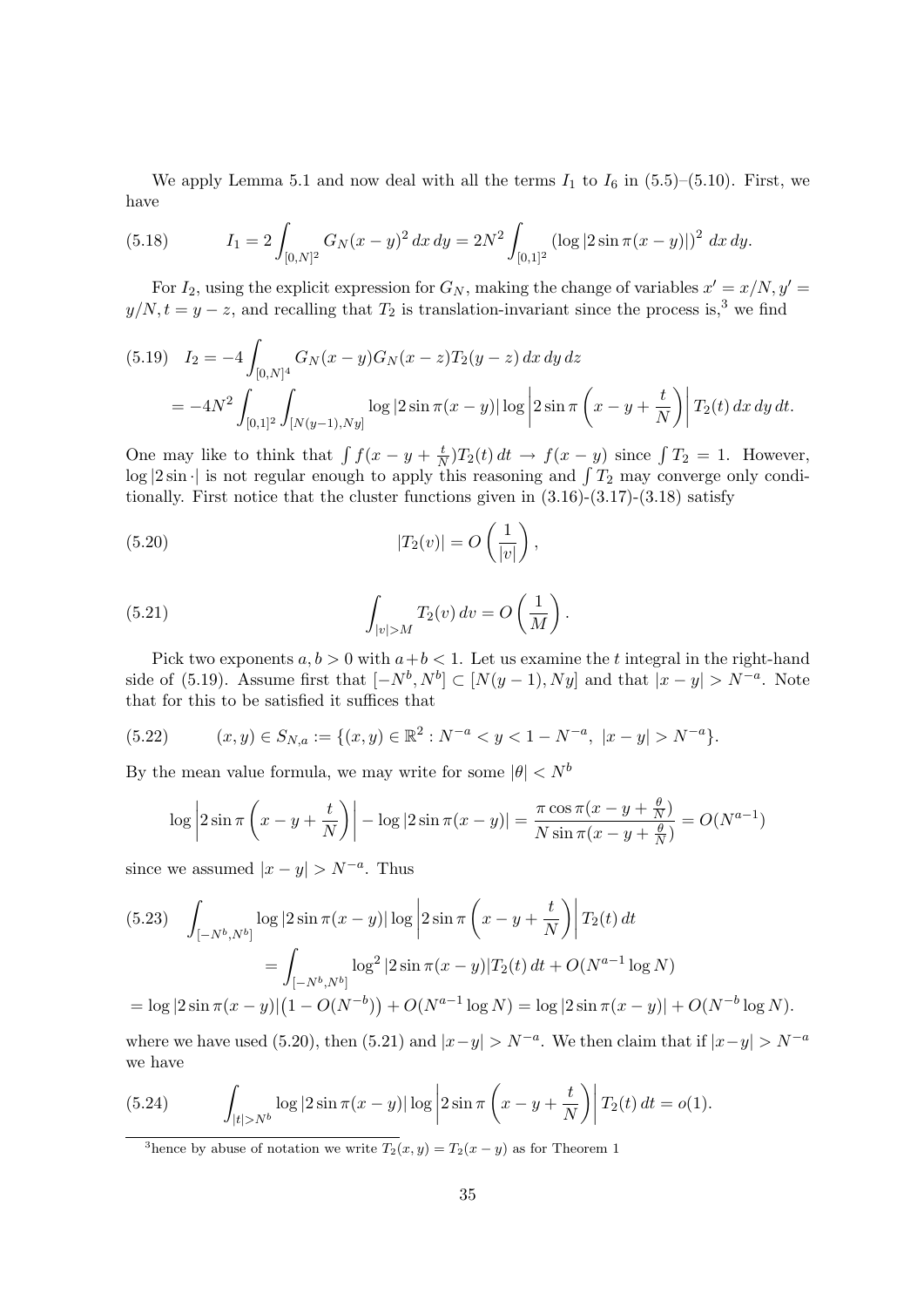We apply Lemma 5.1 and now deal with all the terms $I_1$ to $I_6$ in (5.5)–(5.10). First, we have

$$I_1 = 2\int_{[0,N]^2} G_N(x-y)^2\,dx\,dy = 2N^2\int_{[0,1]^2}\left(\log|2\sin\pi(x-y)|\right)^2\,dx\,dy. \tag{5.18}$$

For $I_2$, using the explicit expression for $G_N$, making the change of variables $x' = x/N, y' = y/N, t = y - z$, and recalling that $T_2$ is translation-invariant since the process is,[3] we find

$$\begin{aligned}
I_2 &= -4\int_{[0,N]^4} G_N(x-y)G_N(x-z)T_2(y-z)\,dx\,dy\,dz \\
&= -4N^2\int_{[0,1]^2}\int_{[N(y-1),Ny]}\log|2\sin\pi(x-y)|\log\left|2\sin\pi\left(x-y+\frac{t}{N}\right)\right|T_2(t)\,dx\,dy\,dt.
\end{aligned} \tag{5.19}$$

One may like to think that $\int f(x-y+\frac{t}{N})T_2(t)\,dt \to f(x-y)$ since $\int T_2 = 1$. However, $\log|2\sin\cdot|$ is not regular enough to apply this reasoning and $\int T_2$ may converge only conditionally. First notice that the cluster functions given in (3.16)-(3.17)-(3.18) satisfy

$$|T_2(v)| = O\left(\frac{1}{|v|}\right), \tag{5.20}$$

$$\int_{|v|>M} T_2(v)\,dv = O\left(\frac{1}{M}\right). \tag{5.21}$$

Pick two exponents $a, b > 0$ with $a + b < 1$. Let us examine the $t$ integral in the right-hand side of (5.19). Assume first that $[-N^b, N^b] \subset [N(y-1), Ny]$ and that $|x-y| > N^{-a}$. Note that for this to be satisfied it suffices that

$$(x,y) \in S_{N,a} := \{(x,y)\in\mathbb{R}^2 : N^{-a} < y < 1 - N^{-a},\ |x-y| > N^{-a}\}. \tag{5.22}$$

By the mean value formula, we may write for some $|\theta| < N^b$

$$\log\left|2\sin\pi\left(x-y+\frac{t}{N}\right)\right| - \log|2\sin\pi(x-y)| = \frac{\pi\cos\pi(x-y+\frac{\theta}{N})}{N\sin\pi(x-y+\frac{\theta}{N})} = O(N^{a-1})$$

since we assumed $|x-y| > N^{-a}$. Thus

$$\begin{aligned}
&\int_{[-N^b,N^b]}\log|2\sin\pi(x-y)|\log\left|2\sin\pi\left(x-y+\frac{t}{N}\right)\right|T_2(t)\,dt \\
&\qquad = \int_{[-N^b,N^b]}\log^2|2\sin\pi(x-y)|T_2(t)\,dt + O(N^{a-1}\log N) \\
&= \log|2\sin\pi(x-y)|\big(1 - O(N^{-b})\big) + O(N^{a-1}\log N) = \log|2\sin\pi(x-y)| + O(N^{-b}\log N).
\end{aligned} \tag{5.23}$$

where we have used (5.20), then (5.21) and $|x-y| > N^{-a}$. We then claim that if $|x-y| > N^{-a}$ we have

$$\int_{|t|>N^b}\log|2\sin\pi(x-y)|\log\left|2\sin\pi\left(x-y+\frac{t}{N}\right)\right|T_2(t)\,dt = o(1). \tag{5.24}$$

[3] hence by abuse of notation we write $T_2(x,y) = T_2(x-y)$ as for Theorem 1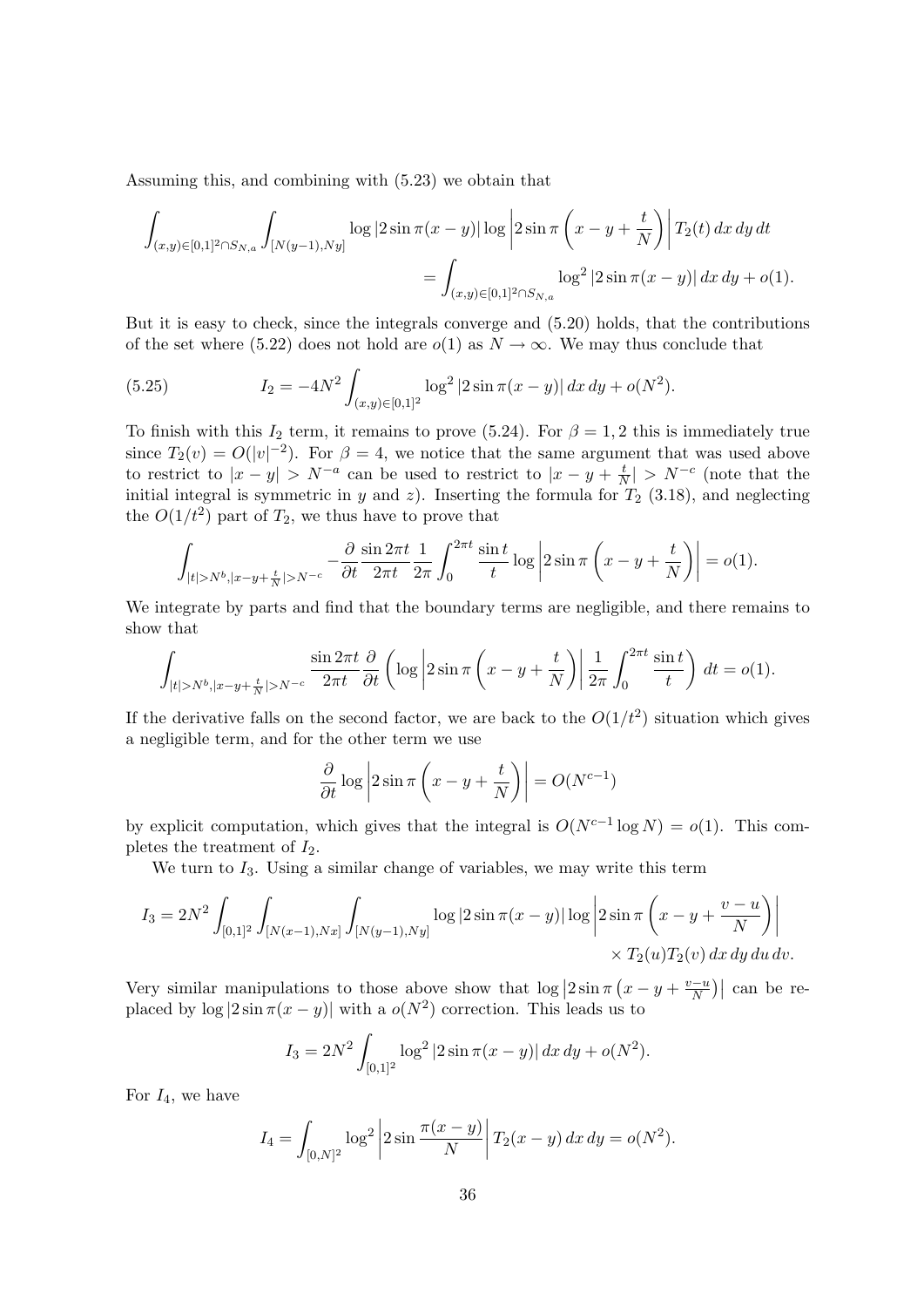Assuming this, and combining with (5.23) we obtain that

$$\int_{(x,y)\in[0,1]^2\cap S_{N,a}} \int_{[N(y-1),Ny]} \log|2\sin\pi(x-y)| \log\left|2\sin\pi\left(x-y+\frac{t}{N}\right)\right| T_2(t)\,dx\,dy\,dt$$
$$= \int_{(x,y)\in[0,1]^2\cap S_{N,a}} \log^2|2\sin\pi(x-y)|\,dx\,dy + o(1).$$

But it is easy to check, since the integrals converge and (5.20) holds, that the contributions of the set where (5.22) does not hold are $o(1)$ as $N\to\infty$. We may thus conclude that

$$I_2 = -4N^2 \int_{(x,y)\in[0,1]^2} \log^2|2\sin\pi(x-y)|\,dx\,dy + o(N^2). \tag{5.25}$$

To finish with this $I_2$ term, it remains to prove (5.24). For $\beta=1,2$ this is immediately true since $T_2(v)=O(|v|^{-2})$. For $\beta=4$, we notice that the same argument that was used above to restrict to $|x-y|>N^{-a}$ can be used to restrict to $|x-y+\frac{t}{N}|>N^{-c}$ (note that the initial integral is symmetric in $y$ and $z$). Inserting the formula for $T_2$ (3.18), and neglecting the $O(1/t^2)$ part of $T_2$, we thus have to prove that

$$\int_{|t|>N^b, |x-y+\frac{t}{N}|>N^{-c}} -\frac{\partial}{\partial t}\frac{\sin 2\pi t}{2\pi t}\frac{1}{2\pi}\int_0^{2\pi t}\frac{\sin t}{t}\log\left|2\sin\pi\left(x-y+\frac{t}{N}\right)\right| = o(1).$$

We integrate by parts and find that the boundary terms are negligible, and there remains to show that

$$\int_{|t|>N^b, |x-y+\frac{t}{N}|>N^{-c}} \frac{\sin 2\pi t}{2\pi t}\frac{\partial}{\partial t}\left(\log\left|2\sin\pi\left(x-y+\frac{t}{N}\right)\right|\frac{1}{2\pi}\int_0^{2\pi t}\frac{\sin t}{t}\right)\,dt = o(1).$$

If the derivative falls on the second factor, we are back to the $O(1/t^2)$ situation which gives a negligible term, and for the other term we use

$$\frac{\partial}{\partial t}\log\left|2\sin\pi\left(x-y+\frac{t}{N}\right)\right| = O(N^{c-1})$$

by explicit computation, which gives that the integral is $O(N^{c-1}\log N)=o(1)$. This completes the treatment of $I_2$.

We turn to $I_3$. Using a similar change of variables, we may write this term

$$I_3 = 2N^2\int_{[0,1]^2}\int_{[N(x-1),Nx]}\int_{[N(y-1),Ny]} \log|2\sin\pi(x-y)|\log\left|2\sin\pi\left(x-y+\frac{v-u}{N}\right)\right|$$
$$\times T_2(u)T_2(v)\,dx\,dy\,du\,dv.$$

Very similar manipulations to those above show that $\log\left|2\sin\pi\left(x-y+\frac{v-u}{N}\right)\right|$ can be replaced by $\log|2\sin\pi(x-y)|$ with a $o(N^2)$ correction. This leads us to

$$I_3 = 2N^2\int_{[0,1]^2}\log^2|2\sin\pi(x-y)|\,dx\,dy + o(N^2).$$

For $I_4$, we have

$$I_4 = \int_{[0,N]^2}\log^2\left|2\sin\frac{\pi(x-y)}{N}\right| T_2(x-y)\,dx\,dy = o(N^2).$$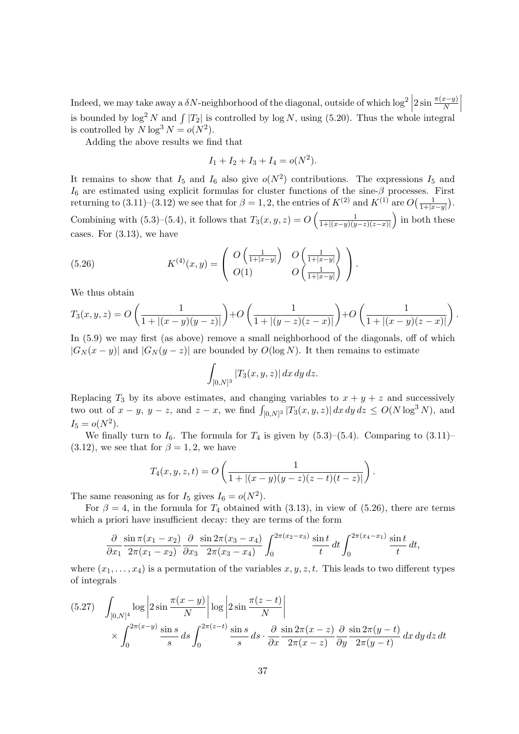Indeed, we may take away a $\delta N$-neighborhood of the diagonal, outside of which $\log^2 \left|2 \sin \frac{\pi(x-y)}{N}\right|$ is bounded by $\log^2 N$ and $\int |T_2|$ is controlled by $\log N$, using (5.20). Thus the whole integral is controlled by $N \log^3 N = o(N^2)$.

Adding the above results we find that

$$I_1 + I_2 + I_3 + I_4 = o(N^2).$$

It remains to show that $I_5$ and $I_6$ also give $o(N^2)$ contributions. The expressions $I_5$ and $I_6$ are estimated using explicit formulas for cluster functions of the sine-$\beta$ processes. First returning to (3.11)–(3.12) we see that for $\beta = 1, 2$, the entries of $K^{(2)}$ and $K^{(1)}$ are $O\big(\frac{1}{1+|x-y|}\big)$. Combining with (5.3)–(5.4), it follows that $T_3(x,y,z) = O\left(\frac{1}{1+|(x-y)(y-z)(z-x)|}\right)$ in both these cases. For (3.13), we have

$$K^{(4)}(x,y) = \begin{pmatrix} O\left(\frac{1}{1+|x-y|}\right) & O\left(\frac{1}{1+|x-y|}\right) \\ O(1) & O\left(\frac{1}{1+|x-y|}\right) \end{pmatrix}. \tag{5.26}$$

We thus obtain

$$T_3(x,y,z) = O\left(\frac{1}{1+|(x-y)(y-z)|}\right) + O\left(\frac{1}{1+|(y-z)(z-x)|}\right) + O\left(\frac{1}{1+|(x-y)(z-x)|}\right).$$

In (5.9) we may first (as above) remove a small neighborhood of the diagonals, off of which $|G_N(x-y)|$ and $|G_N(y-z)|$ are bounded by $O(\log N)$. It then remains to estimate

$$\int_{[0,N]^3} |T_3(x,y,z)|\, dx\, dy\, dz.$$

Replacing $T_3$ by its above estimates, and changing variables to $x+y+z$ and successively two out of $x-y$, $y-z$, and $z-x$, we find $\int_{[0,N]^3} |T_3(x,y,z)|\, dx\, dy\, dz \le O(N \log^3 N)$, and $I_5 = o(N^2)$.

We finally turn to $I_6$. The formula for $T_4$ is given by (5.3)–(5.4). Comparing to (3.11)–(3.12), we see that for $\beta = 1, 2$, we have

$$T_4(x,y,z,t) = O\left(\frac{1}{1+|(x-y)(y-z)(z-t)(t-z)|}\right).$$

The same reasoning as for $I_5$ gives $I_6 = o(N^2)$.

For $\beta = 4$, in the formula for $T_4$ obtained with (3.13), in view of (5.26), there are terms which a priori have insufficient decay: they are terms of the form

$$\frac{\partial}{\partial x_1} \frac{\sin \pi(x_1 - x_2)}{2\pi(x_1 - x_2)} \frac{\partial}{\partial x_3} \frac{\sin 2\pi(x_3 - x_4)}{2\pi(x_3 - x_4)} \int_0^{2\pi(x_2 - x_3)} \frac{\sin t}{t}\, dt \int_0^{2\pi(x_4 - x_1)} \frac{\sin t}{t}\, dt,$$

where $(x_1, \ldots, x_4)$ is a permutation of the variables $x, y, z, t$. This leads to two different types of integrals

$$\begin{aligned} \int_{[0,N]^4} \log \left|2 \sin \frac{\pi(x-y)}{N}\right| \log \left|2 \sin \frac{\pi(z-t)}{N}\right| \\ \times \int_0^{2\pi(x-y)} \frac{\sin s}{s}\, ds \int_0^{2\pi(z-t)} \frac{\sin s}{s}\, ds \cdot \frac{\partial}{\partial x} \frac{\sin 2\pi(x-z)}{2\pi(x-z)} \frac{\partial}{\partial y} \frac{\sin 2\pi(y-t)}{2\pi(y-t)}\, dx\, dy\, dz\, dt \end{aligned} \tag{5.27}$$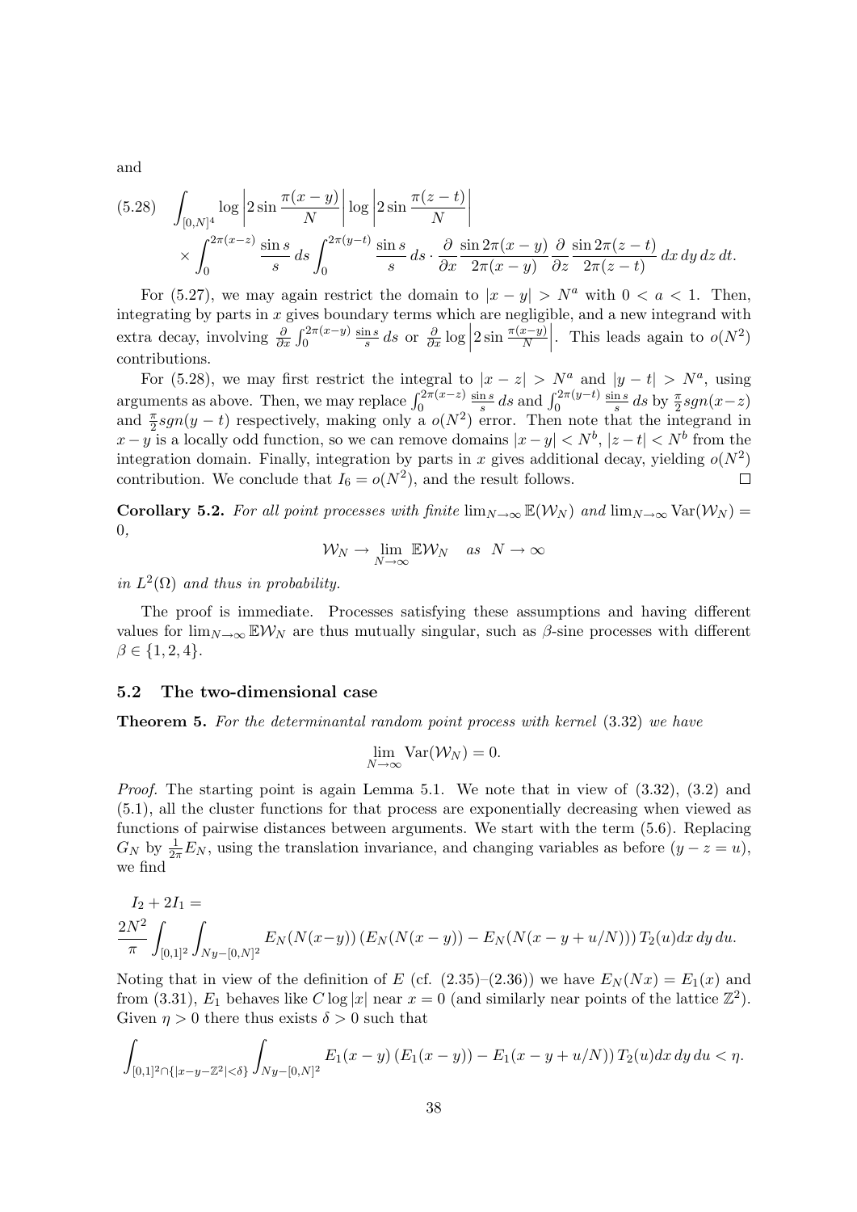and

$$
\begin{aligned}
(5.28)\quad & \int_{[0,N]^4} \log\left|2\sin\frac{\pi(x-y)}{N}\right| \log\left|2\sin\frac{\pi(z-t)}{N}\right| \\
& \times \int_0^{2\pi(x-z)} \frac{\sin s}{s}\,ds \int_0^{2\pi(y-t)} \frac{\sin s}{s}\,ds \cdot \frac{\partial}{\partial x}\frac{\sin 2\pi(x-y)}{2\pi(x-y)}\,\frac{\partial}{\partial z}\frac{\sin 2\pi(z-t)}{2\pi(z-t)}\,dx\,dy\,dz\,dt.
\end{aligned}
$$

For (5.27), we may again restrict the domain to $|x-y| > N^a$ with $0 < a < 1$. Then, integrating by parts in $x$ gives boundary terms which are negligible, and a new integrand with extra decay, involving $\frac{\partial}{\partial x}\int_0^{2\pi(x-y)}\frac{\sin s}{s}\,ds$ or $\frac{\partial}{\partial x}\log\left|2\sin\frac{\pi(x-y)}{N}\right|$. This leads again to $o(N^2)$ contributions.

For (5.28), we may first restrict the integral to $|x-z| > N^a$ and $|y-t| > N^a$, using arguments as above. Then, we may replace $\int_0^{2\pi(x-z)}\frac{\sin s}{s}\,ds$ and $\int_0^{2\pi(y-t)}\frac{\sin s}{s}\,ds$ by $\frac{\pi}{2}sgn(x-z)$ and $\frac{\pi}{2}sgn(y-t)$ respectively, making only a $o(N^2)$ error. Then note that the integrand in $x-y$ is a locally odd function, so we can remove domains $|x-y| < N^b$, $|z-t| < N^b$ from the integration domain. Finally, integration by parts in $x$ gives additional decay, yielding $o(N^2)$ contribution. We conclude that $I_6 = o(N^2)$, and the result follows. $\square$

**Corollary 5.2.** *For all point processes with finite $\lim_{N\to\infty}\mathbb{E}(\mathcal{W}_N)$ and $\lim_{N\to\infty}\mathrm{Var}(\mathcal{W}_N) = 0$,*

$$
\mathcal{W}_N \to \lim_{N\to\infty}\mathbb{E}\mathcal{W}_N \quad \text{as} \quad N\to\infty
$$

*in $L^2(\Omega)$ and thus in probability.*

The proof is immediate. Processes satisfying these assumptions and having different values for $\lim_{N\to\infty}\mathbb{E}\mathcal{W}_N$ are thus mutually singular, such as $\beta$-sine processes with different $\beta\in\{1,2,4\}$.

### 5.2 The two-dimensional case

**Theorem 5.** *For the determinantal random point process with kernel* (3.32) *we have*

$$
\lim_{N\to\infty}\mathrm{Var}(\mathcal{W}_N) = 0.
$$

*Proof.* The starting point is again Lemma 5.1. We note that in view of (3.32), (3.2) and (5.1), all the cluster functions for that process are exponentially decreasing when viewed as functions of pairwise distances between arguments. We start with the term (5.6). Replacing $G_N$ by $\frac{1}{2\pi}E_N$, using the translation invariance, and changing variables as before ($y-z=u$), we find

$$
\begin{aligned}
& I_2 + 2I_1 = \\
& \frac{2N^2}{\pi}\int_{[0,1]^2}\int_{Ny-[0,N]^2} E_N(N(x-y))\,(E_N(N(x-y)) - E_N(N(x-y+u/N)))\,T_2(u)dx\,dy\,du.
\end{aligned}
$$

Noting that in view of the definition of $E$ (cf. (2.35)–(2.36)) we have $E_N(Nx) = E_1(x)$ and from (3.31), $E_1$ behaves like $C\log|x|$ near $x=0$ (and similarly near points of the lattice $\mathbb{Z}^2$). Given $\eta > 0$ there thus exists $\delta > 0$ such that

$$
\int_{[0,1]^2\cap\{|x-y-\mathbb{Z}^2|<\delta\}}\int_{Ny-[0,N]^2} E_1(x-y)\,(E_1(x-y)) - E_1(x-y+u/N))\,T_2(u)dx\,dy\,du < \eta.
$$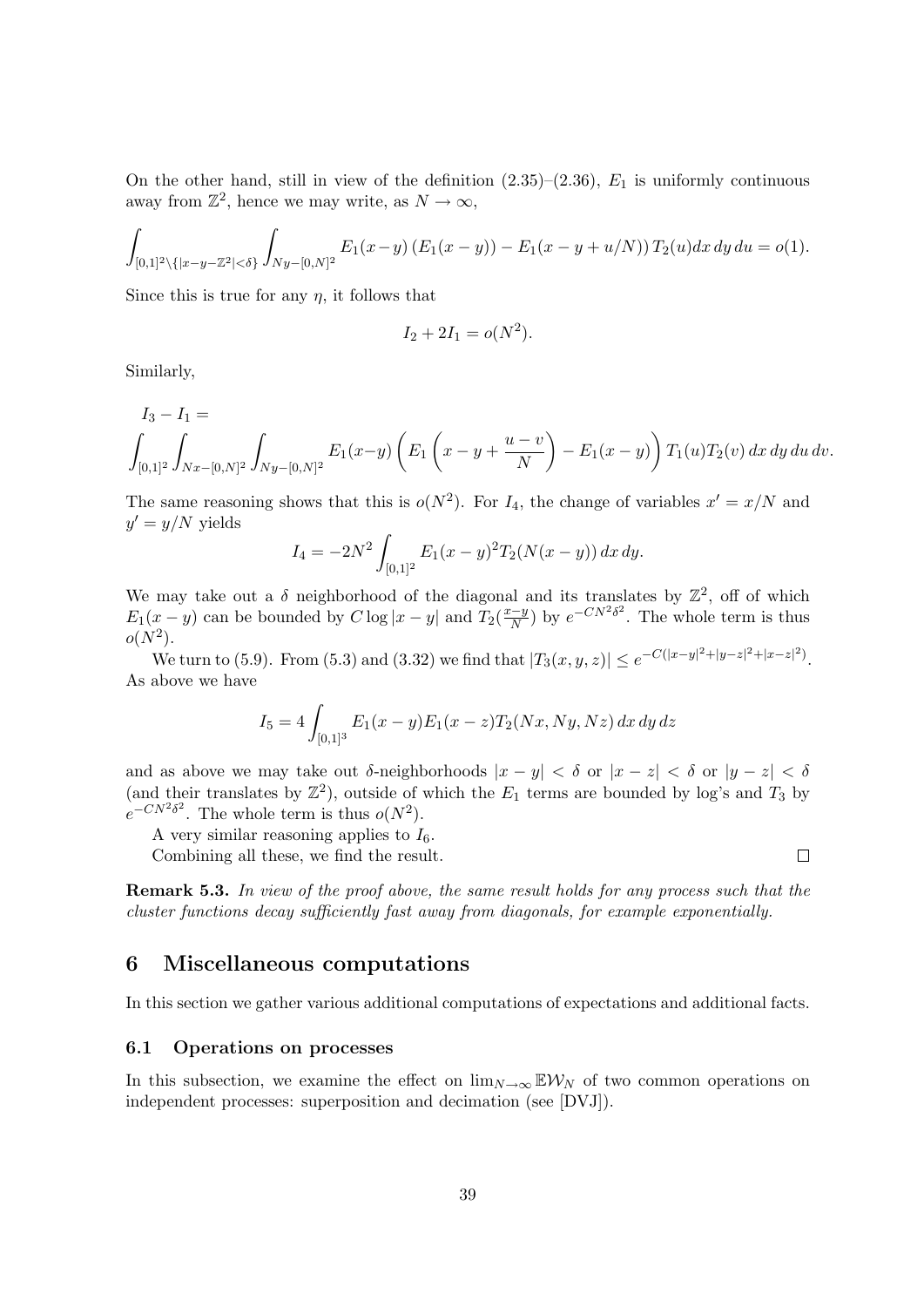On the other hand, still in view of the definition (2.35)–(2.36), $E_1$ is uniformly continuous away from $\mathbb{Z}^2$, hence we may write, as $N \to \infty$,

$$\int_{[0,1]^2 \setminus \{|x-y-\mathbb{Z}^2|<\delta\}} \int_{Ny-[0,N]^2} E_1(x-y)\left(E_1(x-y)\right) - E_1(x-y+u/N)) \, T_2(u) dx\, dy\, du = o(1).$$

Since this is true for any $\eta$, it follows that

$$I_2 + 2I_1 = o(N^2).$$

Similarly,

$$I_3 - I_1 = \int_{[0,1]^2} \int_{Nx-[0,N]^2} \int_{Ny-[0,N]^2} E_1(x-y) \left( E_1 \left( x - y + \frac{u-v}{N} \right) - E_1(x-y) \right) T_1(u) T_2(v) \, dx\, dy\, du\, dv.$$

The same reasoning shows that this is $o(N^2)$. For $I_4$, the change of variables $x' = x/N$ and $y' = y/N$ yields

$$I_4 = -2N^2 \int_{[0,1]^2} E_1(x-y)^2 T_2(N(x-y)) \, dx\, dy.$$

We may take out a $\delta$ neighborhood of the diagonal and its translates by $\mathbb{Z}^2$, off of which $E_1(x-y)$ can be bounded by $C \log|x-y|$ and $T_2(\frac{x-y}{N})$ by $e^{-CN^2\delta^2}$. The whole term is thus $o(N^2)$.

We turn to (5.9). From (5.3) and (3.32) we find that $|T_3(x,y,z)| \le e^{-C(|x-y|^2+|y-z|^2+|x-z|^2)}$. As above we have

$$I_5 = 4 \int_{[0,1]^3} E_1(x-y) E_1(x-z) T_2(Nx, Ny, Nz) \, dx\, dy\, dz$$

and as above we may take out $\delta$-neighborhoods $|x-y| < \delta$ or $|x-z| < \delta$ or $|y-z| < \delta$ (and their translates by $\mathbb{Z}^2$), outside of which the $E_1$ terms are bounded by log's and $T_3$ by $e^{-CN^2\delta^2}$. The whole term is thus $o(N^2)$.

A very similar reasoning applies to $I_6$.

Combining all these, we find the result. $\square$

**Remark 5.3.** *In view of the proof above, the same result holds for any process such that the cluster functions decay sufficiently fast away from diagonals, for example exponentially.*

# 6 Miscellaneous computations

In this section we gather various additional computations of expectations and additional facts.

## 6.1 Operations on processes

In this subsection, we examine the effect on $\lim_{N\to\infty} \mathbb{E}\mathcal{W}_N$ of two common operations on independent processes: superposition and decimation (see [DVJ]).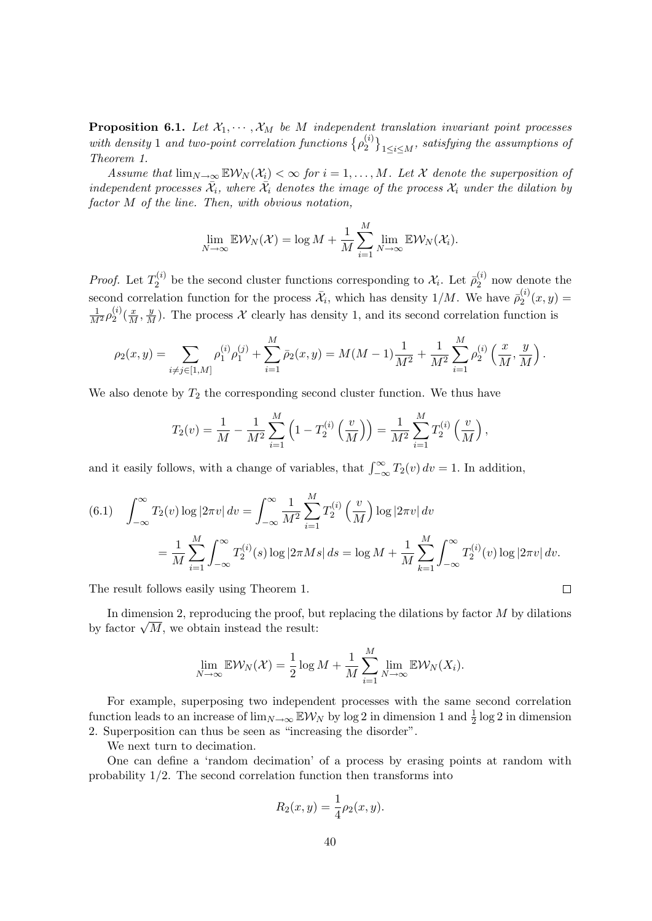**Proposition 6.1.** *Let $\mathcal{X}_1, \cdots, \mathcal{X}_M$ be $M$ independent translation invariant point processes with density 1 and two-point correlation functions $\{\rho_2^{(i)}\}_{1 \le i \le M}$, satisfying the assumptions of Theorem 1.*

*Assume that $\lim_{N\to\infty} \mathbb{E}\mathcal{W}_N(\mathcal{X}_i) < \infty$ for $i = 1, \ldots, M$. Let $\mathcal{X}$ denote the superposition of independent processes $\bar{\mathcal{X}}_i$, where $\bar{\mathcal{X}}_i$ denotes the image of the process $\mathcal{X}_i$ under the dilation by factor $M$ of the line. Then, with obvious notation,*

$$\lim_{N\to\infty} \mathbb{E}\mathcal{W}_N(\mathcal{X}) = \log M + \frac{1}{M}\sum_{i=1}^{M} \lim_{N\to\infty} \mathbb{E}\mathcal{W}_N(\mathcal{X}_i).$$

*Proof.* Let $T_2^{(i)}$ be the second cluster functions corresponding to $\mathcal{X}_i$. Let $\bar{\rho}_2^{(i)}$ now denote the second correlation function for the process $\bar{\mathcal{X}}_i$, which has density $1/M$. We have $\bar{\rho}_2^{(i)}(x,y) = \frac{1}{M^2}\rho_2^{(i)}(\frac{x}{M}, \frac{y}{M})$. The process $\mathcal{X}$ clearly has density 1, and its second correlation function is

$$\rho_2(x,y) = \sum_{i \neq j \in [1,M]} \rho_1^{(i)}\rho_1^{(j)} + \sum_{i=1}^{M} \bar{\rho}_2(x,y) = M(M-1)\frac{1}{M^2} + \frac{1}{M^2}\sum_{i=1}^{M} \rho_2^{(i)}\left(\frac{x}{M}, \frac{y}{M}\right).$$

We also denote by $T_2$ the corresponding second cluster function. We thus have

$$T_2(v) = \frac{1}{M} - \frac{1}{M^2}\sum_{i=1}^{M}\left(1 - T_2^{(i)}\left(\frac{v}{M}\right)\right) = \frac{1}{M^2}\sum_{i=1}^{M} T_2^{(i)}\left(\frac{v}{M}\right),$$

and it easily follows, with a change of variables, that $\int_{-\infty}^{\infty} T_2(v)\,dv = 1$. In addition,

$$\begin{aligned}
(6.1) \quad \int_{-\infty}^{\infty} T_2(v)\log|2\pi v|\,dv &= \int_{-\infty}^{\infty} \frac{1}{M^2}\sum_{i=1}^{M} T_2^{(i)}\left(\frac{v}{M}\right)\log|2\pi v|\,dv \\
&= \frac{1}{M}\sum_{i=1}^{M}\int_{-\infty}^{\infty} T_2^{(i)}(s)\log|2\pi M s|\,ds = \log M + \frac{1}{M}\sum_{k=1}^{M}\int_{-\infty}^{\infty} T_2^{(i)}(v)\log|2\pi v|\,dv.
\end{aligned}$$

The result follows easily using Theorem 1. $\square$

In dimension 2, reproducing the proof, but replacing the dilations by factor $M$ by dilations by factor $\sqrt{M}$, we obtain instead the result:

$$\lim_{N\to\infty} \mathbb{E}\mathcal{W}_N(\mathcal{X}) = \frac{1}{2}\log M + \frac{1}{M}\sum_{i=1}^{M} \lim_{N\to\infty} \mathbb{E}\mathcal{W}_N(X_i).$$

For example, superposing two independent processes with the same second correlation function leads to an increase of $\lim_{N\to\infty} \mathbb{E}\mathcal{W}_N$ by $\log 2$ in dimension 1 and $\frac{1}{2}\log 2$ in dimension 2. Superposition can thus be seen as "increasing the disorder".

We next turn to decimation.

One can define a 'random decimation' of a process by erasing points at random with probability 1/2. The second correlation function then transforms into

$$R_2(x,y) = \frac{1}{4}\rho_2(x,y).$$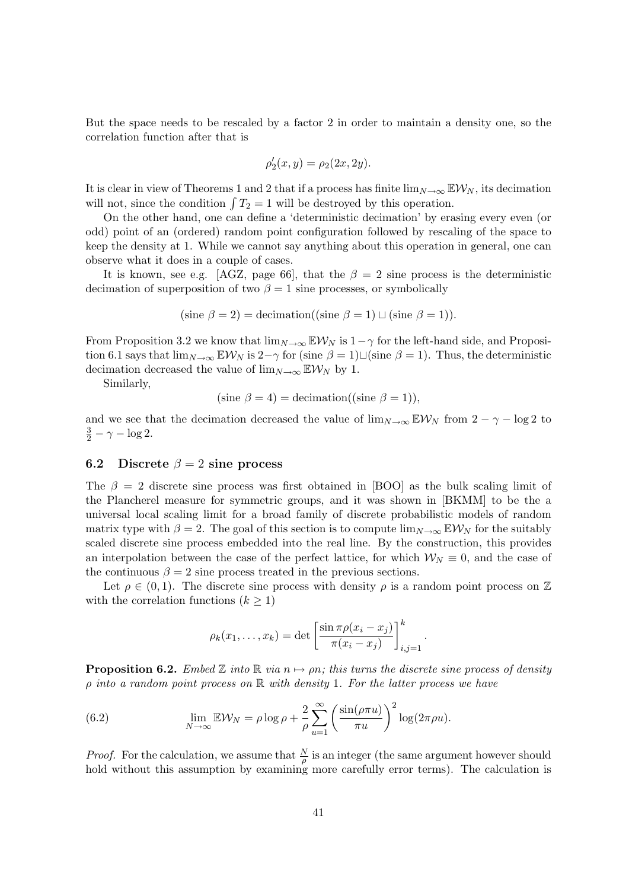But the space needs to be rescaled by a factor 2 in order to maintain a density one, so the correlation function after that is

$$\rho_2'(x, y) = \rho_2(2x, 2y).$$

It is clear in view of Theorems 1 and 2 that if a process has finite $\lim_{N\to\infty} \mathbb{E}\mathcal{W}_N$, its decimation will not, since the condition $\int T_2 = 1$ will be destroyed by this operation.

On the other hand, one can define a 'deterministic decimation' by erasing every even (or odd) point of an (ordered) random point configuration followed by rescaling of the space to keep the density at 1. While we cannot say anything about this operation in general, one can observe what it does in a couple of cases.

It is known, see e.g. [AGZ, page 66], that the $\beta = 2$ sine process is the deterministic decimation of superposition of two $\beta = 1$ sine processes, or symbolically

$$(\text{sine } \beta = 2) = \text{decimation}((\text{sine } \beta = 1) \sqcup (\text{sine } \beta = 1)).$$

From Proposition 3.2 we know that $\lim_{N\to\infty} \mathbb{E}\mathcal{W}_N$ is $1-\gamma$ for the left-hand side, and Proposition 6.1 says that $\lim_{N\to\infty} \mathbb{E}\mathcal{W}_N$ is $2-\gamma$ for $(\text{sine } \beta = 1) \sqcup (\text{sine } \beta = 1)$. Thus, the deterministic decimation decreased the value of $\lim_{N\to\infty} \mathbb{E}\mathcal{W}_N$ by 1.

Similarly,

$$(\text{sine } \beta = 4) = \text{decimation}((\text{sine } \beta = 1)),$$

and we see that the decimation decreased the value of $\lim_{N\to\infty} \mathbb{E}\mathcal{W}_N$ from $2 - \gamma - \log 2$ to $\frac{3}{2} - \gamma - \log 2$.

### 6.2 Discrete $\beta = 2$ sine process

The $\beta = 2$ discrete sine process was first obtained in [BOO] as the bulk scaling limit of the Plancherel measure for symmetric groups, and it was shown in [BKMM] to be the a universal local scaling limit for a broad family of discrete probabilistic models of random matrix type with $\beta = 2$. The goal of this section is to compute $\lim_{N\to\infty} \mathbb{E}\mathcal{W}_N$ for the suitably scaled discrete sine process embedded into the real line. By the construction, this provides an interpolation between the case of the perfect lattice, for which $\mathcal{W}_N \equiv 0$, and the case of the continuous $\beta = 2$ sine process treated in the previous sections.

Let $\rho \in (0, 1)$. The discrete sine process with density $\rho$ is a random point process on $\mathbb{Z}$ with the correlation functions ($k \geq 1$)

$$\rho_k(x_1, \ldots, x_k) = \det \left[ \frac{\sin \pi\rho(x_i - x_j)}{\pi(x_i - x_j)} \right]_{i,j=1}^k.$$

**Proposition 6.2.** *Embed $\mathbb{Z}$ into $\mathbb{R}$ via $n \mapsto \rho n$; this turns the discrete sine process of density $\rho$ into a random point process on $\mathbb{R}$ with density 1. For the latter process we have*

$$\lim_{N\to\infty} \mathbb{E}\mathcal{W}_N = \rho \log \rho + \frac{2}{\rho} \sum_{u=1}^{\infty} \left( \frac{\sin(\rho\pi u)}{\pi u} \right)^2 \log(2\pi\rho u). \tag{6.2}$$

*Proof.* For the calculation, we assume that $\frac{N}{\rho}$ is an integer (the same argument however should hold without this assumption by examining more carefully error terms). The calculation is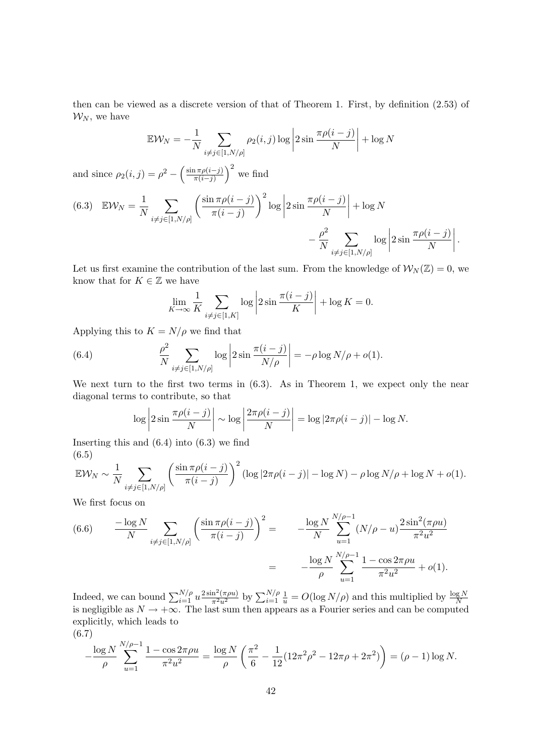then can be viewed as a discrete version of that of Theorem 1. First, by definition (2.53) of $\mathcal{W}_N$, we have

$$\mathbb{E}\mathcal{W}_N = -\frac{1}{N}\sum_{i\neq j\in[1,N/\rho]} \rho_2(i,j)\log\left|2\sin\frac{\pi\rho(i-j)}{N}\right| + \log N$$

and since $\rho_2(i,j) = \rho^2 - \left(\frac{\sin \pi\rho(i-j)}{\pi(i-j)}\right)^2$ we find

$$\mathbb{E}\mathcal{W}_N = \frac{1}{N}\sum_{i\neq j\in[1,N/\rho]} \left(\frac{\sin \pi\rho(i-j)}{\pi(i-j)}\right)^2 \log\left|2\sin\frac{\pi\rho(i-j)}{N}\right| + \log N - \frac{\rho^2}{N}\sum_{i\neq j\in[1,N/\rho]} \log\left|2\sin\frac{\pi\rho(i-j)}{N}\right|. \tag{6.3}$$

Let us first examine the contribution of the last sum. From the knowledge of $\mathcal{W}_N(\mathbb{Z}) = 0$, we know that for $K\in\mathbb{Z}$ we have

$$\lim_{K\to\infty}\frac{1}{K}\sum_{i\neq j\in[1,K]}\log\left|2\sin\frac{\pi(i-j)}{K}\right| + \log K = 0.$$

Applying this to $K = N/\rho$ we find that

$$\frac{\rho^2}{N}\sum_{i\neq j\in[1,N/\rho]}\log\left|2\sin\frac{\pi(i-j)}{N/\rho}\right| = -\rho\log N/\rho + o(1). \tag{6.4}$$

We next turn to the first two terms in (6.3). As in Theorem 1, we expect only the near diagonal terms to contribute, so that

$$\log\left|2\sin\frac{\pi\rho(i-j)}{N}\right| \sim \log\left|\frac{2\pi\rho(i-j)}{N}\right| = \log|2\pi\rho(i-j)| - \log N.$$

Inserting this and (6.4) into (6.3) we find

$$\mathbb{E}\mathcal{W}_N \sim \frac{1}{N}\sum_{i\neq j\in[1,N/\rho]}\left(\frac{\sin\pi\rho(i-j)}{\pi(i-j)}\right)^2(\log|2\pi\rho(i-j)| - \log N) - \rho\log N/\rho + \log N + o(1). \tag{6.5}$$

We first focus on

$$\begin{aligned}\frac{-\log N}{N}\sum_{i\neq j\in[1,N/\rho]}\left(\frac{\sin\pi\rho(i-j)}{\pi(i-j)}\right)^2 &= -\frac{\log N}{N}\sum_{u=1}^{N/\rho-1}(N/\rho-u)\frac{2\sin^2(\pi\rho u)}{\pi^2u^2}\\ &= -\frac{\log N}{\rho}\sum_{u=1}^{N/\rho-1}\frac{1-\cos 2\pi\rho u}{\pi^2u^2} + o(1).\end{aligned} \tag{6.6}$$

Indeed, we can bound $\sum_{i=1}^{N/\rho} u\frac{2\sin^2(\pi\rho u)}{\pi^2u^2}$ by $\sum_{i=1}^{N/\rho}\frac{1}{u} = O(\log N/\rho)$ and this multiplied by $\frac{\log N}{N}$ is negligible as $N\to+\infty$. The last sum then appears as a Fourier series and can be computed explicitly, which leads to

$$-\frac{\log N}{\rho}\sum_{u=1}^{N/\rho-1}\frac{1-\cos 2\pi\rho u}{\pi^2u^2} = \frac{\log N}{\rho}\left(\frac{\pi^2}{6} - \frac{1}{12}(12\pi^2\rho^2 - 12\pi\rho + 2\pi^2)\right) = (\rho-1)\log N. \tag{6.7}$$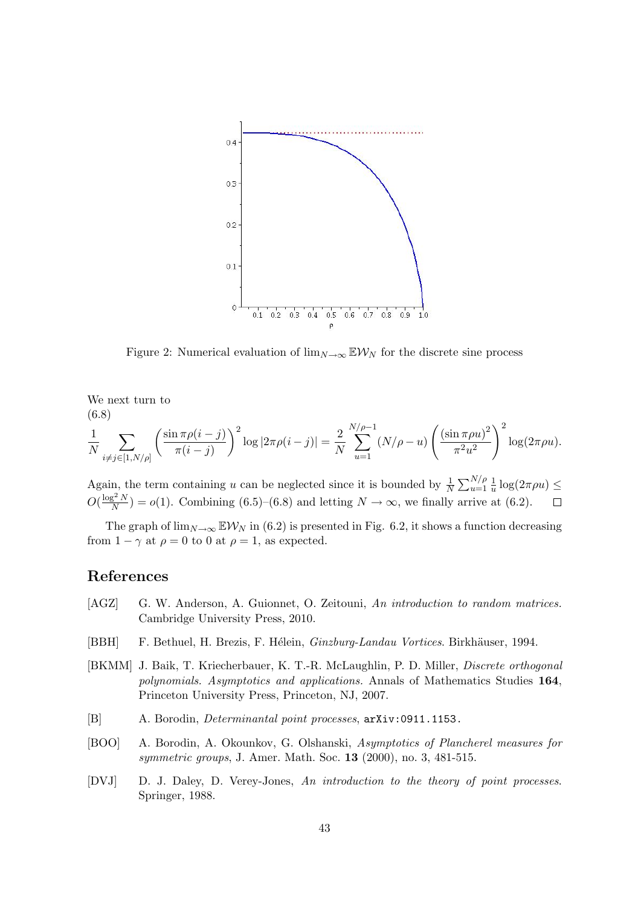Figure 2: Numerical evaluation of $\lim_{N\to\infty} \mathbb{E}\mathcal{W}_N$ for the discrete sine process

We next turn to

(6.8)

$$\frac{1}{N}\sum_{i\neq j\in[1,N/\rho]}\left(\frac{\sin\pi\rho(i-j)}{\pi(i-j)}\right)^2\log|2\pi\rho(i-j)| = \frac{2}{N}\sum_{u=1}^{N/\rho-1}(N/\rho-u)\left(\frac{(\sin\pi\rho u)^2}{\pi^2u^2}\right)^2\log(2\pi\rho u).$$

Again, the term containing $u$ can be neglected since it is bounded by $\frac{1}{N}\sum_{u=1}^{N/\rho}\frac{1}{u}\log(2\pi\rho u)\leq O(\frac{\log^2 N}{N}) = o(1)$. Combining (6.5)–(6.8) and letting $N\to\infty$, we finally arrive at (6.2). $\square$

The graph of $\lim_{N\to\infty}\mathbb{E}\mathcal{W}_N$ in (6.2) is presented in Fig. 6.2, it shows a function decreasing from $1-\gamma$ at $\rho=0$ to 0 at $\rho=1$, as expected.

## References

[AGZ] G. W. Anderson, A. Guionnet, O. Zeitouni, *An introduction to random matrices.* Cambridge University Press, 2010.

[BBH] F. Bethuel, H. Brezis, F. Hélein, *Ginzburg-Landau Vortices*. Birkhäuser, 1994.

[BKMM] J. Baik, T. Kriecherbauer, K. T.-R. McLaughlin, P. D. Miller, *Discrete orthogonal polynomials. Asymptotics and applications.* Annals of Mathematics Studies **164**, Princeton University Press, Princeton, NJ, 2007.

[B] A. Borodin, *Determinantal point processes*, `arXiv:0911.1153.`

[BOO] A. Borodin, A. Okounkov, G. Olshanski, *Asymptotics of Plancherel measures for symmetric groups*, J. Amer. Math. Soc. **13** (2000), no. 3, 481-515.

[DVJ] D. J. Daley, D. Verey-Jones, *An introduction to the theory of point processes*. Springer, 1988.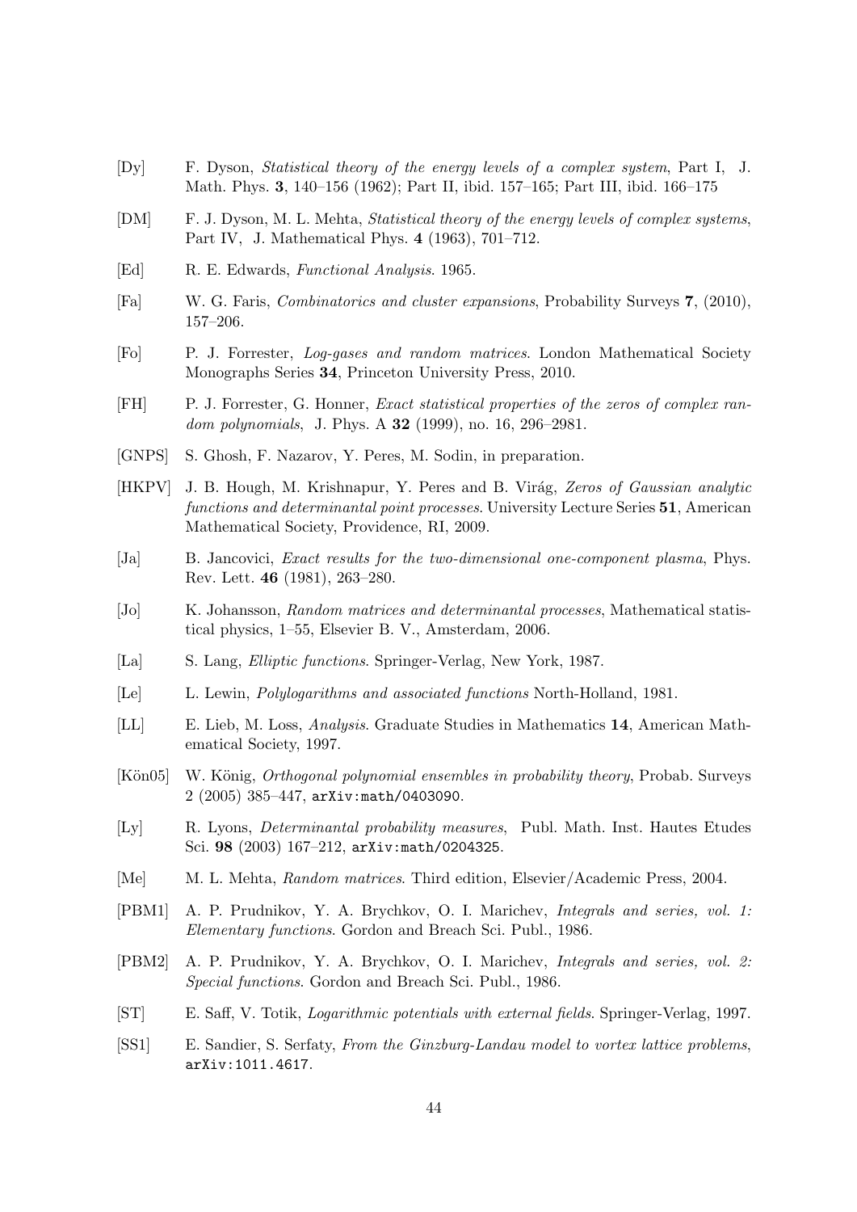[Dy] F. Dyson, *Statistical theory of the energy levels of a complex system*, Part I, J. Math. Phys. **3**, 140–156 (1962); Part II, ibid. 157–165; Part III, ibid. 166–175

[DM] F. J. Dyson, M. L. Mehta, *Statistical theory of the energy levels of complex systems*, Part IV, J. Mathematical Phys. **4** (1963), 701–712.

[Ed] R. E. Edwards, *Functional Analysis*. 1965.

[Fa] W. G. Faris, *Combinatorics and cluster expansions*, Probability Surveys **7**, (2010), 157–206.

[Fo] P. J. Forrester, *Log-gases and random matrices*. London Mathematical Society Monographs Series **34**, Princeton University Press, 2010.

[FH] P. J. Forrester, G. Honner, *Exact statistical properties of the zeros of complex random polynomials*, J. Phys. A **32** (1999), no. 16, 296–2981.

[GNPS] S. Ghosh, F. Nazarov, Y. Peres, M. Sodin, in preparation.

[HKPV] J. B. Hough, M. Krishnapur, Y. Peres and B. Virág, *Zeros of Gaussian analytic functions and determinantal point processes*. University Lecture Series **51**, American Mathematical Society, Providence, RI, 2009.

[Ja] B. Jancovici, *Exact results for the two-dimensional one-component plasma*, Phys. Rev. Lett. **46** (1981), 263–280.

[Jo] K. Johansson, *Random matrices and determinantal processes*, Mathematical statistical physics, 1–55, Elsevier B. V., Amsterdam, 2006.

[La] S. Lang, *Elliptic functions*. Springer-Verlag, New York, 1987.

[Le] L. Lewin, *Polylogarithms and associated functions* North-Holland, 1981.

[LL] E. Lieb, M. Loss, *Analysis*. Graduate Studies in Mathematics **14**, American Mathematical Society, 1997.

[Kön05] W. König, *Orthogonal polynomial ensembles in probability theory*, Probab. Surveys 2 (2005) 385–447, `arXiv:math/0403090`.

[Ly] R. Lyons, *Determinantal probability measures*, Publ. Math. Inst. Hautes Etudes Sci. **98** (2003) 167–212, `arXiv:math/0204325`.

[Me] M. L. Mehta, *Random matrices*. Third edition, Elsevier/Academic Press, 2004.

[PBM1] A. P. Prudnikov, Y. A. Brychkov, O. I. Marichev, *Integrals and series, vol. 1: Elementary functions*. Gordon and Breach Sci. Publ., 1986.

[PBM2] A. P. Prudnikov, Y. A. Brychkov, O. I. Marichev, *Integrals and series, vol. 2: Special functions*. Gordon and Breach Sci. Publ., 1986.

[ST] E. Saff, V. Totik, *Logarithmic potentials with external fields*. Springer-Verlag, 1997.

[SS1] E. Sandier, S. Serfaty, *From the Ginzburg-Landau model to vortex lattice problems*, `arXiv:1011.4617`.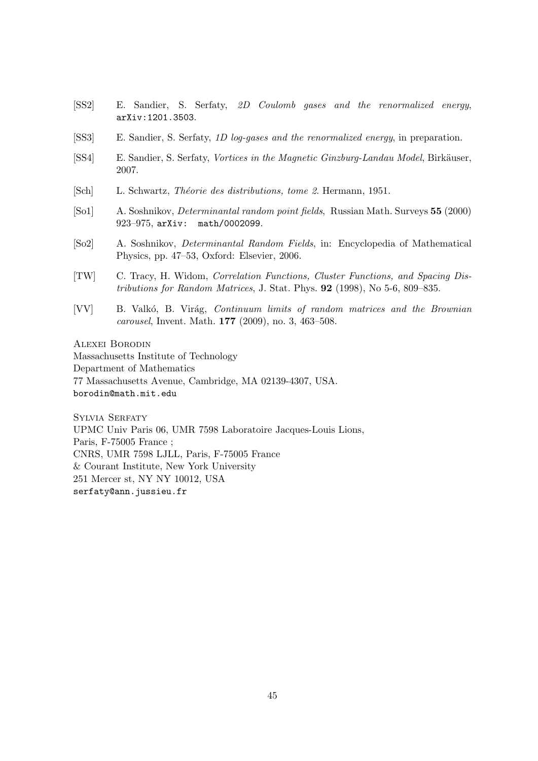[SS2] E. Sandier, S. Serfaty, *2D Coulomb gases and the renormalized energy*, arXiv:1201.3503.

[SS3] E. Sandier, S. Serfaty, *1D log-gases and the renormalized energy*, in preparation.

[SS4] E. Sandier, S. Serfaty, *Vortices in the Magnetic Ginzburg-Landau Model*, Birkäuser, 2007.

[Sch] L. Schwartz, *Théorie des distributions, tome 2*. Hermann, 1951.

[So1] A. Soshnikov, *Determinantal random point fields*, Russian Math. Surveys **55** (2000) 923–975, arXiv: math/0002099.

[So2] A. Soshnikov, *Determinantal Random Fields*, in: Encyclopedia of Mathematical Physics, pp. 47–53, Oxford: Elsevier, 2006.

[TW] C. Tracy, H. Widom, *Correlation Functions, Cluster Functions, and Spacing Distributions for Random Matrices*, J. Stat. Phys. **92** (1998), No 5-6, 809–835.

[VV] B. Valkó, B. Virág, *Continuum limits of random matrices and the Brownian carousel*, Invent. Math. **177** (2009), no. 3, 463–508.

Alexei Borodin
Massachusetts Institute of Technology
Department of Mathematics
77 Massachusetts Avenue, Cambridge, MA 02139-4307, USA.
borodin@math.mit.edu

Sylvia Serfaty
UPMC Univ Paris 06, UMR 7598 Laboratoire Jacques-Louis Lions,
Paris, F-75005 France ;
CNRS, UMR 7598 LJLL, Paris, F-75005 France
& Courant Institute, New York University
251 Mercer st, NY NY 10012, USA
serfaty@ann.jussieu.fr